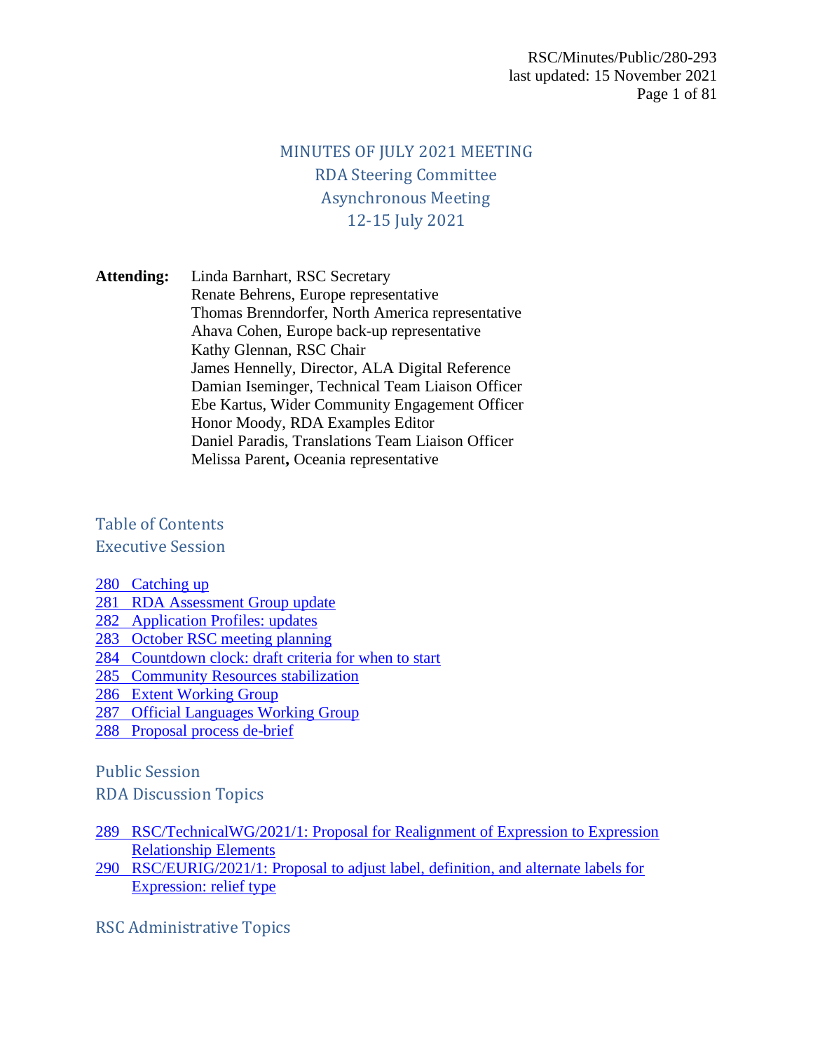RSC/Minutes/Public/280-293
last updated: 15 November 2021

# MINUTES OF JULY 2021 MEETING
## RDA Steering Committee
## Asynchronous Meeting
## 12-15 July 2021

**Attending:**
Linda Barnhart, RSC Secretary
Renate Behrens, Europe representative
Thomas Brenndorfer, North America representative
Ahava Cohen, Europe back-up representative
Kathy Glennan, RSC Chair
James Hennelly, Director, ALA Digital Reference
Damian Iseminger, Technical Team Liaison Officer
Ebe Kartus, Wider Community Engagement Officer
Honor Moody, RDA Examples Editor
Daniel Paradis, Translations Team Liaison Officer
Melissa Parent**,** Oceania representative

## Table of Contents

### Executive Session

280 Catching up
281 RDA Assessment Group update
282 Application Profiles: updates
283 October RSC meeting planning
284 Countdown clock: draft criteria for when to start
285 Community Resources stabilization
286 Extent Working Group
287 Official Languages Working Group
288 Proposal process de-brief

### Public Session

### RDA Discussion Topics

289 RSC/TechnicalWG/2021/1: Proposal for Realignment of Expression to Expression Relationship Elements
290 RSC/EURIG/2021/1: Proposal to adjust label, definition, and alternate labels for Expression: relief type

### RSC Administrative Topics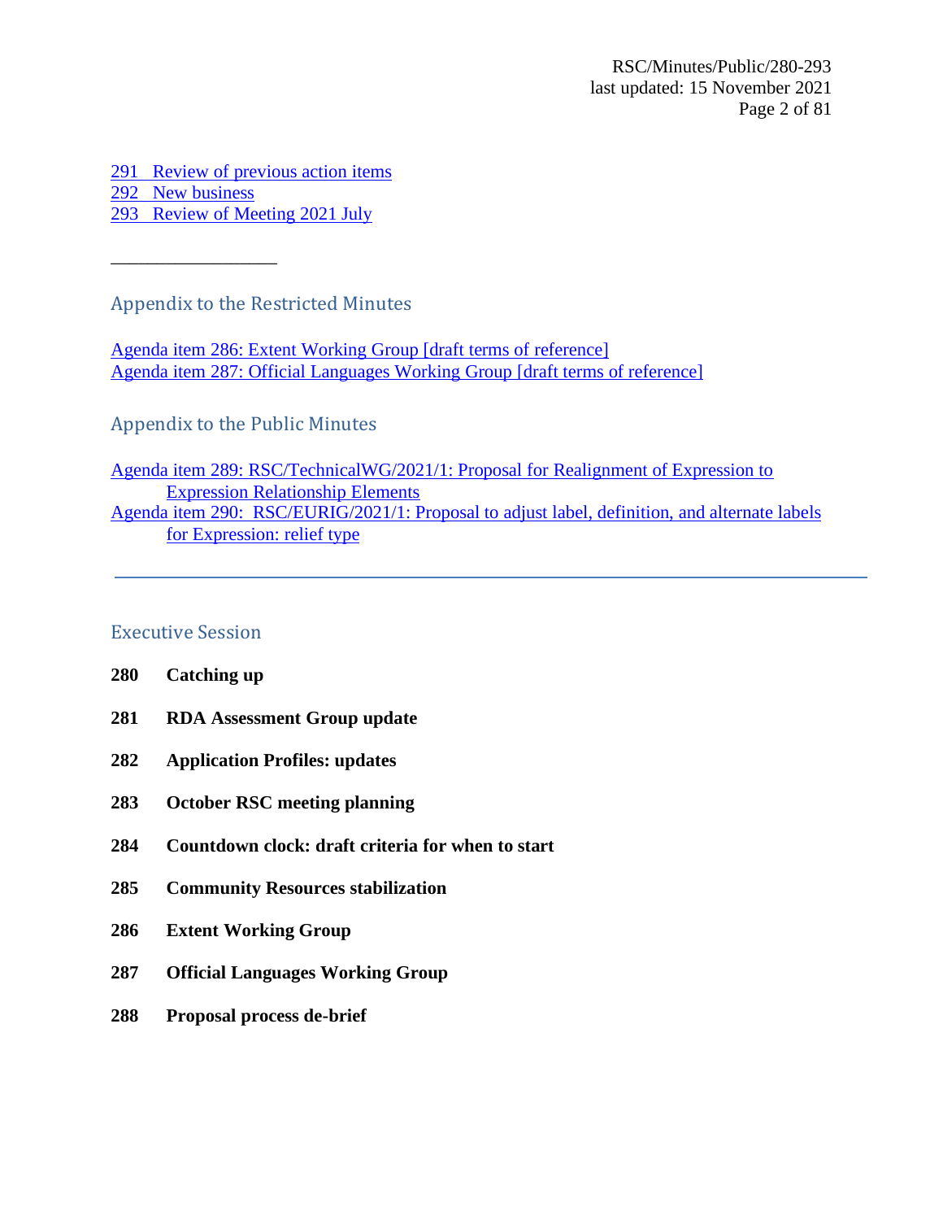291 Review of previous action items
292 New business
293 Review of Meeting 2021 July

---

## Appendix to the Restricted Minutes

Agenda item 286: Extent Working Group [draft terms of reference]
Agenda item 287: Official Languages Working Group [draft terms of reference]

## Appendix to the Public Minutes

Agenda item 289: RSC/TechnicalWG/2021/1: Proposal for Realignment of Expression to Expression Relationship Elements
Agenda item 290: RSC/EURIG/2021/1: Proposal to adjust label, definition, and alternate labels for Expression: relief type

---

## Executive Session

**280 Catching up**

**281 RDA Assessment Group update**

**282 Application Profiles: updates**

**283 October RSC meeting planning**

**284 Countdown clock: draft criteria for when to start**

**285 Community Resources stabilization**

**286 Extent Working Group**

**287 Official Languages Working Group**

**288 Proposal process de-brief**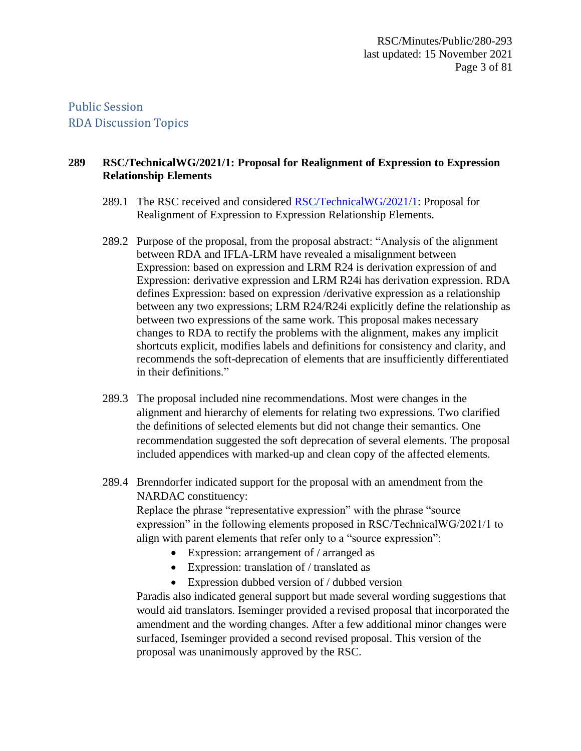## Public Session
## RDA Discussion Topics

### 289 RSC/TechnicalWG/2021/1: Proposal for Realignment of Expression to Expression Relationship Elements

289.1 The RSC received and considered RSC/TechnicalWG/2021/1: Proposal for Realignment of Expression to Expression Relationship Elements.

289.2 Purpose of the proposal, from the proposal abstract: "Analysis of the alignment between RDA and IFLA-LRM have revealed a misalignment between Expression: based on expression and LRM R24 is derivation expression of and Expression: derivative expression and LRM R24i has derivation expression. RDA defines Expression: based on expression /derivative expression as a relationship between any two expressions; LRM R24/R24i explicitly define the relationship as between two expressions of the same work. This proposal makes necessary changes to RDA to rectify the problems with the alignment, makes any implicit shortcuts explicit, modifies labels and definitions for consistency and clarity, and recommends the soft-deprecation of elements that are insufficiently differentiated in their definitions."

289.3 The proposal included nine recommendations. Most were changes in the alignment and hierarchy of elements for relating two expressions. Two clarified the definitions of selected elements but did not change their semantics. One recommendation suggested the soft deprecation of several elements. The proposal included appendices with marked-up and clean copy of the affected elements.

289.4 Brenndorfer indicated support for the proposal with an amendment from the NARDAC constituency:
Replace the phrase "representative expression" with the phrase "source expression" in the following elements proposed in RSC/TechnicalWG/2021/1 to align with parent elements that refer only to a "source expression":

- Expression: arrangement of / arranged as
- Expression: translation of / translated as
- Expression dubbed version of / dubbed version

Paradis also indicated general support but made several wording suggestions that would aid translators. Iseminger provided a revised proposal that incorporated the amendment and the wording changes. After a few additional minor changes were surfaced, Iseminger provided a second revised proposal. This version of the proposal was unanimously approved by the RSC.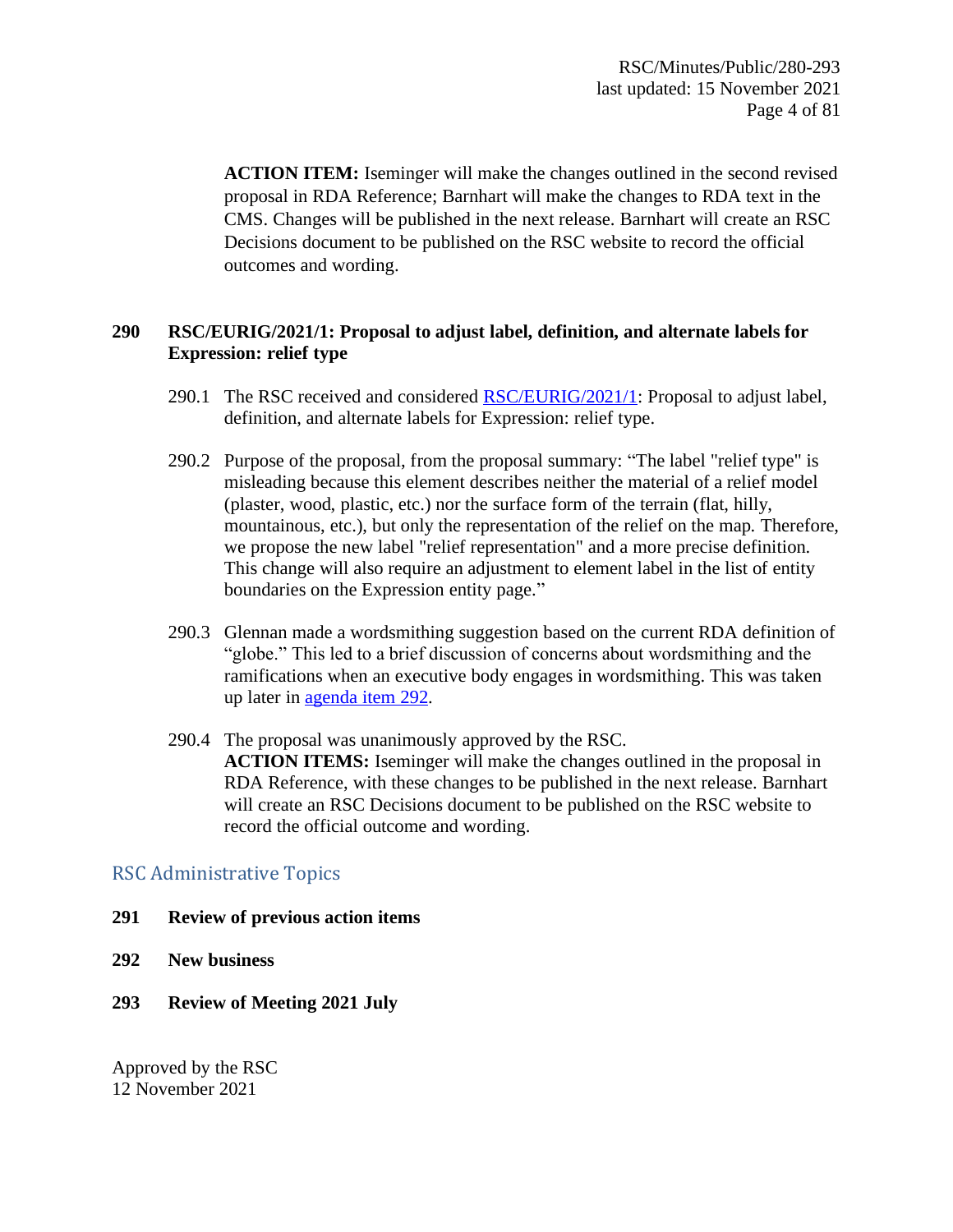**ACTION ITEM:** Iseminger will make the changes outlined in the second revised proposal in RDA Reference; Barnhart will make the changes to RDA text in the CMS. Changes will be published in the next release. Barnhart will create an RSC Decisions document to be published on the RSC website to record the official outcomes and wording.

### 290 RSC/EURIG/2021/1: Proposal to adjust label, definition, and alternate labels for Expression: relief type

290.1 The RSC received and considered [RSC/EURIG/2021/1](): Proposal to adjust label, definition, and alternate labels for Expression: relief type.

290.2 Purpose of the proposal, from the proposal summary: "The label "relief type" is misleading because this element describes neither the material of a relief model (plaster, wood, plastic, etc.) nor the surface form of the terrain (flat, hilly, mountainous, etc.), but only the representation of the relief on the map. Therefore, we propose the new label "relief representation" and a more precise definition. This change will also require an adjustment to element label in the list of entity boundaries on the Expression entity page."

290.3 Glennan made a wordsmithing suggestion based on the current RDA definition of "globe." This led to a brief discussion of concerns about wordsmithing and the ramifications when an executive body engages in wordsmithing. This was taken up later in [agenda item 292]().

290.4 The proposal was unanimously approved by the RSC.
**ACTION ITEMS:** Iseminger will make the changes outlined in the proposal in RDA Reference, with these changes to be published in the next release. Barnhart will create an RSC Decisions document to be published on the RSC website to record the official outcome and wording.

## RSC Administrative Topics

### 291 Review of previous action items

### 292 New business

### 293 Review of Meeting 2021 July

Approved by the RSC
12 November 2021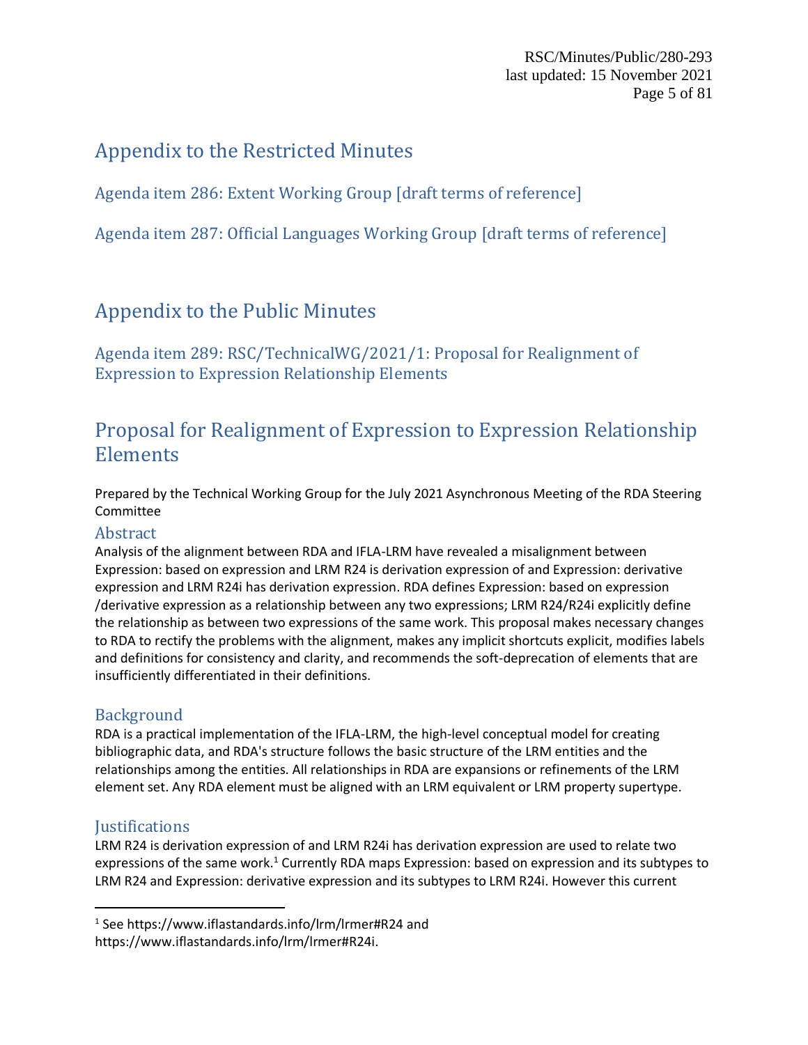# Appendix to the Restricted Minutes

## Agenda item 286: Extent Working Group [draft terms of reference]

## Agenda item 287: Official Languages Working Group [draft terms of reference]

# Appendix to the Public Minutes

## Agenda item 289: RSC/TechnicalWG/2021/1: Proposal for Realignment of Expression to Expression Relationship Elements

# Proposal for Realignment of Expression to Expression Relationship Elements

Prepared by the Technical Working Group for the July 2021 Asynchronous Meeting of the RDA Steering Committee

### Abstract

Analysis of the alignment between RDA and IFLA-LRM have revealed a misalignment between Expression: based on expression and LRM R24 is derivation expression of and Expression: derivative expression and LRM R24i has derivation expression. RDA defines Expression: based on expression /derivative expression as a relationship between any two expressions; LRM R24/R24i explicitly define the relationship as between two expressions of the same work. This proposal makes necessary changes to RDA to rectify the problems with the alignment, makes any implicit shortcuts explicit, modifies labels and definitions for consistency and clarity, and recommends the soft-deprecation of elements that are insufficiently differentiated in their definitions.

### Background

RDA is a practical implementation of the IFLA-LRM, the high-level conceptual model for creating bibliographic data, and RDA's structure follows the basic structure of the LRM entities and the relationships among the entities. All relationships in RDA are expansions or refinements of the LRM element set. Any RDA element must be aligned with an LRM equivalent or LRM property supertype.

### Justifications

LRM R24 is derivation expression of and LRM R24i has derivation expression are used to relate two expressions of the same work.[1] Currently RDA maps Expression: based on expression and its subtypes to LRM R24 and Expression: derivative expression and its subtypes to LRM R24i. However this current

[1] See https://www.iflastandards.info/lrm/lrmer#R24 and https://www.iflastandards.info/lrm/lrmer#R24i.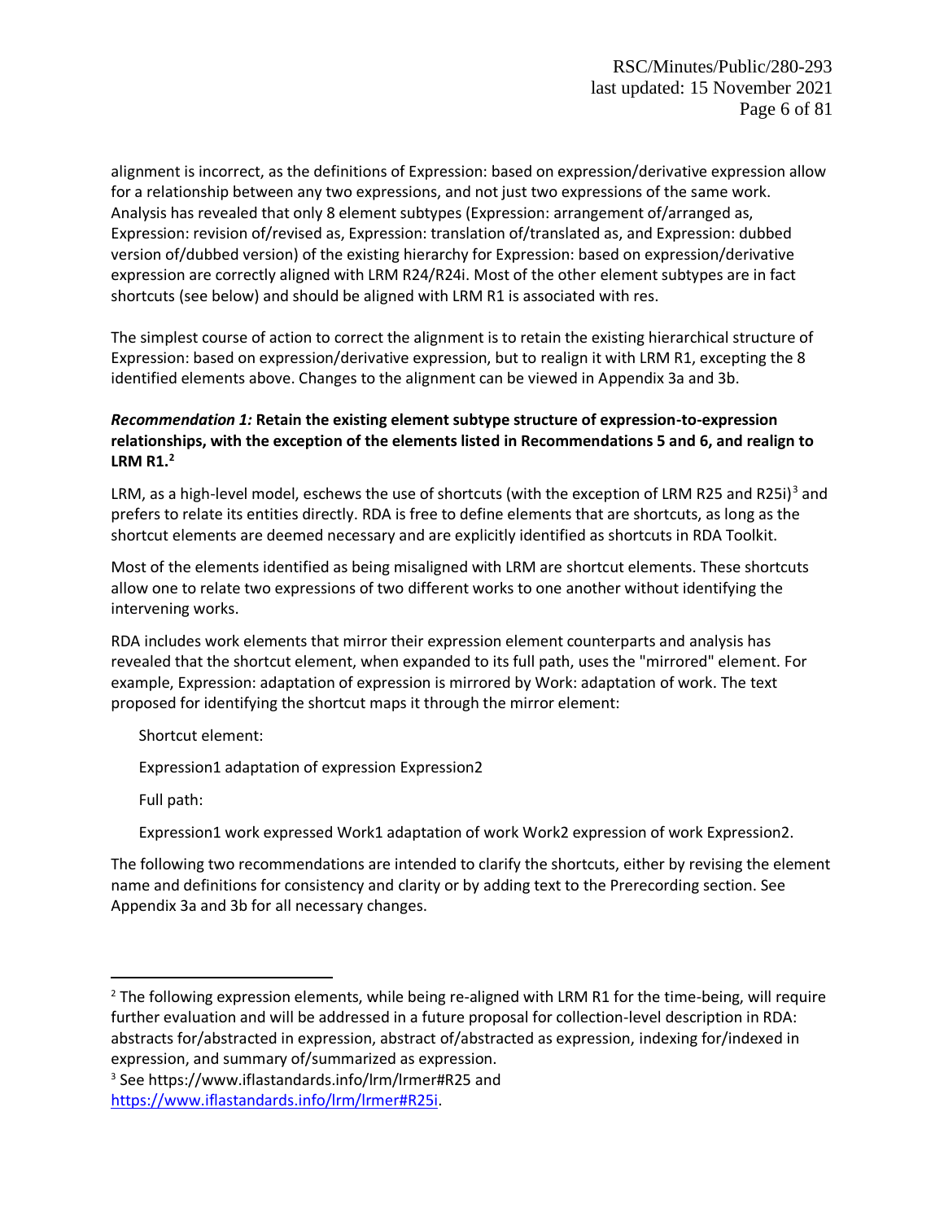alignment is incorrect, as the definitions of Expression: based on expression/derivative expression allow for a relationship between any two expressions, and not just two expressions of the same work. Analysis has revealed that only 8 element subtypes (Expression: arrangement of/arranged as, Expression: revision of/revised as, Expression: translation of/translated as, and Expression: dubbed version of/dubbed version) of the existing hierarchy for Expression: based on expression/derivative expression are correctly aligned with LRM R24/R24i. Most of the other element subtypes are in fact shortcuts (see below) and should be aligned with LRM R1 is associated with res.

The simplest course of action to correct the alignment is to retain the existing hierarchical structure of Expression: based on expression/derivative expression, but to realign it with LRM R1, excepting the 8 identified elements above. Changes to the alignment can be viewed in Appendix 3a and 3b.

***Recommendation 1:*** **Retain the existing element subtype structure of expression-to-expression relationships, with the exception of the elements listed in Recommendations 5 and 6, and realign to LRM R1.**[2]

LRM, as a high-level model, eschews the use of shortcuts (with the exception of LRM R25 and R25i)[3] and prefers to relate its entities directly. RDA is free to define elements that are shortcuts, as long as the shortcut elements are deemed necessary and are explicitly identified as shortcuts in RDA Toolkit.

Most of the elements identified as being misaligned with LRM are shortcut elements. These shortcuts allow one to relate two expressions of two different works to one another without identifying the intervening works.

RDA includes work elements that mirror their expression element counterparts and analysis has revealed that the shortcut element, when expanded to its full path, uses the "mirrored" element. For example, Expression: adaptation of expression is mirrored by Work: adaptation of work. The text proposed for identifying the shortcut maps it through the mirror element:

Shortcut element:

Expression1 adaptation of expression Expression2

Full path:

Expression1 work expressed Work1 adaptation of work Work2 expression of work Expression2.

The following two recommendations are intended to clarify the shortcuts, either by revising the element name and definitions for consistency and clarity or by adding text to the Prerecording section. See Appendix 3a and 3b for all necessary changes.

---

[2] The following expression elements, while being re-aligned with LRM R1 for the time-being, will require further evaluation and will be addressed in a future proposal for collection-level description in RDA: abstracts for/abstracted in expression, abstract of/abstracted as expression, indexing for/indexed in expression, and summary of/summarized as expression.

[3] See https://www.iflastandards.info/lrm/lrmer#R25 and https://www.iflastandards.info/lrm/lrmer#R25i.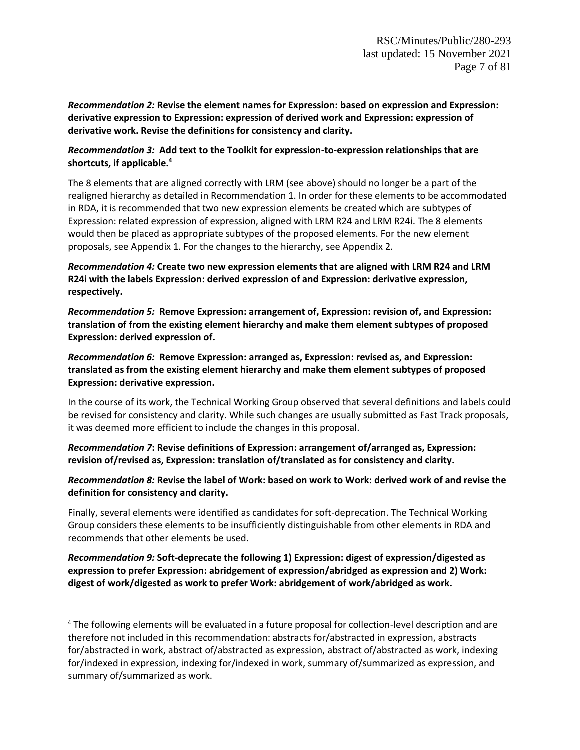***Recommendation 2:*** **Revise the element names for Expression: based on expression and Expression: derivative expression to Expression: expression of derived work and Expression: expression of derivative work. Revise the definitions for consistency and clarity.**

***Recommendation 3:*** **Add text to the Toolkit for expression-to-expression relationships that are shortcuts, if applicable.**[4]

The 8 elements that are aligned correctly with LRM (see above) should no longer be a part of the realigned hierarchy as detailed in Recommendation 1. In order for these elements to be accommodated in RDA, it is recommended that two new expression elements be created which are subtypes of Expression: related expression of expression, aligned with LRM R24 and LRM R24i. The 8 elements would then be placed as appropriate subtypes of the proposed elements. For the new element proposals, see Appendix 1. For the changes to the hierarchy, see Appendix 2.

***Recommendation 4:*** **Create two new expression elements that are aligned with LRM R24 and LRM R24i with the labels Expression: derived expression of and Expression: derivative expression, respectively.**

***Recommendation 5:*** **Remove Expression: arrangement of, Expression: revision of, and Expression: translation of from the existing element hierarchy and make them element subtypes of proposed Expression: derived expression of.**

***Recommendation 6:*** **Remove Expression: arranged as, Expression: revised as, and Expression: translated as from the existing element hierarchy and make them element subtypes of proposed Expression: derivative expression.**

In the course of its work, the Technical Working Group observed that several definitions and labels could be revised for consistency and clarity. While such changes are usually submitted as Fast Track proposals, it was deemed more efficient to include the changes in this proposal.

***Recommendation 7*****: Revise definitions of Expression: arrangement of/arranged as, Expression: revision of/revised as, Expression: translation of/translated as for consistency and clarity.**

***Recommendation 8:*** **Revise the label of Work: based on work to Work: derived work of and revise the definition for consistency and clarity.**

Finally, several elements were identified as candidates for soft-deprecation. The Technical Working Group considers these elements to be insufficiently distinguishable from other elements in RDA and recommends that other elements be used.

***Recommendation 9:*** **Soft-deprecate the following 1) Expression: digest of expression/digested as expression to prefer Expression: abridgement of expression/abridged as expression and 2) Work: digest of work/digested as work to prefer Work: abridgement of work/abridged as work.**

---

[4] The following elements will be evaluated in a future proposal for collection-level description and are therefore not included in this recommendation: abstracts for/abstracted in expression, abstracts for/abstracted in work, abstract of/abstracted as expression, abstract of/abstracted as work, indexing for/indexed in expression, indexing for/indexed in work, summary of/summarized as expression, and summary of/summarized as work.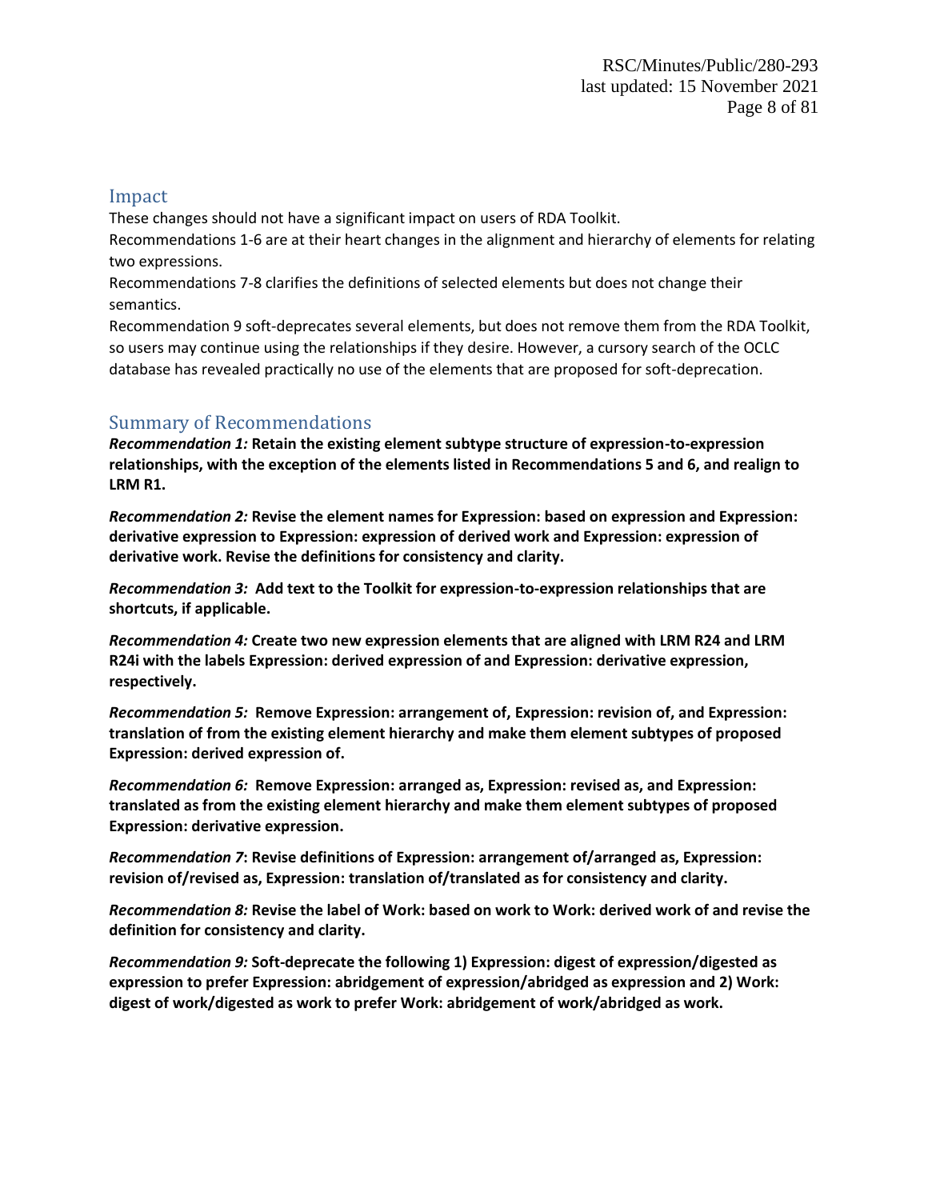## Impact

These changes should not have a significant impact on users of RDA Toolkit.

Recommendations 1-6 are at their heart changes in the alignment and hierarchy of elements for relating two expressions.

Recommendations 7-8 clarifies the definitions of selected elements but does not change their semantics.

Recommendation 9 soft-deprecates several elements, but does not remove them from the RDA Toolkit, so users may continue using the relationships if they desire. However, a cursory search of the OCLC database has revealed practically no use of the elements that are proposed for soft-deprecation.

## Summary of Recommendations

***Recommendation 1:*** **Retain the existing element subtype structure of expression-to-expression relationships, with the exception of the elements listed in Recommendations 5 and 6, and realign to LRM R1.**

***Recommendation 2:*** **Revise the element names for Expression: based on expression and Expression: derivative expression to Expression: expression of derived work and Expression: expression of derivative work. Revise the definitions for consistency and clarity.**

***Recommendation 3:*** **Add text to the Toolkit for expression-to-expression relationships that are shortcuts, if applicable.**

***Recommendation 4:*** **Create two new expression elements that are aligned with LRM R24 and LRM R24i with the labels Expression: derived expression of and Expression: derivative expression, respectively.**

***Recommendation 5:*** **Remove Expression: arrangement of, Expression: revision of, and Expression: translation of from the existing element hierarchy and make them element subtypes of proposed Expression: derived expression of.**

***Recommendation 6:*** **Remove Expression: arranged as, Expression: revised as, and Expression: translated as from the existing element hierarchy and make them element subtypes of proposed Expression: derivative expression.**

***Recommendation 7*****: Revise definitions of Expression: arrangement of/arranged as, Expression: revision of/revised as, Expression: translation of/translated as for consistency and clarity.**

***Recommendation 8:*** **Revise the label of Work: based on work to Work: derived work of and revise the definition for consistency and clarity.**

***Recommendation 9:*** **Soft-deprecate the following 1) Expression: digest of expression/digested as expression to prefer Expression: abridgement of expression/abridged as expression and 2) Work: digest of work/digested as work to prefer Work: abridgement of work/abridged as work.**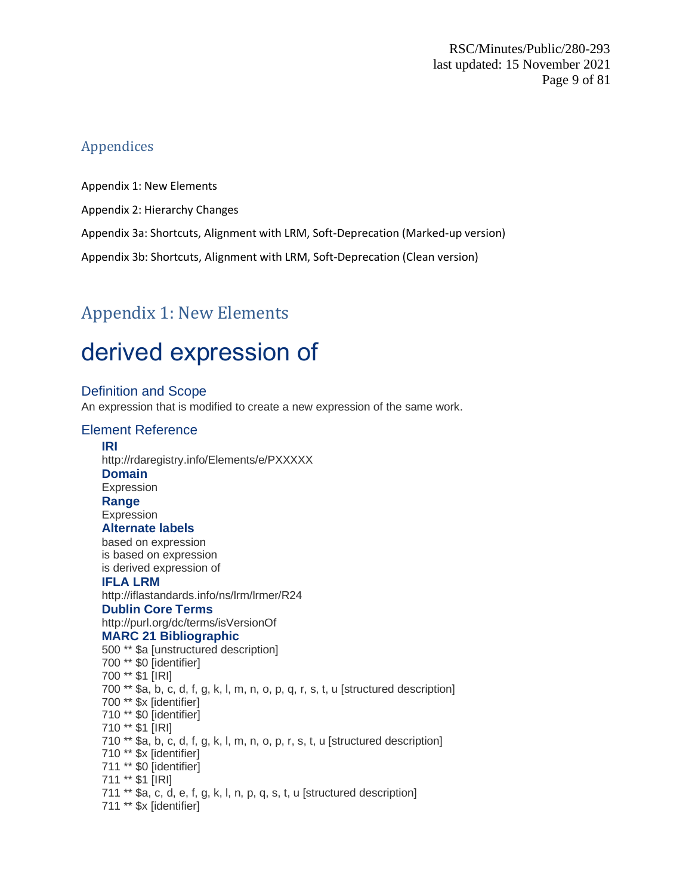## Appendices

Appendix 1: New Elements

Appendix 2: Hierarchy Changes

Appendix 3a: Shortcuts, Alignment with LRM, Soft-Deprecation (Marked-up version)

Appendix 3b: Shortcuts, Alignment with LRM, Soft-Deprecation (Clean version)

## Appendix 1: New Elements

# derived expression of

### Definition and Scope

An expression that is modified to create a new expression of the same work.

### Element Reference

**IRI**
http://rdaregistry.info/Elements/e/PXXXXX

**Domain**
Expression

**Range**
Expression

**Alternate labels**
based on expression
is based on expression
is derived expression of

**IFLA LRM**
http://iflastandards.info/ns/lrm/lrmer/R24

**Dublin Core Terms**
http://purl.org/dc/terms/isVersionOf

**MARC 21 Bibliographic**
500 ** $a [unstructured description]
700 ** $0 [identifier]
700 ** $1 [IRI]
700 ** $a, b, c, d, f, g, k, l, m, n, o, p, q, r, s, t, u [structured description]
700 ** $x [identifier]
710 ** $0 [identifier]
710 ** $1 [IRI]
710 ** $a, b, c, d, f, g, k, l, m, n, o, p, r, s, t, u [structured description]
710 ** $x [identifier]
711 ** $0 [identifier]
711 ** $1 [IRI]
711 ** $a, c, d, e, f, g, k, l, n, p, q, s, t, u [structured description]
711 ** $x [identifier]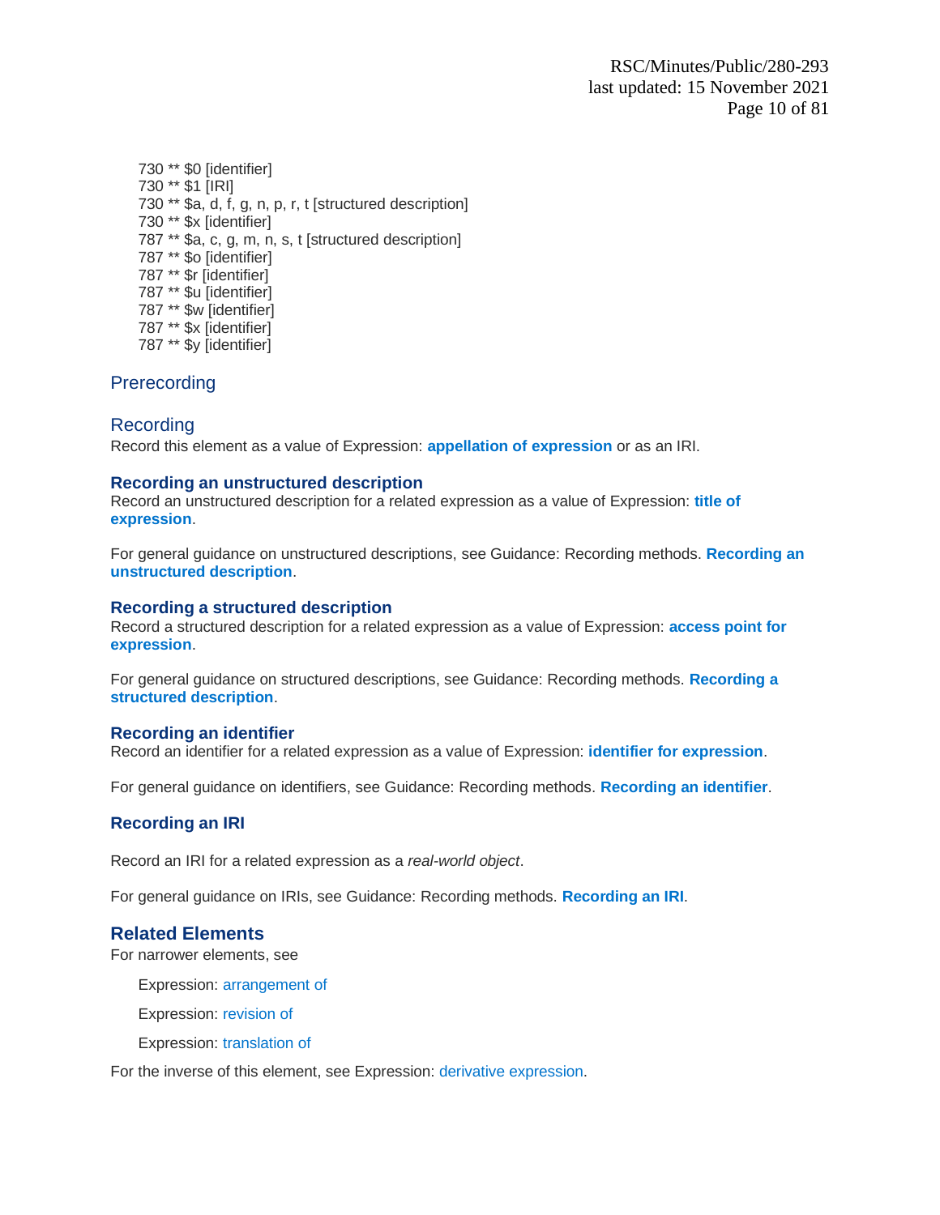730 ** $0 [identifier]
730 ** $1 [IRI]
730 ** $a, d, f, g, n, p, r, t [structured description]
730 ** $x [identifier]
787 ** $a, c, g, m, n, s, t [structured description]
787 ** $o [identifier]
787 ** $r [identifier]
787 ** $u [identifier]
787 ** $w [identifier]
787 ** $x [identifier]
787 ** $y [identifier]

## Prerecording

## Recording

Record this element as a value of Expression: **appellation of expression** or as an IRI.

### Recording an unstructured description

Record an unstructured description for a related expression as a value of Expression: **title of expression**.

For general guidance on unstructured descriptions, see Guidance: Recording methods. **Recording an unstructured description**.

### Recording a structured description

Record a structured description for a related expression as a value of Expression: **access point for expression**.

For general guidance on structured descriptions, see Guidance: Recording methods. **Recording a structured description**.

### Recording an identifier

Record an identifier for a related expression as a value of Expression: **identifier for expression**.

For general guidance on identifiers, see Guidance: Recording methods. **Recording an identifier**.

### Recording an IRI

Record an IRI for a related expression as a *real-world object*.

For general guidance on IRIs, see Guidance: Recording methods. **Recording an IRI**.

## Related Elements

For narrower elements, see

Expression: arrangement of

Expression: revision of

Expression: translation of

For the inverse of this element, see Expression: derivative expression.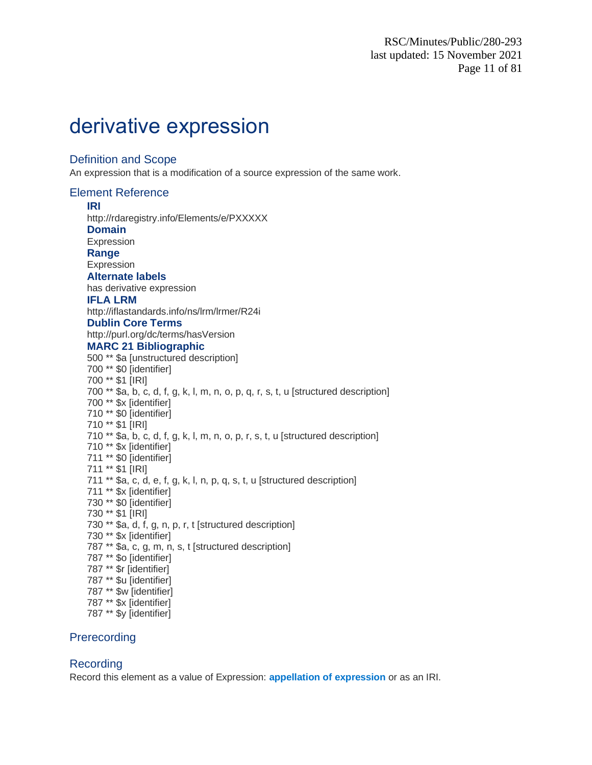# derivative expression

## Definition and Scope

An expression that is a modification of a source expression of the same work.

## Element Reference

**IRI**

http://rdaregistry.info/Elements/e/PXXXXX

**Domain**

Expression

**Range**

Expression

**Alternate labels**

has derivative expression

**IFLA LRM**

http://iflastandards.info/ns/lrm/lrmer/R24i

**Dublin Core Terms**

http://purl.org/dc/terms/hasVersion

**MARC 21 Bibliographic**

500 ** $a [unstructured description]
700 ** $0 [identifier]
700 ** $1 [IRI]
700 ** $a, b, c, d, f, g, k, l, m, n, o, p, q, r, s, t, u [structured description]
700 ** $x [identifier]
710 ** $0 [identifier]
710 ** $1 [IRI]
710 ** $a, b, c, d, f, g, k, l, m, n, o, p, r, s, t, u [structured description]
710 ** $x [identifier]
711 ** $0 [identifier]
711 ** $1 [IRI]
711 ** $a, c, d, e, f, g, k, l, n, p, q, s, t, u [structured description]
711 ** $x [identifier]
730 ** $0 [identifier]
730 ** $1 [IRI]
730 ** $a, d, f, g, n, p, r, t [structured description]
730 ** $x [identifier]
787 ** $a, c, g, m, n, s, t [structured description]
787 ** $o [identifier]
787 ** $r [identifier]
787 ** $u [identifier]
787 ** $w [identifier]
787 ** $x [identifier]
787 ** $y [identifier]

## Prerecording

## Recording

Record this element as a value of Expression: **appellation of expression** or as an IRI.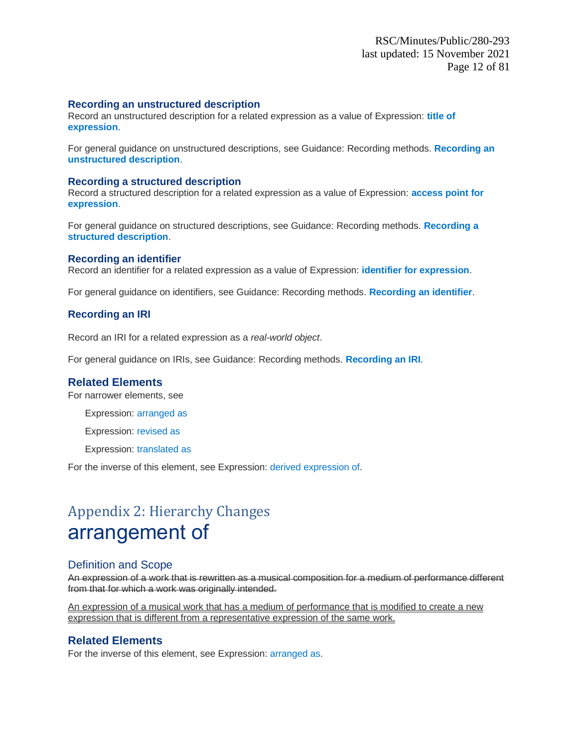### Recording an unstructured description

Record an unstructured description for a related expression as a value of Expression: **title of expression**.

For general guidance on unstructured descriptions, see Guidance: Recording methods. **Recording an unstructured description**.

### Recording a structured description

Record a structured description for a related expression as a value of Expression: **access point for expression**.

For general guidance on structured descriptions, see Guidance: Recording methods. **Recording a structured description**.

### Recording an identifier

Record an identifier for a related expression as a value of Expression: **identifier for expression**.

For general guidance on identifiers, see Guidance: Recording methods. **Recording an identifier**.

### Recording an IRI

Record an IRI for a related expression as a *real-world object*.

For general guidance on IRIs, see Guidance: Recording methods. **Recording an IRI**.

## Related Elements

For narrower elements, see

Expression: arranged as

Expression: revised as

Expression: translated as

For the inverse of this element, see Expression: derived expression of.

# Appendix 2: Hierarchy Changes

# arrangement of

## Definition and Scope

~~An expression of a work that is rewritten as a musical composition for a medium of performance different from that for which a work was originally intended.~~

<u>An expression of a musical work that has a medium of performance that is modified to create a new expression that is different from a representative expression of the same work.</u>

## Related Elements

For the inverse of this element, see Expression: arranged as.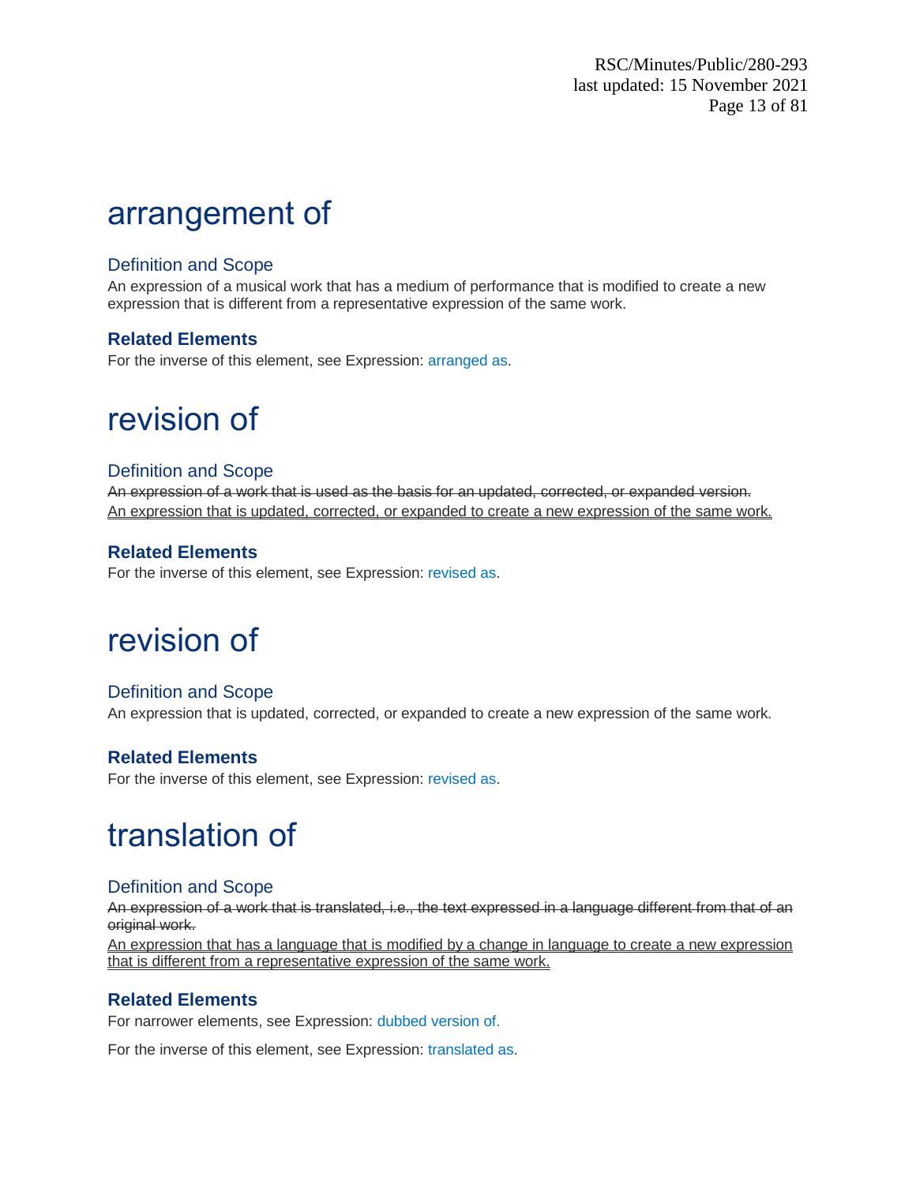# arrangement of

## Definition and Scope

An expression of a musical work that has a medium of performance that is modified to create a new expression that is different from a representative expression of the same work.

### Related Elements

For the inverse of this element, see Expression: arranged as.

# revision of

## Definition and Scope

~~An expression of a work that is used as the basis for an updated, corrected, or expanded version.~~
<u>An expression that is updated, corrected, or expanded to create a new expression of the same work.</u>

### Related Elements

For the inverse of this element, see Expression: revised as.

# revision of

## Definition and Scope

An expression that is updated, corrected, or expanded to create a new expression of the same work.

### Related Elements

For the inverse of this element, see Expression: revised as.

# translation of

## Definition and Scope

~~An expression of a work that is translated, i.e., the text expressed in a language different from that of an original work.~~
<u>An expression that has a language that is modified by a change in language to create a new expression that is different from a representative expression of the same work.</u>

### Related Elements

For narrower elements, see Expression: dubbed version of.

For the inverse of this element, see Expression: translated as.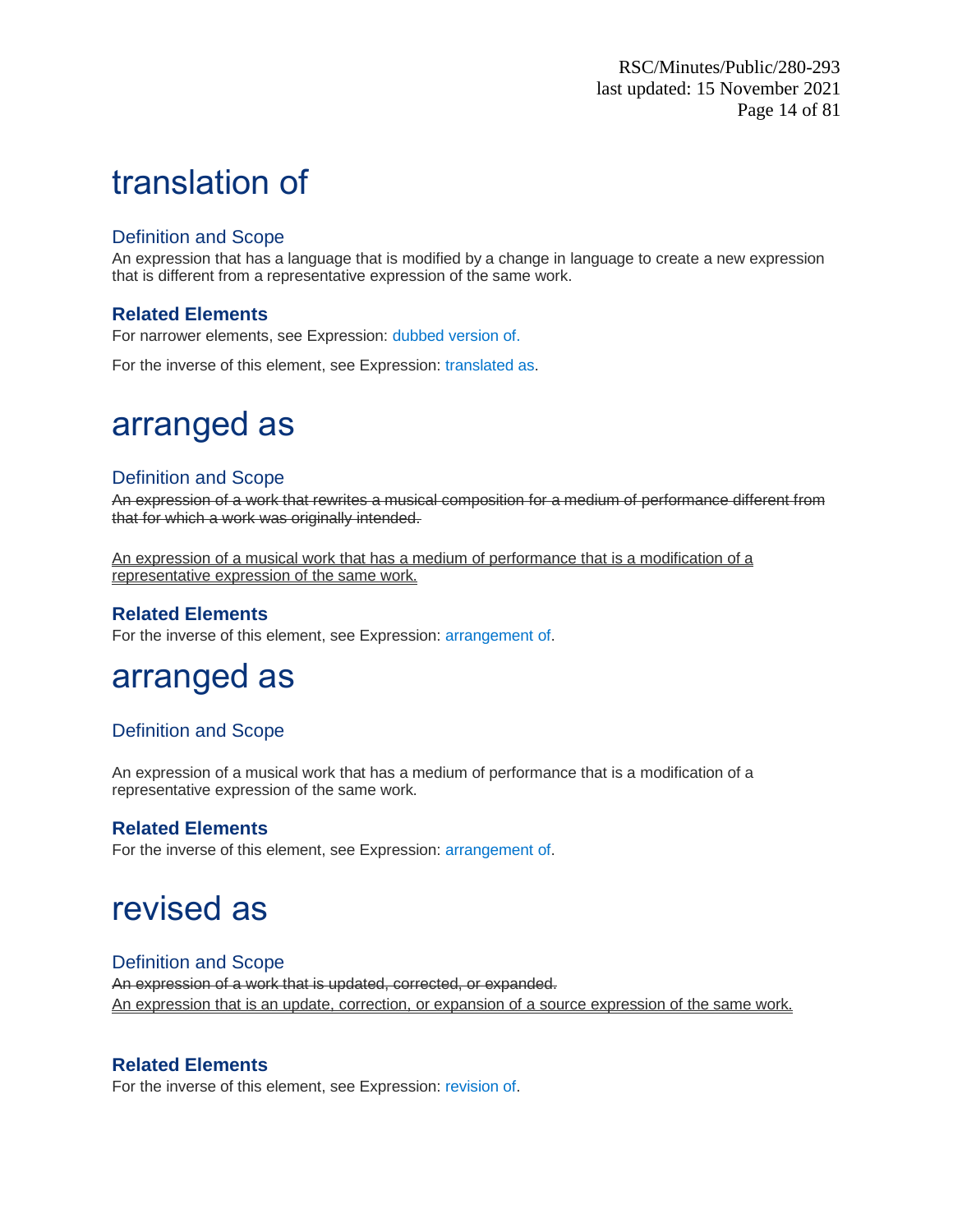# translation of

## Definition and Scope

An expression that has a language that is modified by a change in language to create a new expression that is different from a representative expression of the same work.

### Related Elements

For narrower elements, see Expression: dubbed version of.

For the inverse of this element, see Expression: translated as.

# arranged as

## Definition and Scope

~~An expression of a work that rewrites a musical composition for a medium of performance different from that for which a work was originally intended.~~

<u>An expression of a musical work that has a medium of performance that is a modification of a representative expression of the same work.</u>

### Related Elements

For the inverse of this element, see Expression: arrangement of.

# arranged as

## Definition and Scope

An expression of a musical work that has a medium of performance that is a modification of a representative expression of the same work.

### Related Elements

For the inverse of this element, see Expression: arrangement of.

# revised as

## Definition and Scope

~~An expression of a work that is updated, corrected, or expanded.~~
<u>An expression that is an update, correction, or expansion of a source expression of the same work.</u>

### Related Elements

For the inverse of this element, see Expression: revision of.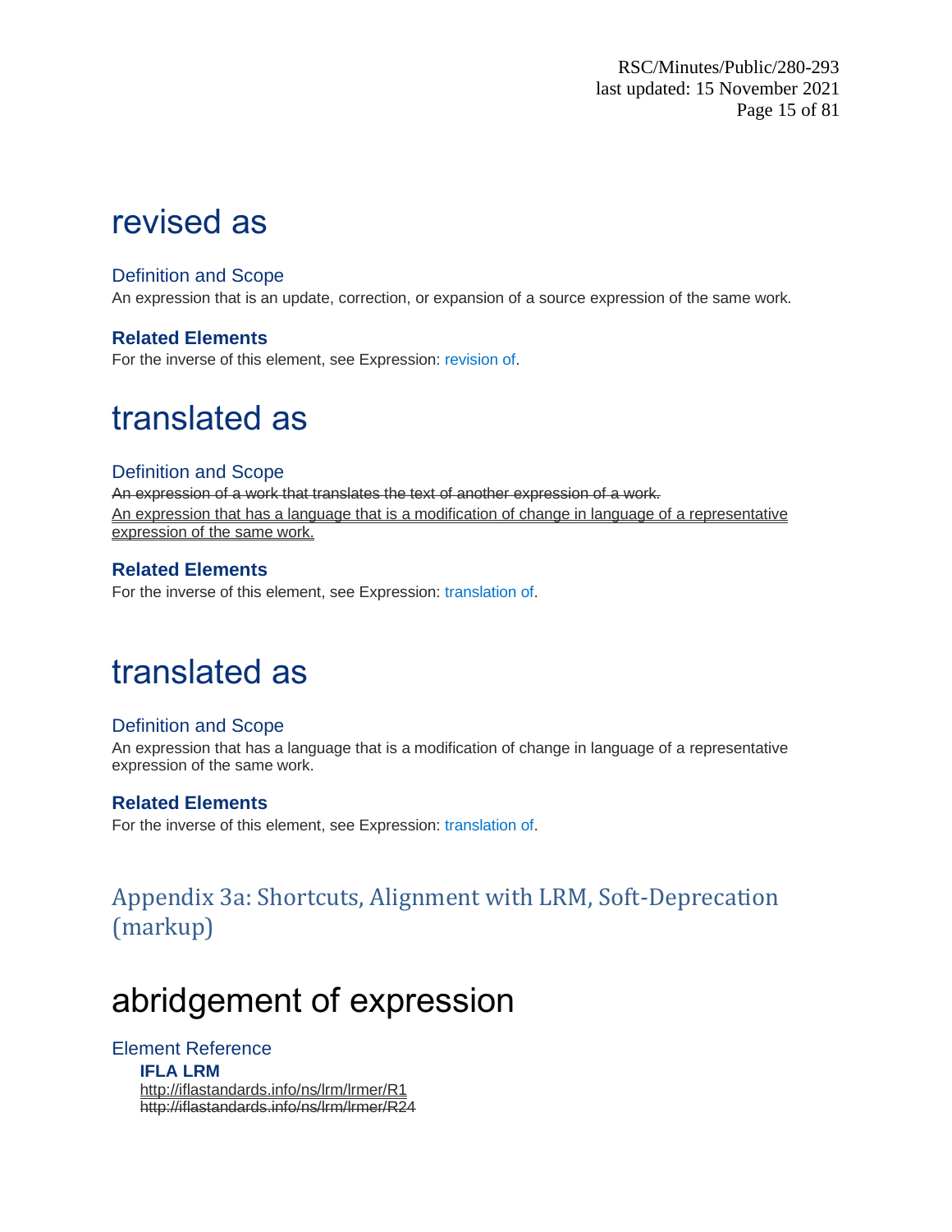# revised as

## Definition and Scope

An expression that is an update, correction, or expansion of a source expression of the same work.

### Related Elements

For the inverse of this element, see Expression: revision of.

# translated as

## Definition and Scope

~~An expression of a work that translates the text of another expression of a work.~~

<u>An expression that has a language that is a modification of change in language of a representative expression of the same work.</u>

### Related Elements

For the inverse of this element, see Expression: translation of.

# translated as

## Definition and Scope

An expression that has a language that is a modification of change in language of a representative expression of the same work.

### Related Elements

For the inverse of this element, see Expression: translation of.

## Appendix 3a: Shortcuts, Alignment with LRM, Soft-Deprecation (markup)

# abridgement of expression

## Element Reference

**IFLA LRM**

<u>http://iflastandards.info/ns/lrm/lrmer/R1</u>

~~http://iflastandards.info/ns/lrm/lrmer/R24~~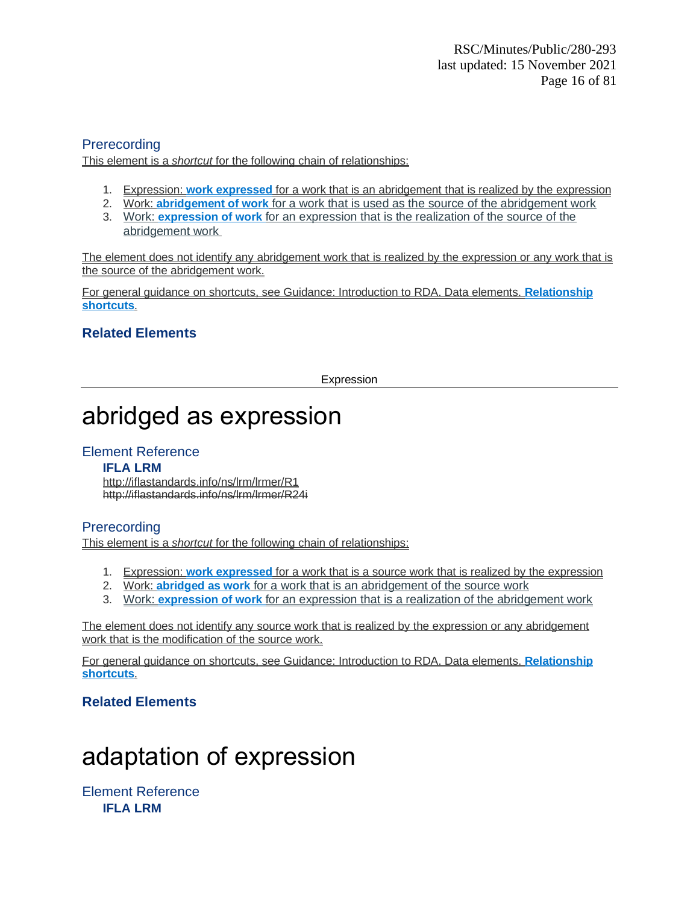### Prerecording

This element is a *shortcut* for the following chain of relationships:

1. Expression: **work expressed** for a work that is an abridgement that is realized by the expression
2. Work: **abridgement of work** for a work that is used as the source of the abridgement work
3. Work: **expression of work** for an expression that is the realization of the source of the abridgement work

The element does not identify any abridgement work that is realized by the expression or any work that is the source of the abridgement work.

For general guidance on shortcuts, see Guidance: Introduction to RDA. Data elements. **Relationship shortcuts**.

#### Related Elements

Expression

# abridged as expression

### Element Reference

**IFLA LRM**

http://iflastandards.info/ns/lrm/lrmer/R1

~~http://iflastandards.info/ns/lrm/lrmer/R24i~~

### Prerecording

This element is a *shortcut* for the following chain of relationships:

1. Expression: **work expressed** for a work that is a source work that is realized by the expression
2. Work: **abridged as work** for a work that is an abridgement of the source work
3. Work: **expression of work** for an expression that is a realization of the abridgement work

The element does not identify any source work that is realized by the expression or any abridgement work that is the modification of the source work.

For general guidance on shortcuts, see Guidance: Introduction to RDA. Data elements. **Relationship shortcuts**.

#### Related Elements

# adaptation of expression

### Element Reference

**IFLA LRM**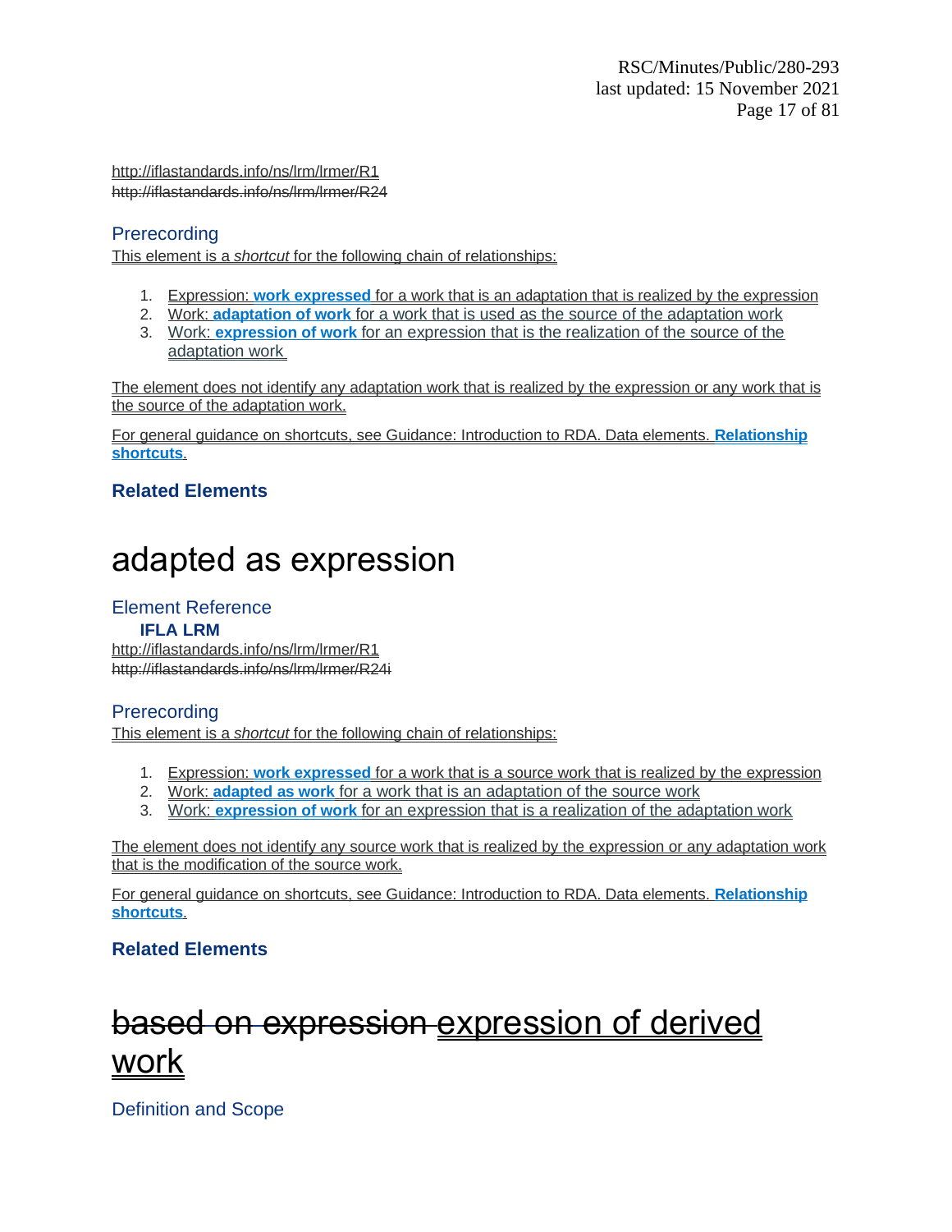http://iflastandards.info/ns/lrm/lrmer/R1
~~http://iflastandards.info/ns/lrm/lrmer/R24~~

### Prerecording

This element is a *shortcut* for the following chain of relationships:

1. Expression: **work expressed** for a work that is an adaptation that is realized by the expression
2. Work: **adaptation of work** for a work that is used as the source of the adaptation work
3. Work: **expression of work** for an expression that is the realization of the source of the adaptation work

The element does not identify any adaptation work that is realized by the expression or any work that is the source of the adaptation work.

For general guidance on shortcuts, see Guidance: Introduction to RDA. Data elements. **Relationship shortcuts**.

### Related Elements

# adapted as expression

### Element Reference

**IFLA LRM**

http://iflastandards.info/ns/lrm/lrmer/R1
~~http://iflastandards.info/ns/lrm/lrmer/R24i~~

### Prerecording

This element is a *shortcut* for the following chain of relationships:

1. Expression: **work expressed** for a work that is a source work that is realized by the expression
2. Work: **adapted as work** for a work that is an adaptation of the source work
3. Work: **expression of work** for an expression that is a realization of the adaptation work

The element does not identify any source work that is realized by the expression or any adaptation work that is the modification of the source work.

For general guidance on shortcuts, see Guidance: Introduction to RDA. Data elements. **Relationship shortcuts**.

### Related Elements

# ~~based on expression~~ expression of derived work

### Definition and Scope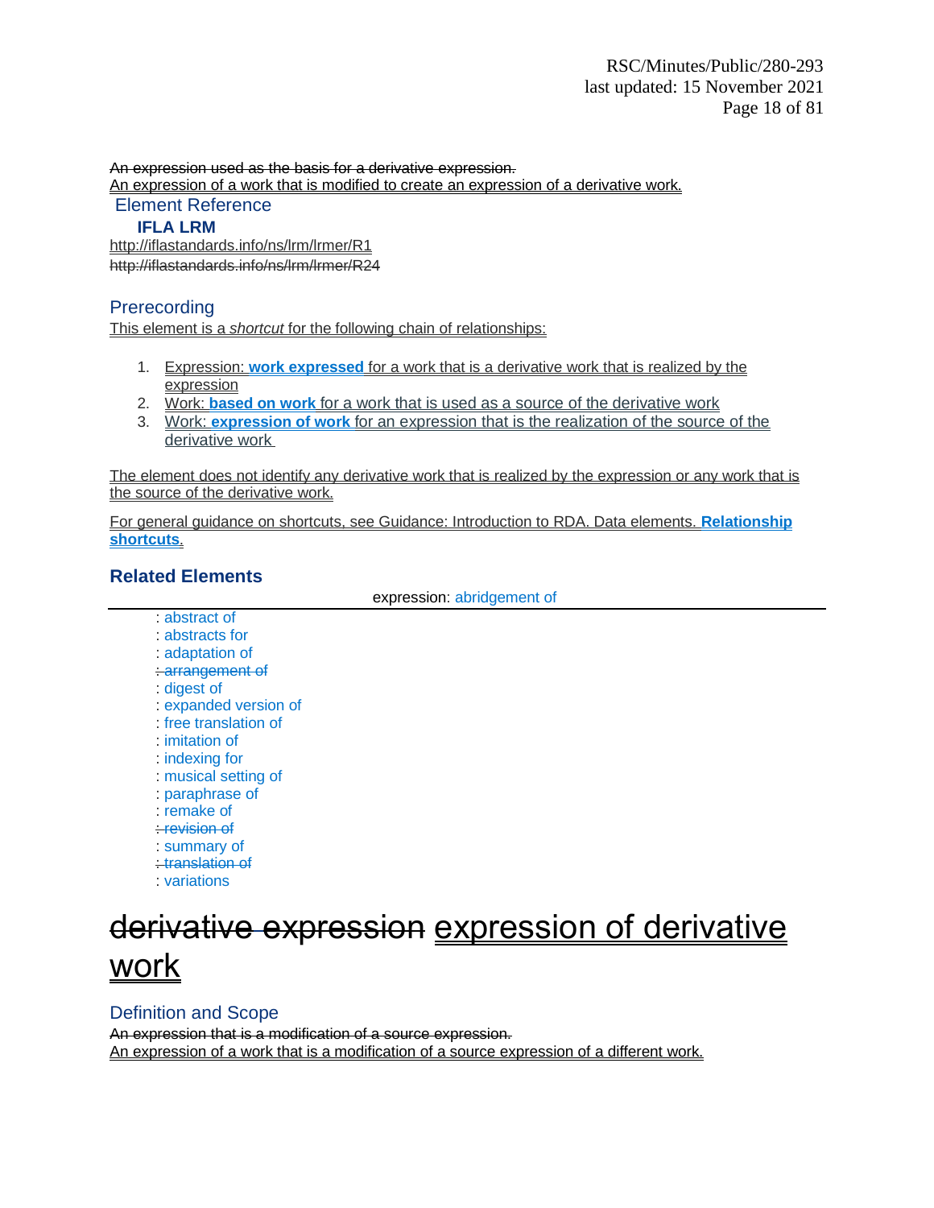~~An expression used as the basis for a derivative expression.~~
<u>An expression of a work that is modified to create an expression of a derivative work.</u>

### Element Reference

#### IFLA LRM

<u>http://iflastandards.info/ns/lrm/lrmer/R1</u>
~~http://iflastandards.info/ns/lrm/lrmer/R24~~

### Prerecording

<u>This element is a *shortcut* for the following chain of relationships:</u>

1. <u>Expression: **work expressed** for a work that is a derivative work that is realized by the expression</u>
2. <u>Work: **based on work** for a work that is used as a source of the derivative work</u>
3. <u>Work: **expression of work** for an expression that is the realization of the source of the derivative work</u>

<u>The element does not identify any derivative work that is realized by the expression or any work that is the source of the derivative work.</u>

<u>For general guidance on shortcuts, see Guidance: Introduction to RDA. Data elements. **Relationship shortcuts**.</u>

### Related Elements

expression: abridgement of

: abstract of
: abstracts for
: adaptation of
~~: arrangement of~~
: digest of
: expanded version of
: free translation of
: imitation of
: indexing for
: musical setting of
: paraphrase of
: remake of
~~: revision of~~
: summary of
~~: translation of~~
: variations

# ~~derivative expression~~ <u>expression of derivative work</u>

### Definition and Scope

~~An expression that is a modification of a source expression.~~
<u>An expression of a work that is a modification of a source expression of a different work.</u>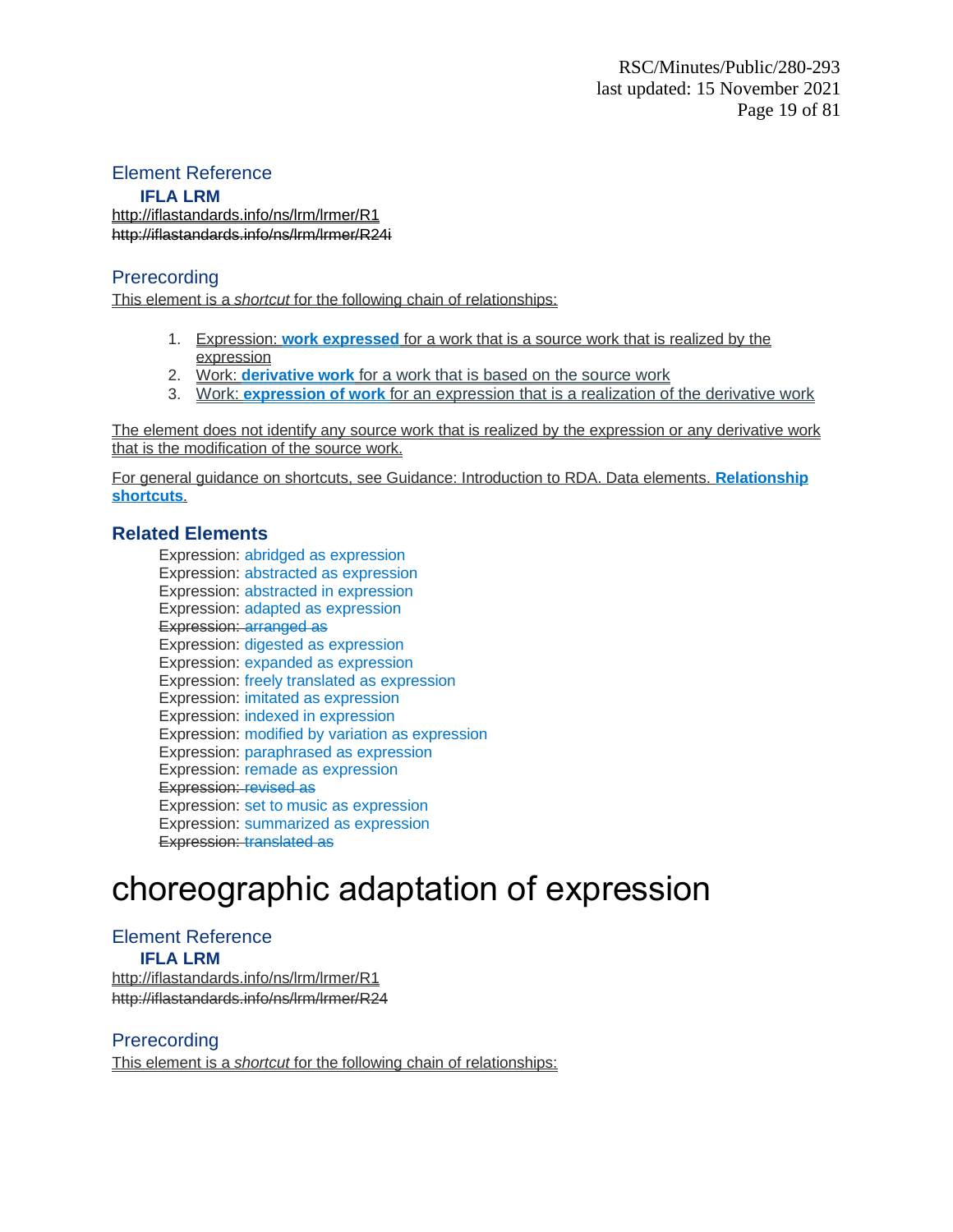## Element Reference

### IFLA LRM

http://iflastandards.info/ns/lrm/lrmer/R1

~~http://iflastandards.info/ns/lrm/lrmer/R24i~~

## Prerecording

This element is a *shortcut* for the following chain of relationships:

1. Expression: **work expressed** for a work that is a source work that is realized by the expression
2. Work: **derivative work** for a work that is based on the source work
3. Work: **expression of work** for an expression that is a realization of the derivative work

The element does not identify any source work that is realized by the expression or any derivative work that is the modification of the source work.

For general guidance on shortcuts, see Guidance: Introduction to RDA. Data elements. **Relationship shortcuts**.

### Related Elements

Expression: abridged as expression
Expression: abstracted as expression
Expression: abstracted in expression
Expression: adapted as expression
~~Expression: arranged as~~
Expression: digested as expression
Expression: expanded as expression
Expression: freely translated as expression
Expression: imitated as expression
Expression: indexed in expression
Expression: modified by variation as expression
Expression: paraphrased as expression
Expression: remade as expression
~~Expression: revised as~~
Expression: set to music as expression
Expression: summarized as expression
~~Expression: translated as~~

# choreographic adaptation of expression

## Element Reference

### IFLA LRM

http://iflastandards.info/ns/lrm/lrmer/R1

~~http://iflastandards.info/ns/lrm/lrmer/R24~~

## Prerecording

This element is a *shortcut* for the following chain of relationships: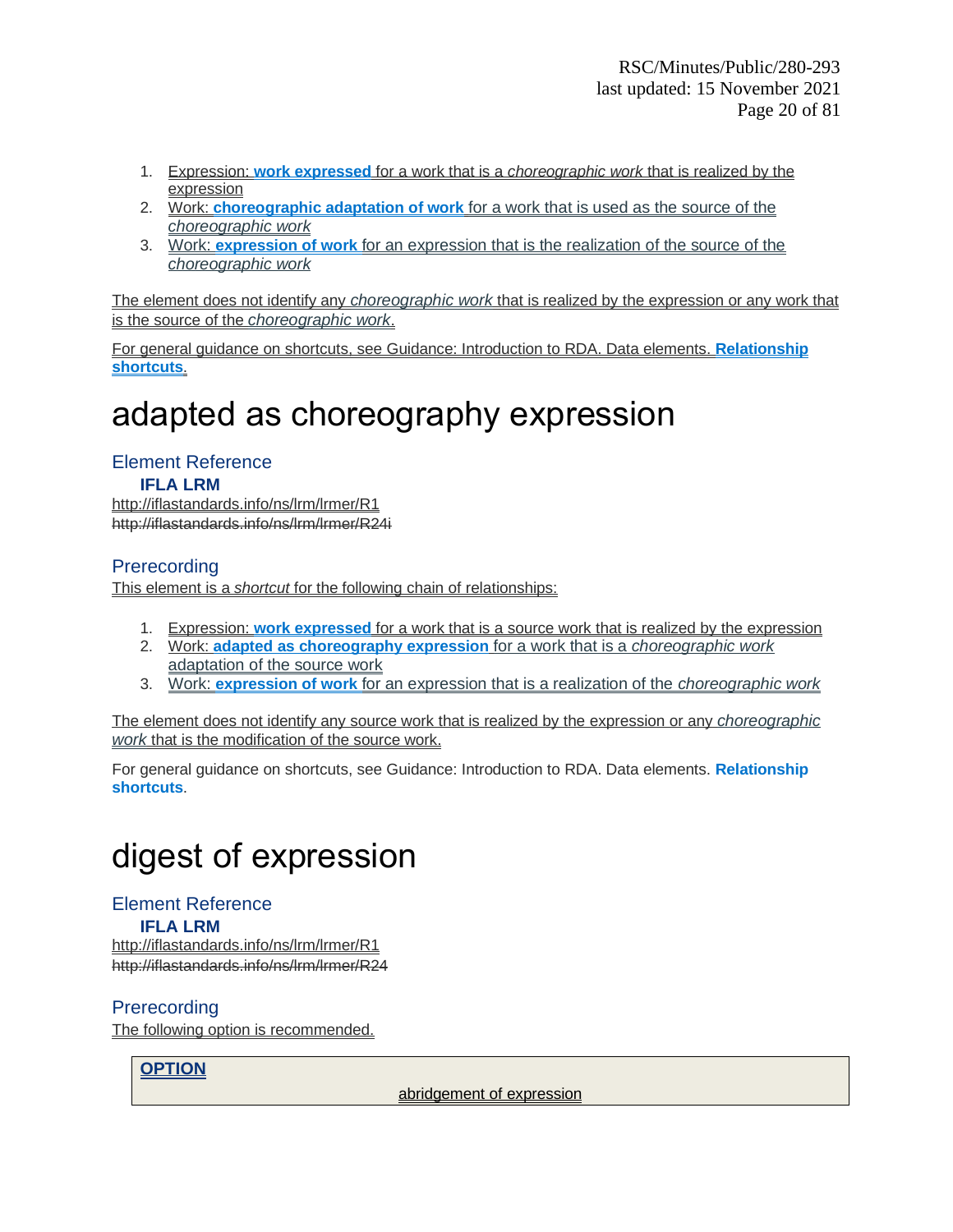1. Expression: **work expressed** for a work that is a *choreographic work* that is realized by the expression
2. Work: **choreographic adaptation of work** for a work that is used as the source of the *choreographic work*
3. Work: **expression of work** for an expression that is the realization of the source of the *choreographic work*

The element does not identify any *choreographic work* that is realized by the expression or any work that is the source of the *choreographic work*.

For general guidance on shortcuts, see Guidance: Introduction to RDA. Data elements. **Relationship shortcuts**.

# adapted as choreography expression

## Element Reference

### IFLA LRM

http://iflastandards.info/ns/lrm/lrmer/R1

~~http://iflastandards.info/ns/lrm/lrmer/R24i~~

## Prerecording

This element is a *shortcut* for the following chain of relationships:

1. Expression: **work expressed** for a work that is a source work that is realized by the expression
2. Work: **adapted as choreography expression** for a work that is a *choreographic work* adaptation of the source work
3. Work: **expression of work** for an expression that is a realization of the *choreographic work*

The element does not identify any source work that is realized by the expression or any *choreographic work* that is the modification of the source work.

For general guidance on shortcuts, see Guidance: Introduction to RDA. Data elements. **Relationship shortcuts**.

# digest of expression

## Element Reference

### IFLA LRM

http://iflastandards.info/ns/lrm/lrmer/R1

~~http://iflastandards.info/ns/lrm/lrmer/R24~~

## Prerecording

The following option is recommended.

| **OPTION** |
| --- |
| abridgement of expression |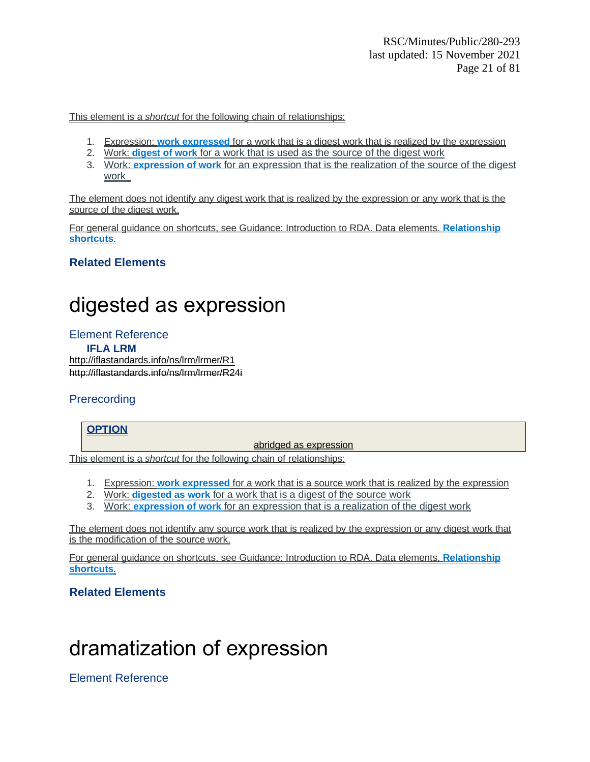This element is a *shortcut* for the following chain of relationships:

1. Expression: **work expressed** for a work that is a digest work that is realized by the expression
2. Work: **digest of work** for a work that is used as the source of the digest work
3. Work: **expression of work** for an expression that is the realization of the source of the digest work

The element does not identify any digest work that is realized by the expression or any work that is the source of the digest work.

For general guidance on shortcuts, see Guidance: Introduction to RDA. Data elements. **Relationship shortcuts**.

### Related Elements

# digested as expression

## Element Reference

### IFLA LRM

http://iflastandards.info/ns/lrm/lrmer/R1

~~http://iflastandards.info/ns/lrm/lrmer/R24i~~

## Prerecording

**OPTION**

abridged as expression

This element is a *shortcut* for the following chain of relationships:

1. Expression: **work expressed** for a work that is a source work that is realized by the expression
2. Work: **digested as work** for a work that is a digest of the source work
3. Work: **expression of work** for an expression that is a realization of the digest work

The element does not identify any source work that is realized by the expression or any digest work that is the modification of the source work.

For general guidance on shortcuts, see Guidance: Introduction to RDA. Data elements. **Relationship shortcuts**.

### Related Elements

# dramatization of expression

## Element Reference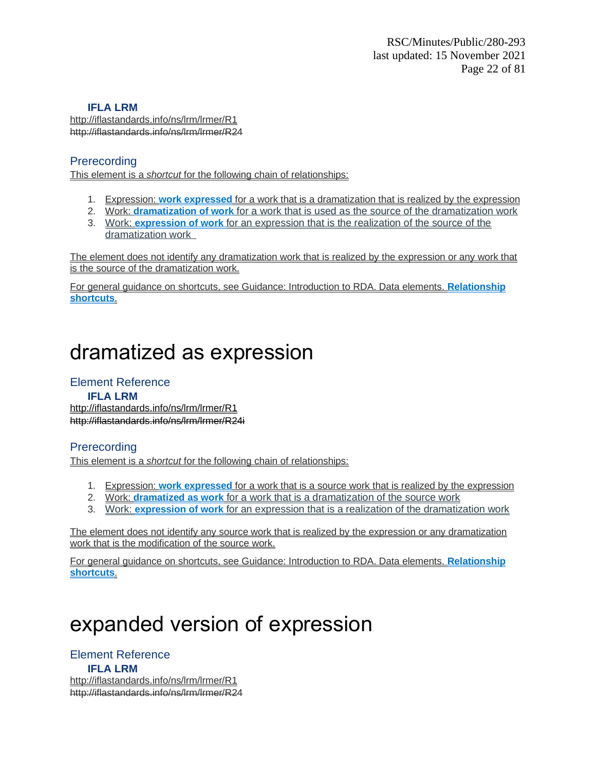**IFLA LRM**

http://iflastandards.info/ns/lrm/lrmer/R1

~~http://iflastandards.info/ns/lrm/lrmer/R24~~

### Prerecording

This element is a *shortcut* for the following chain of relationships:

1. Expression: **work expressed** for a work that is a dramatization that is realized by the expression
2. Work: **dramatization of work** for a work that is used as the source of the dramatization work
3. Work: **expression of work** for an expression that is the realization of the source of the dramatization work

The element does not identify any dramatization work that is realized by the expression or any work that is the source of the dramatization work.

For general guidance on shortcuts, see Guidance: Introduction to RDA. Data elements. **Relationship shortcuts**.

# dramatized as expression

### Element Reference

**IFLA LRM**

http://iflastandards.info/ns/lrm/lrmer/R1

~~http://iflastandards.info/ns/lrm/lrmer/R24i~~

### Prerecording

This element is a *shortcut* for the following chain of relationships:

1. Expression: **work expressed** for a work that is a source work that is realized by the expression
2. Work: **dramatized as work** for a work that is a dramatization of the source work
3. Work: **expression of work** for an expression that is a realization of the dramatization work

The element does not identify any source work that is realized by the expression or any dramatization work that is the modification of the source work.

For general guidance on shortcuts, see Guidance: Introduction to RDA. Data elements. **Relationship shortcuts**.

# expanded version of expression

### Element Reference

**IFLA LRM**

http://iflastandards.info/ns/lrm/lrmer/R1

~~http://iflastandards.info/ns/lrm/lrmer/R24~~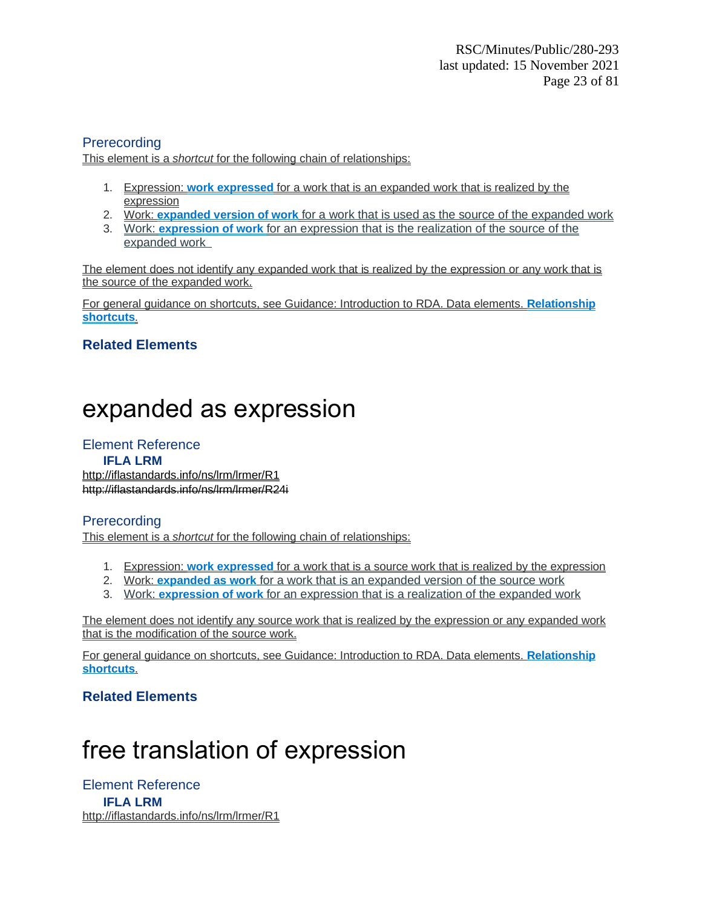### Prerecording

This element is a *shortcut* for the following chain of relationships:

1. Expression: **work expressed** for a work that is an expanded work that is realized by the expression
2. Work: **expanded version of work** for a work that is used as the source of the expanded work
3. Work: **expression of work** for an expression that is the realization of the source of the expanded work

The element does not identify any expanded work that is realized by the expression or any work that is the source of the expanded work.

For general guidance on shortcuts, see Guidance: Introduction to RDA. Data elements. **Relationship shortcuts**.

#### Related Elements

# expanded as expression

### Element Reference

**IFLA LRM**

http://iflastandards.info/ns/lrm/lrmer/R1

~~http://iflastandards.info/ns/lrm/lrmer/R24i~~

### Prerecording

This element is a *shortcut* for the following chain of relationships:

1. Expression: **work expressed** for a work that is a source work that is realized by the expression
2. Work: **expanded as work** for a work that is an expanded version of the source work
3. Work: **expression of work** for an expression that is a realization of the expanded work

The element does not identify any source work that is realized by the expression or any expanded work that is the modification of the source work.

For general guidance on shortcuts, see Guidance: Introduction to RDA. Data elements. **Relationship shortcuts**.

#### Related Elements

# free translation of expression

### Element Reference

**IFLA LRM**

http://iflastandards.info/ns/lrm/lrmer/R1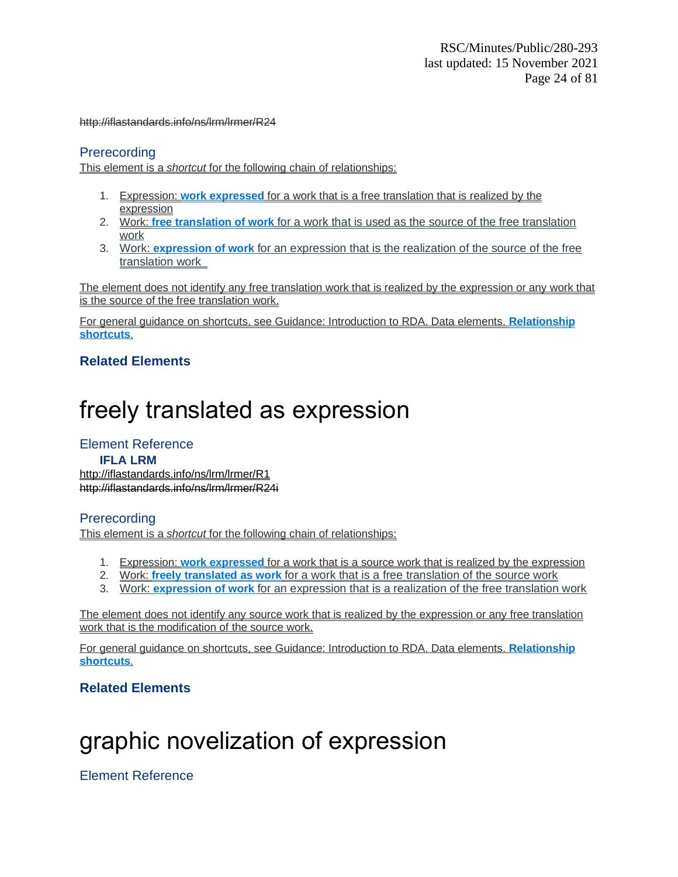http://iflastandards.info/ns/lrm/lrmer/R24

### Prerecording

This element is a *shortcut* for the following chain of relationships:

1. Expression: **work expressed** for a work that is a free translation that is realized by the expression
2. Work: **free translation of work** for a work that is used as the source of the free translation work
3. Work: **expression of work** for an expression that is the realization of the source of the free translation work

The element does not identify any free translation work that is realized by the expression or any work that is the source of the free translation work.

For general guidance on shortcuts, see Guidance: Introduction to RDA. Data elements. **Relationship shortcuts**.

#### Related Elements

# freely translated as expression

### Element Reference

**IFLA LRM**

http://iflastandards.info/ns/lrm/lrmer/R1
http://iflastandards.info/ns/lrm/lrmer/R24i

### Prerecording

This element is a *shortcut* for the following chain of relationships:

1. Expression: **work expressed** for a work that is a source work that is realized by the expression
2. Work: **freely translated as work** for a work that is a free translation of the source work
3. Work: **expression of work** for an expression that is a realization of the free translation work

The element does not identify any source work that is realized by the expression or any free translation work that is the modification of the source work.

For general guidance on shortcuts, see Guidance: Introduction to RDA. Data elements. **Relationship shortcuts**.

#### Related Elements

# graphic novelization of expression

### Element Reference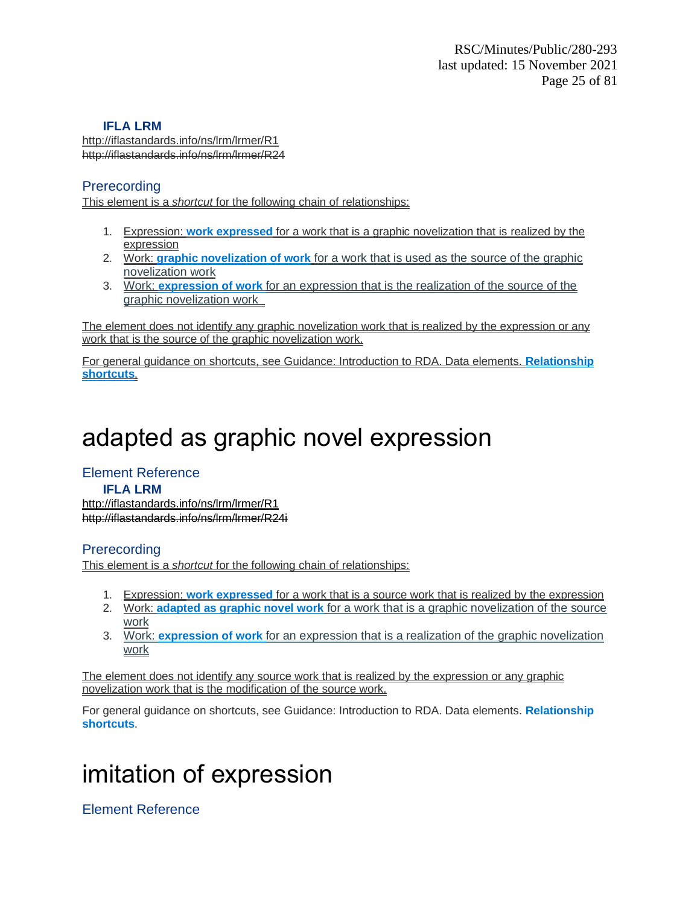### IFLA LRM

http://iflastandards.info/ns/lrm/lrmer/R1
~~http://iflastandards.info/ns/lrm/lrmer/R24~~

### Prerecording

This element is a *shortcut* for the following chain of relationships:

1. Expression: **work expressed** for a work that is a graphic novelization that is realized by the expression
2. Work: **graphic novelization of work** for a work that is used as the source of the graphic novelization work
3. Work: **expression of work** for an expression that is the realization of the source of the graphic novelization work

The element does not identify any graphic novelization work that is realized by the expression or any work that is the source of the graphic novelization work.

For general guidance on shortcuts, see Guidance: Introduction to RDA. Data elements. **Relationship shortcuts**.

# adapted as graphic novel expression

### Element Reference

### IFLA LRM

http://iflastandards.info/ns/lrm/lrmer/R1
~~http://iflastandards.info/ns/lrm/lrmer/R24i~~

### Prerecording

This element is a *shortcut* for the following chain of relationships:

1. Expression: **work expressed** for a work that is a source work that is realized by the expression
2. Work: **adapted as graphic novel work** for a work that is a graphic novelization of the source work
3. Work: **expression of work** for an expression that is a realization of the graphic novelization work

The element does not identify any source work that is realized by the expression or any graphic novelization work that is the modification of the source work.

For general guidance on shortcuts, see Guidance: Introduction to RDA. Data elements. **Relationship shortcuts**.

# imitation of expression

### Element Reference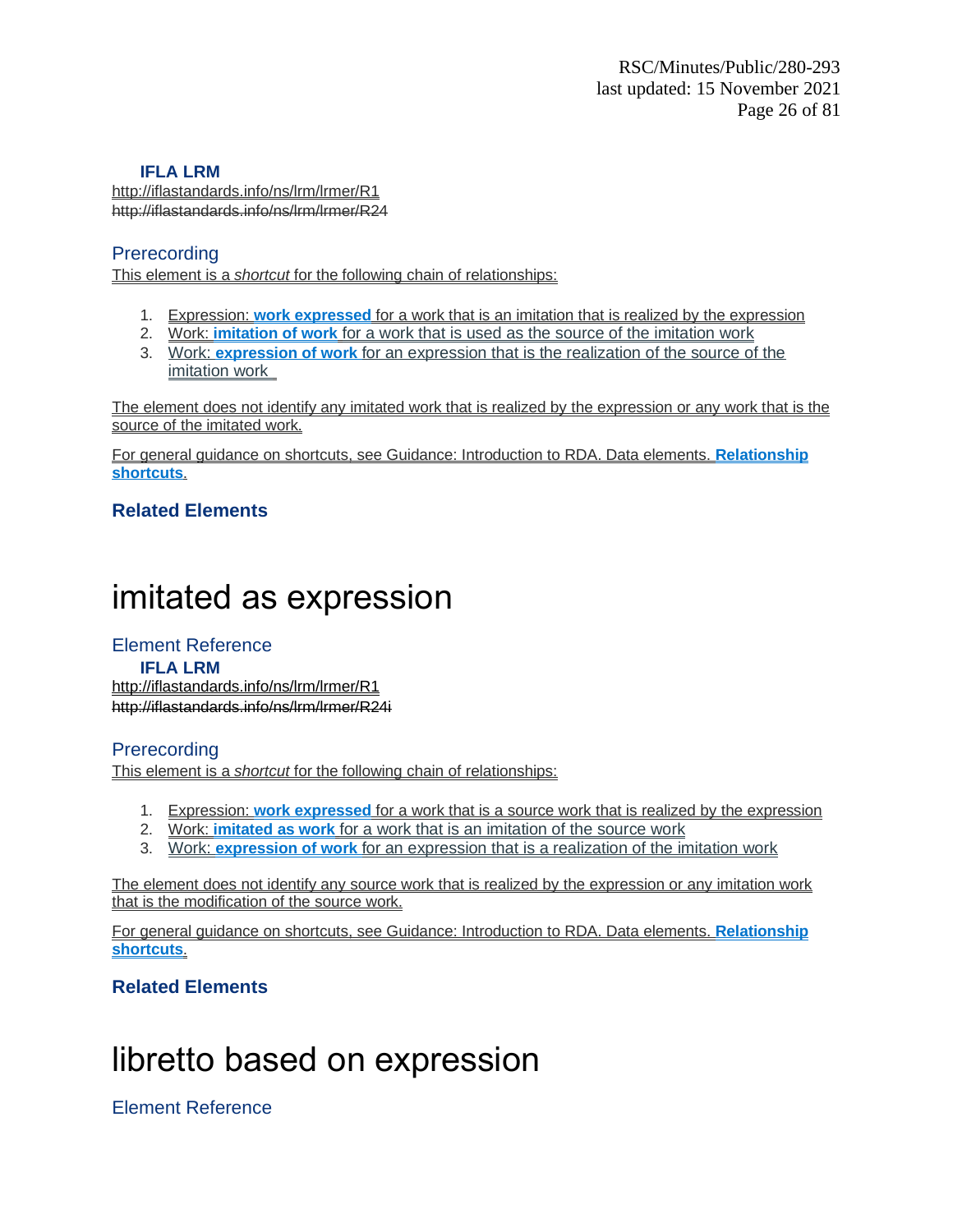**IFLA LRM**

http://iflastandards.info/ns/lrm/lrmer/R1

~~http://iflastandards.info/ns/lrm/lrmer/R24~~

### Prerecording

This element is a *shortcut* for the following chain of relationships:

1. Expression: **work expressed** for a work that is an imitation that is realized by the expression
2. Work: **imitation of work** for a work that is used as the source of the imitation work
3. Work: **expression of work** for an expression that is the realization of the source of the imitation work

The element does not identify any imitated work that is realized by the expression or any work that is the source of the imitated work.

For general guidance on shortcuts, see Guidance: Introduction to RDA. Data elements. **Relationship shortcuts**.

**Related Elements**

# imitated as expression

### Element Reference

**IFLA LRM**

http://iflastandards.info/ns/lrm/lrmer/R1

~~http://iflastandards.info/ns/lrm/lrmer/R24i~~

### Prerecording

This element is a *shortcut* for the following chain of relationships:

1. Expression: **work expressed** for a work that is a source work that is realized by the expression
2. Work: **imitated as work** for a work that is an imitation of the source work
3. Work: **expression of work** for an expression that is a realization of the imitation work

The element does not identify any source work that is realized by the expression or any imitation work that is the modification of the source work.

For general guidance on shortcuts, see Guidance: Introduction to RDA. Data elements. **Relationship shortcuts**.

**Related Elements**

# libretto based on expression

### Element Reference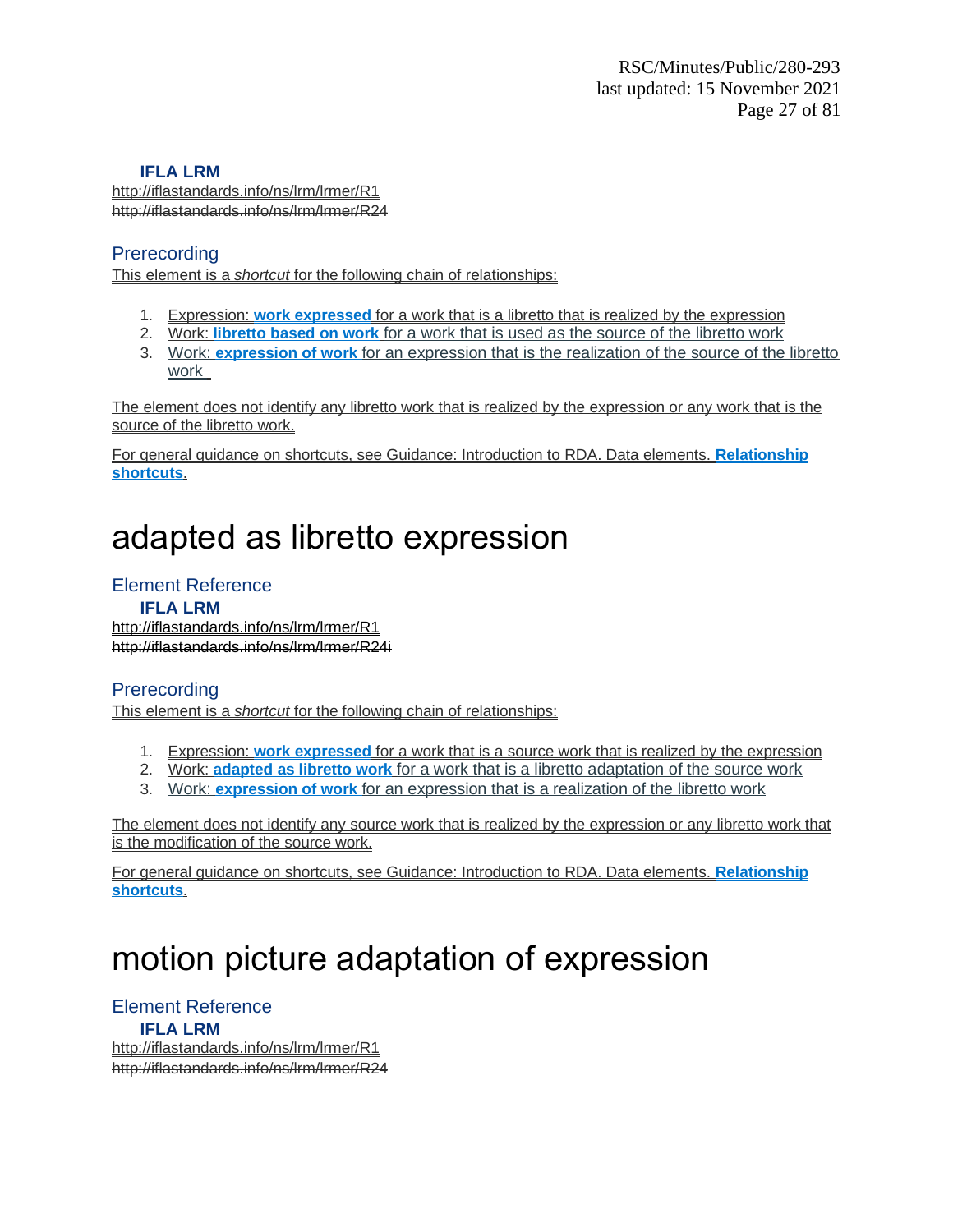**IFLA LRM**

http://iflastandards.info/ns/lrm/lrmer/R1

~~http://iflastandards.info/ns/lrm/lrmer/R24~~

### Prerecording

This element is a *shortcut* for the following chain of relationships:

1. Expression: **work expressed** for a work that is a libretto that is realized by the expression
2. Work: **libretto based on work** for a work that is used as the source of the libretto work
3. Work: **expression of work** for an expression that is the realization of the source of the libretto work

The element does not identify any libretto work that is realized by the expression or any work that is the source of the libretto work.

For general guidance on shortcuts, see Guidance: Introduction to RDA. Data elements. **Relationship shortcuts**.

# adapted as libretto expression

### Element Reference

**IFLA LRM**

http://iflastandards.info/ns/lrm/lrmer/R1

~~http://iflastandards.info/ns/lrm/lrmer/R24i~~

### Prerecording

This element is a *shortcut* for the following chain of relationships:

1. Expression: **work expressed** for a work that is a source work that is realized by the expression
2. Work: **adapted as libretto work** for a work that is a libretto adaptation of the source work
3. Work: **expression of work** for an expression that is a realization of the libretto work

The element does not identify any source work that is realized by the expression or any libretto work that is the modification of the source work.

For general guidance on shortcuts, see Guidance: Introduction to RDA. Data elements. **Relationship shortcuts**.

# motion picture adaptation of expression

### Element Reference

**IFLA LRM**

http://iflastandards.info/ns/lrm/lrmer/R1

~~http://iflastandards.info/ns/lrm/lrmer/R24~~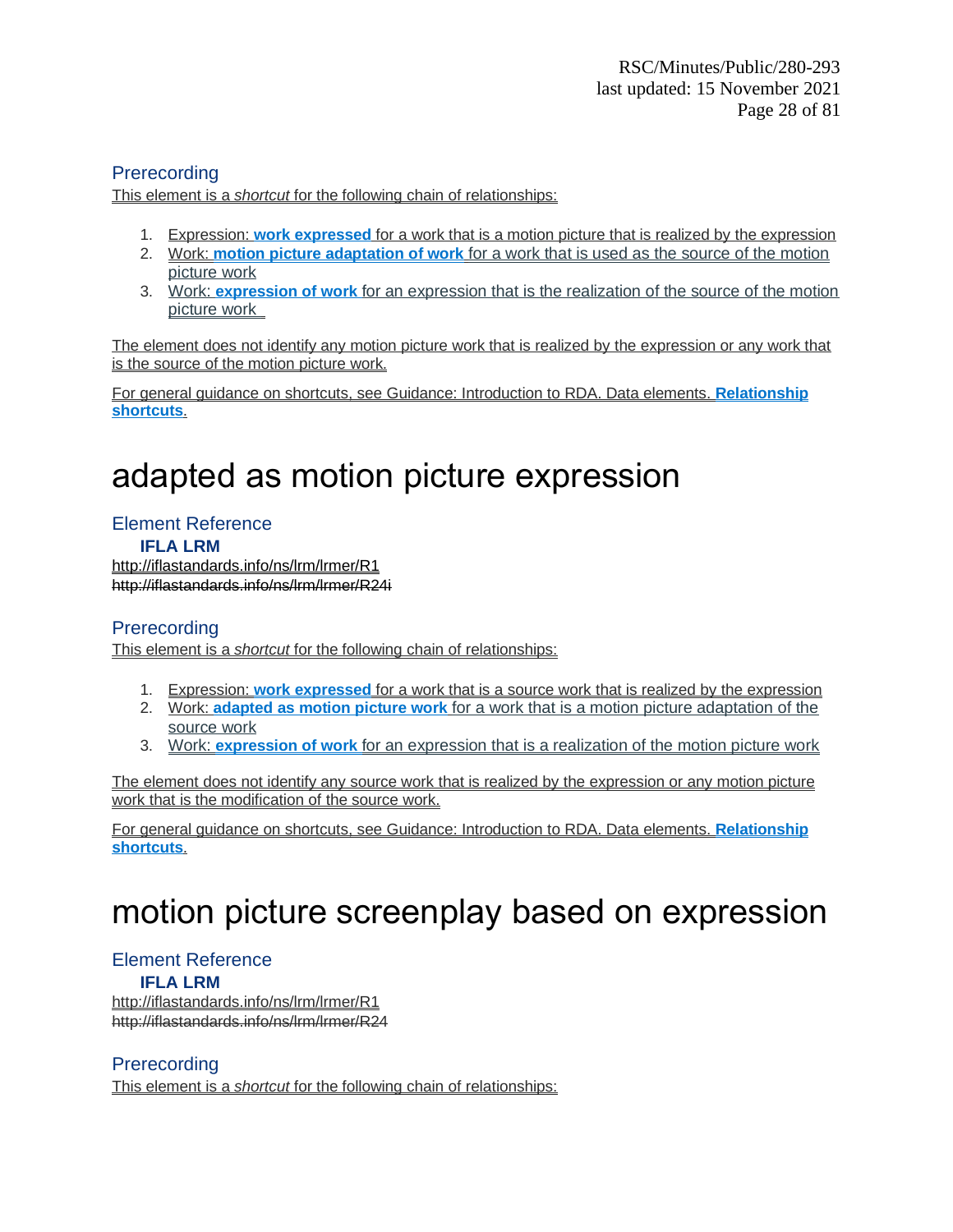### Prerecording

This element is a *shortcut* for the following chain of relationships:

1. Expression: **work expressed** for a work that is a motion picture that is realized by the expression
2. Work: **motion picture adaptation of work** for a work that is used as the source of the motion picture work
3. Work: **expression of work** for an expression that is the realization of the source of the motion picture work

The element does not identify any motion picture work that is realized by the expression or any work that is the source of the motion picture work.

For general guidance on shortcuts, see Guidance: Introduction to RDA. Data elements. **Relationship shortcuts**.

# adapted as motion picture expression

### Element Reference

**IFLA LRM**

http://iflastandards.info/ns/lrm/lrmer/R1

~~http://iflastandards.info/ns/lrm/lrmer/R24i~~

### Prerecording

This element is a *shortcut* for the following chain of relationships:

1. Expression: **work expressed** for a work that is a source work that is realized by the expression
2. Work: **adapted as motion picture work** for a work that is a motion picture adaptation of the source work
3. Work: **expression of work** for an expression that is a realization of the motion picture work

The element does not identify any source work that is realized by the expression or any motion picture work that is the modification of the source work.

For general guidance on shortcuts, see Guidance: Introduction to RDA. Data elements. **Relationship shortcuts**.

# motion picture screenplay based on expression

### Element Reference

**IFLA LRM**

http://iflastandards.info/ns/lrm/lrmer/R1

~~http://iflastandards.info/ns/lrm/lrmer/R24~~

### Prerecording

This element is a *shortcut* for the following chain of relationships: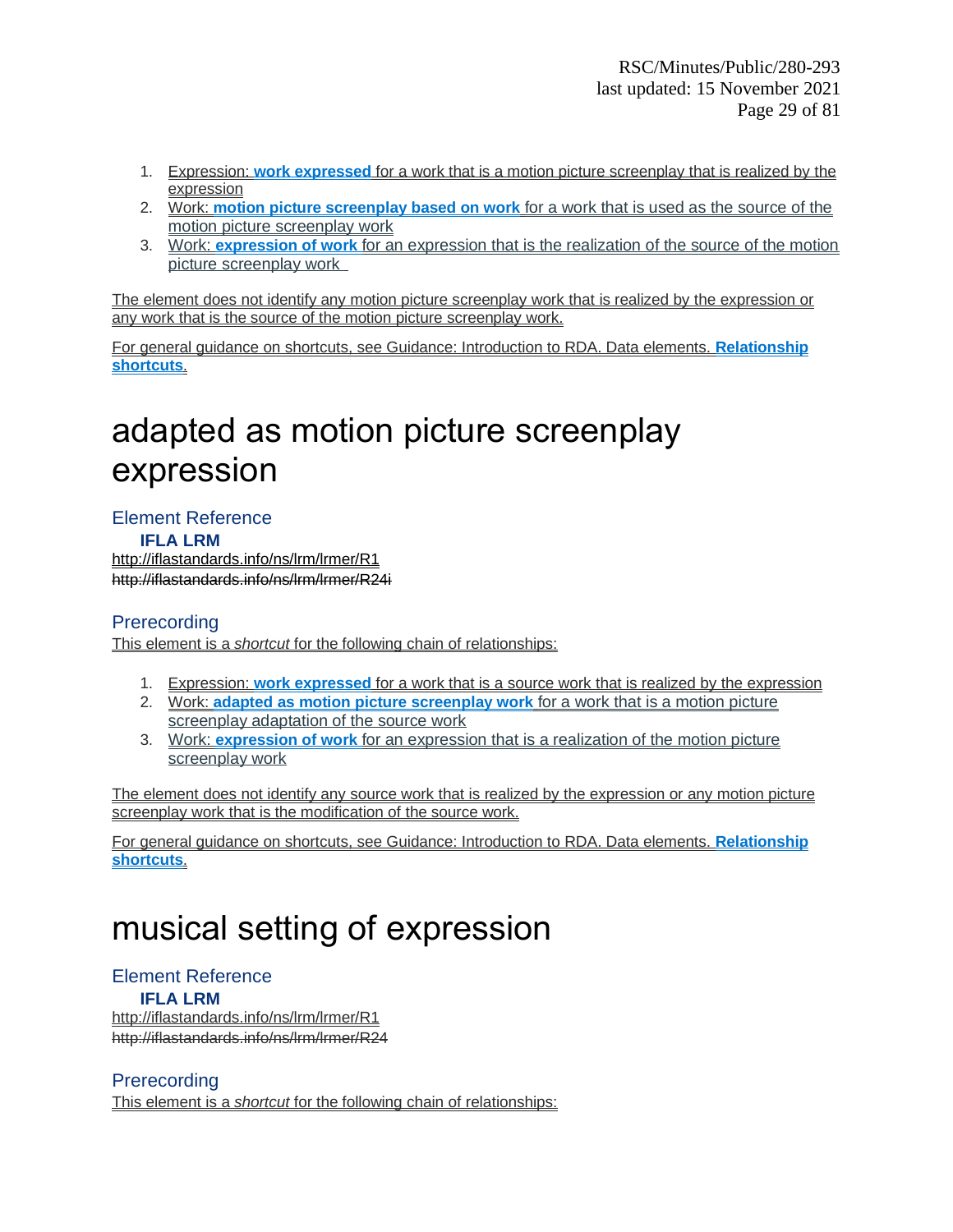1. Expression: **work expressed** for a work that is a motion picture screenplay that is realized by the expression
2. Work: **motion picture screenplay based on work** for a work that is used as the source of the motion picture screenplay work
3. Work: **expression of work** for an expression that is the realization of the source of the motion picture screenplay work

The element does not identify any motion picture screenplay work that is realized by the expression or any work that is the source of the motion picture screenplay work.

For general guidance on shortcuts, see Guidance: Introduction to RDA. Data elements. **Relationship shortcuts.**

# adapted as motion picture screenplay expression

## Element Reference

### IFLA LRM

http://iflastandards.info/ns/lrm/lrmer/R1

~~http://iflastandards.info/ns/lrm/lrmer/R24i~~

## Prerecording

This element is a *shortcut* for the following chain of relationships:

1. Expression: **work expressed** for a work that is a source work that is realized by the expression
2. Work: **adapted as motion picture screenplay work** for a work that is a motion picture screenplay adaptation of the source work
3. Work: **expression of work** for an expression that is a realization of the motion picture screenplay work

The element does not identify any source work that is realized by the expression or any motion picture screenplay work that is the modification of the source work.

For general guidance on shortcuts, see Guidance: Introduction to RDA. Data elements. **Relationship shortcuts.**

# musical setting of expression

## Element Reference

### IFLA LRM

http://iflastandards.info/ns/lrm/lrmer/R1

~~http://iflastandards.info/ns/lrm/lrmer/R24~~

## Prerecording

This element is a *shortcut* for the following chain of relationships: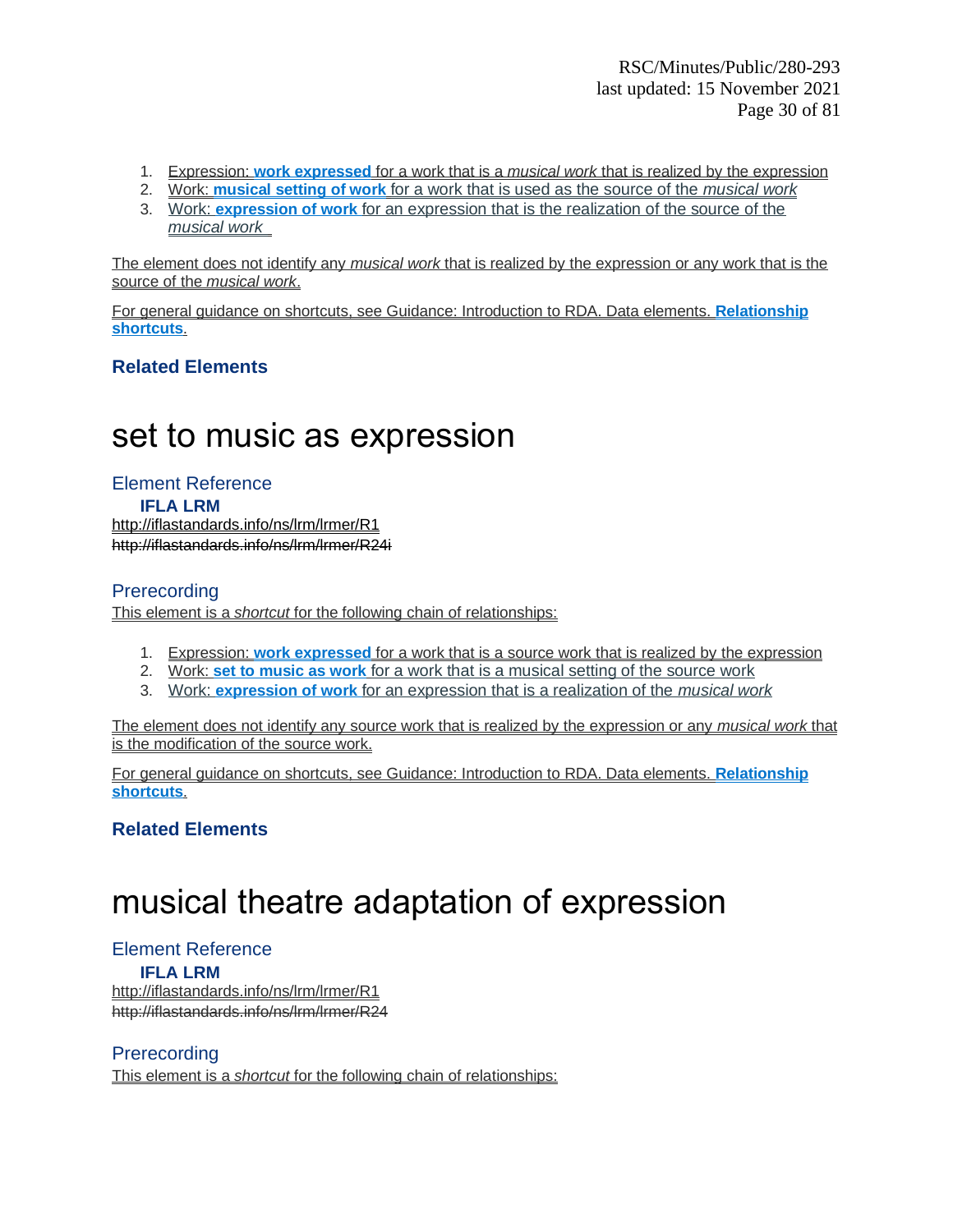1. Expression: **work expressed** for a work that is a *musical work* that is realized by the expression
2. Work: **musical setting of work** for a work that is used as the source of the *musical work*
3. Work: **expression of work** for an expression that is the realization of the source of the *musical work*

The element does not identify any *musical work* that is realized by the expression or any work that is the source of the *musical work*.

For general guidance on shortcuts, see Guidance: Introduction to RDA. Data elements. **Relationship shortcuts**.

### Related Elements

# set to music as expression

## Element Reference

**IFLA LRM**

http://iflastandards.info/ns/lrm/lrmer/R1

~~http://iflastandards.info/ns/lrm/lrmer/R24i~~

## Prerecording

This element is a *shortcut* for the following chain of relationships:

1. Expression: **work expressed** for a work that is a source work that is realized by the expression
2. Work: **set to music as work** for a work that is a musical setting of the source work
3. Work: **expression of work** for an expression that is a realization of the *musical work*

The element does not identify any source work that is realized by the expression or any *musical work* that is the modification of the source work.

For general guidance on shortcuts, see Guidance: Introduction to RDA. Data elements. **Relationship shortcuts**.

### Related Elements

# musical theatre adaptation of expression

## Element Reference

**IFLA LRM**

http://iflastandards.info/ns/lrm/lrmer/R1

~~http://iflastandards.info/ns/lrm/lrmer/R24~~

## Prerecording

This element is a *shortcut* for the following chain of relationships: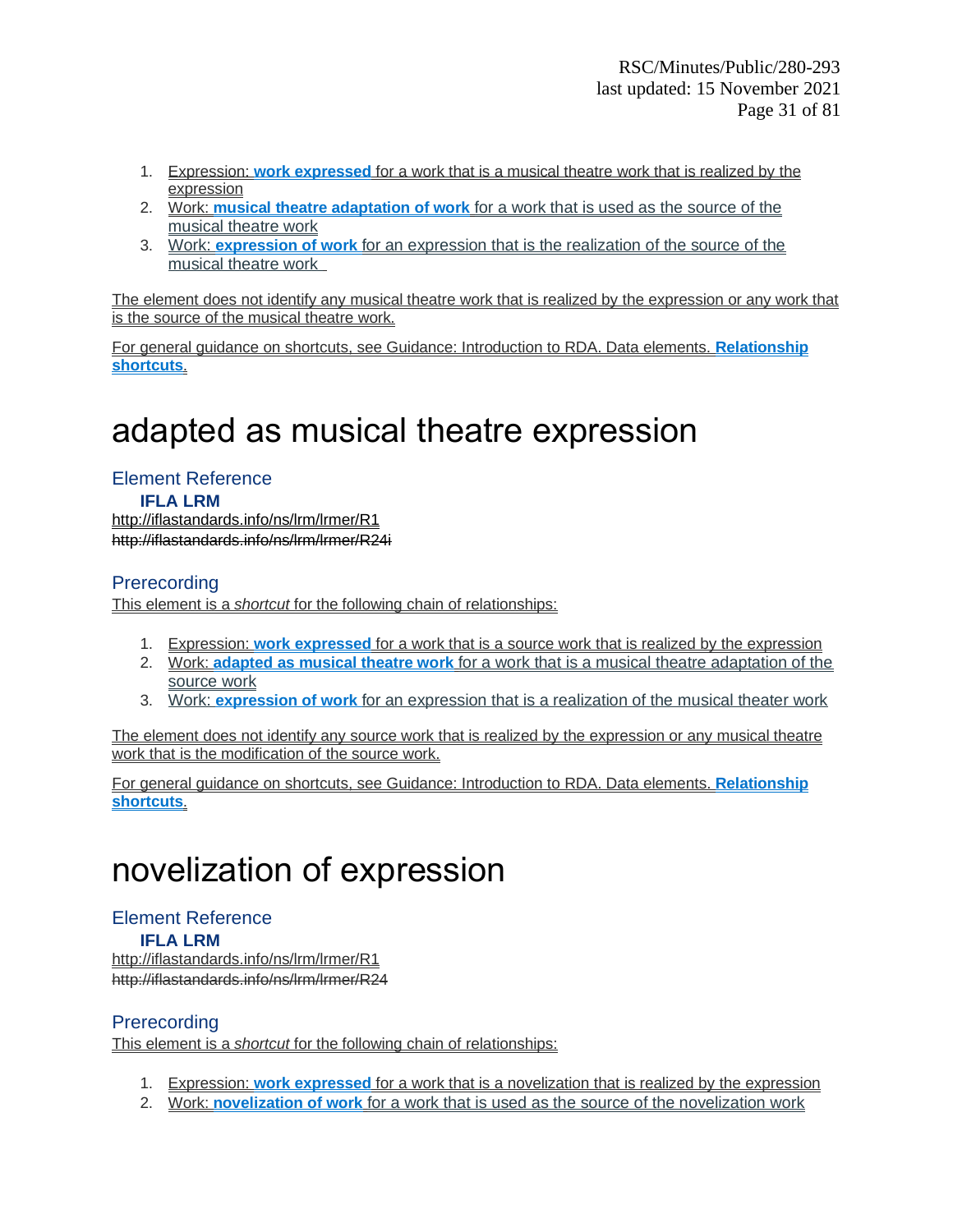1. Expression: **work expressed** for a work that is a musical theatre work that is realized by the expression
2. Work: **musical theatre adaptation of work** for a work that is used as the source of the musical theatre work
3. Work: **expression of work** for an expression that is the realization of the source of the musical theatre work

The element does not identify any musical theatre work that is realized by the expression or any work that is the source of the musical theatre work.

For general guidance on shortcuts, see Guidance: Introduction to RDA. Data elements. **Relationship shortcuts**.

# adapted as musical theatre expression

## Element Reference

**IFLA LRM**

http://iflastandards.info/ns/lrm/lrmer/R1

~~http://iflastandards.info/ns/lrm/lrmer/R24i~~

## Prerecording

This element is a *shortcut* for the following chain of relationships:

1. Expression: **work expressed** for a work that is a source work that is realized by the expression
2. Work: **adapted as musical theatre work** for a work that is a musical theatre adaptation of the source work
3. Work: **expression of work** for an expression that is a realization of the musical theater work

The element does not identify any source work that is realized by the expression or any musical theatre work that is the modification of the source work.

For general guidance on shortcuts, see Guidance: Introduction to RDA. Data elements. **Relationship shortcuts**.

# novelization of expression

## Element Reference

**IFLA LRM**

http://iflastandards.info/ns/lrm/lrmer/R1

~~http://iflastandards.info/ns/lrm/lrmer/R24~~

## Prerecording

This element is a *shortcut* for the following chain of relationships:

1. Expression: **work expressed** for a work that is a novelization that is realized by the expression
2. Work: **novelization of work** for a work that is used as the source of the novelization work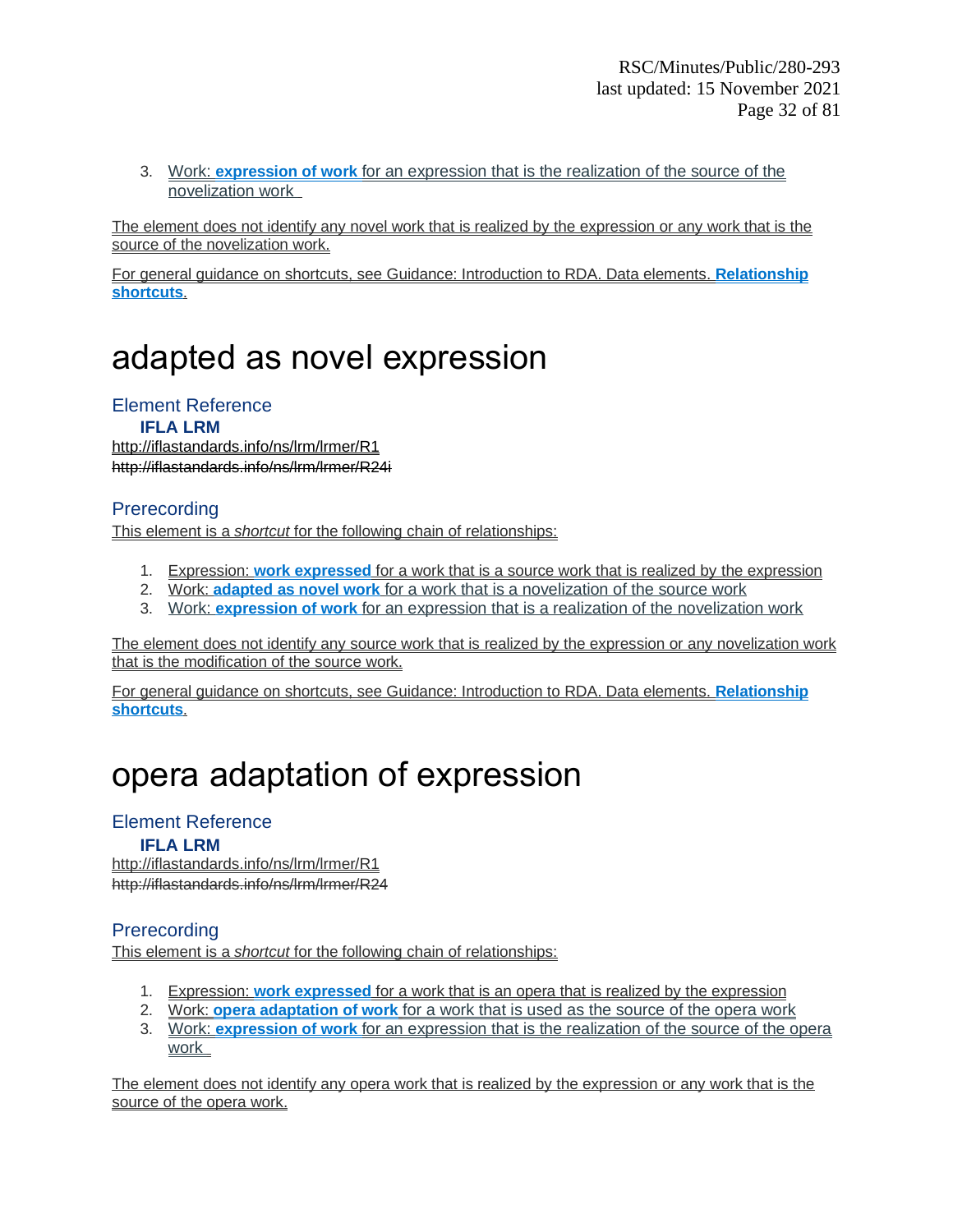3. Work: **expression of work** for an expression that is the realization of the source of the novelization work

The element does not identify any novel work that is realized by the expression or any work that is the source of the novelization work.

For general guidance on shortcuts, see Guidance: Introduction to RDA. Data elements. **Relationship shortcuts**.

# adapted as novel expression

## Element Reference

### IFLA LRM

http://iflastandards.info/ns/lrm/lrmer/R1

~~http://iflastandards.info/ns/lrm/lrmer/R24i~~

## Prerecording

This element is a *shortcut* for the following chain of relationships:

1. Expression: **work expressed** for a work that is a source work that is realized by the expression
2. Work: **adapted as novel work** for a work that is a novelization of the source work
3. Work: **expression of work** for an expression that is a realization of the novelization work

The element does not identify any source work that is realized by the expression or any novelization work that is the modification of the source work.

For general guidance on shortcuts, see Guidance: Introduction to RDA. Data elements. **Relationship shortcuts**.

# opera adaptation of expression

## Element Reference

### IFLA LRM

http://iflastandards.info/ns/lrm/lrmer/R1

~~http://iflastandards.info/ns/lrm/lrmer/R24~~

## Prerecording

This element is a *shortcut* for the following chain of relationships:

1. Expression: **work expressed** for a work that is an opera that is realized by the expression
2. Work: **opera adaptation of work** for a work that is used as the source of the opera work
3. Work: **expression of work** for an expression that is the realization of the source of the opera work

The element does not identify any opera work that is realized by the expression or any work that is the source of the opera work.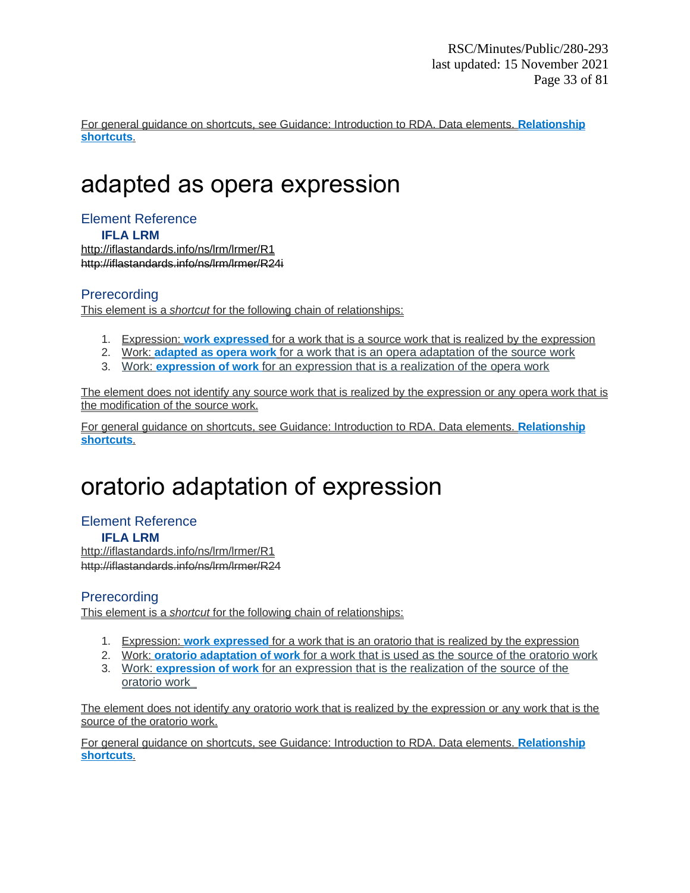For general guidance on shortcuts, see Guidance: Introduction to RDA. Data elements. **Relationship shortcuts**.

# adapted as opera expression

## Element Reference

### IFLA LRM

http://iflastandards.info/ns/lrm/lrmer/R1

~~http://iflastandards.info/ns/lrm/lrmer/R24i~~

## Prerecording

This element is a *shortcut* for the following chain of relationships:

1. Expression: **work expressed** for a work that is a source work that is realized by the expression
2. Work: **adapted as opera work** for a work that is an opera adaptation of the source work
3. Work: **expression of work** for an expression that is a realization of the opera work

The element does not identify any source work that is realized by the expression or any opera work that is the modification of the source work.

For general guidance on shortcuts, see Guidance: Introduction to RDA. Data elements. **Relationship shortcuts**.

# oratorio adaptation of expression

## Element Reference

### IFLA LRM

http://iflastandards.info/ns/lrm/lrmer/R1

~~http://iflastandards.info/ns/lrm/lrmer/R24~~

## Prerecording

This element is a *shortcut* for the following chain of relationships:

1. Expression: **work expressed** for a work that is an oratorio that is realized by the expression
2. Work: **oratorio adaptation of work** for a work that is used as the source of the oratorio work
3. Work: **expression of work** for an expression that is the realization of the source of the oratorio work

The element does not identify any oratorio work that is realized by the expression or any work that is the source of the oratorio work.

For general guidance on shortcuts, see Guidance: Introduction to RDA. Data elements. **Relationship shortcuts**.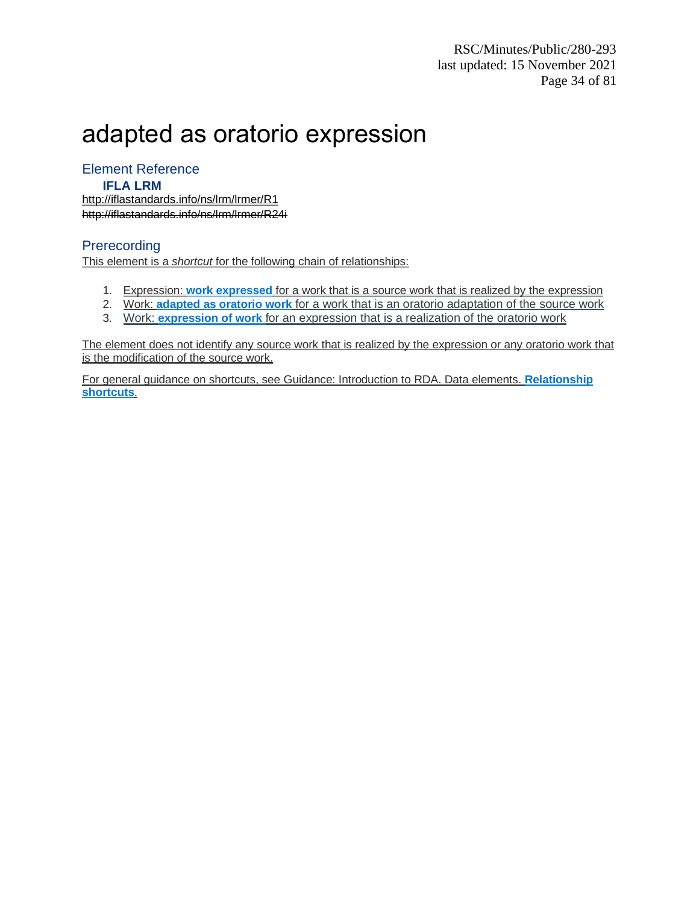# adapted as oratorio expression

## Element Reference

### IFLA LRM

http://iflastandards.info/ns/lrm/lrmer/R1
~~http://iflastandards.info/ns/lrm/lrmer/R24i~~

## Prerecording

This element is a *shortcut* for the following chain of relationships:

1. Expression: **work expressed** for a work that is a source work that is realized by the expression
2. Work: **adapted as oratorio work** for a work that is an oratorio adaptation of the source work
3. Work: **expression of work** for an expression that is a realization of the oratorio work

The element does not identify any source work that is realized by the expression or any oratorio work that is the modification of the source work.

For general guidance on shortcuts, see Guidance: Introduction to RDA. Data elements. **Relationship shortcuts**.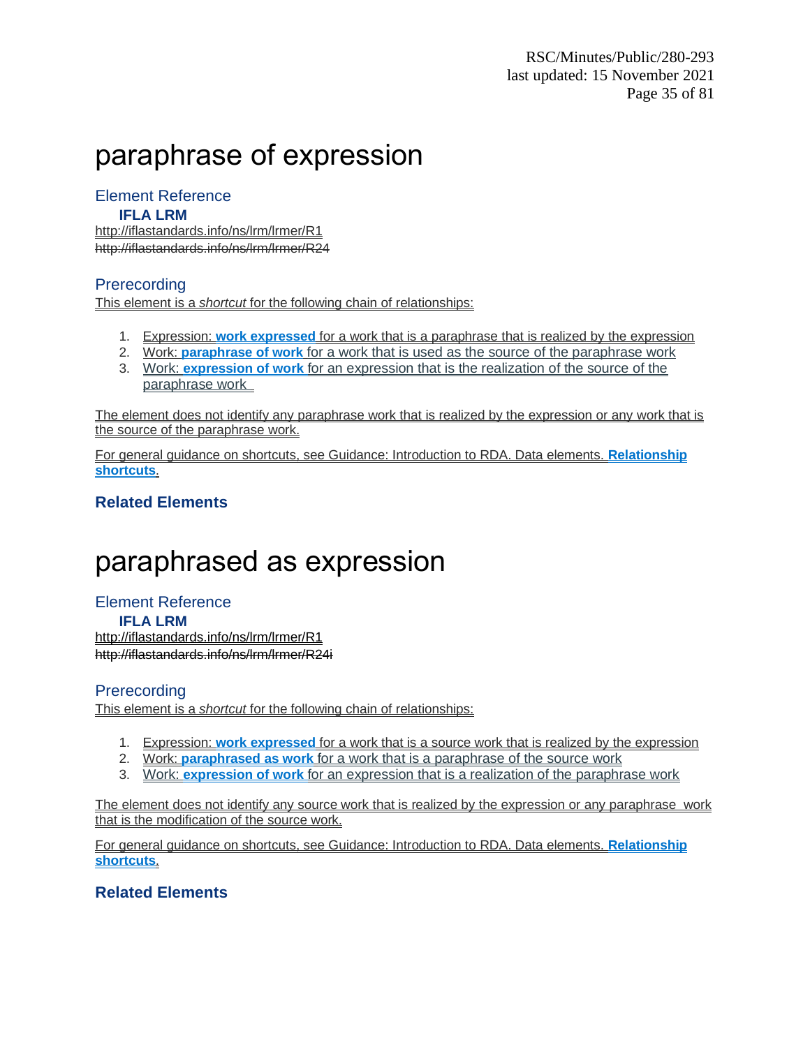# paraphrase of expression

## Element Reference

**IFLA LRM**

http://iflastandards.info/ns/lrm/lrmer/R1

~~http://iflastandards.info/ns/lrm/lrmer/R24~~

## Prerecording

This element is a *shortcut* for the following chain of relationships:

1. Expression: **work expressed** for a work that is a paraphrase that is realized by the expression
2. Work: **paraphrase of work** for a work that is used as the source of the paraphrase work
3. Work: **expression of work** for an expression that is the realization of the source of the paraphrase work

The element does not identify any paraphrase work that is realized by the expression or any work that is the source of the paraphrase work.

For general guidance on shortcuts, see Guidance: Introduction to RDA. Data elements. **Relationship shortcuts**.

### Related Elements

# paraphrased as expression

## Element Reference

**IFLA LRM**

http://iflastandards.info/ns/lrm/lrmer/R1

~~http://iflastandards.info/ns/lrm/lrmer/R24i~~

## Prerecording

This element is a *shortcut* for the following chain of relationships:

1. Expression: **work expressed** for a work that is a source work that is realized by the expression
2. Work: **paraphrased as work** for a work that is a paraphrase of the source work
3. Work: **expression of work** for an expression that is a realization of the paraphrase work

The element does not identify any source work that is realized by the expression or any paraphrase work that is the modification of the source work.

For general guidance on shortcuts, see Guidance: Introduction to RDA. Data elements. **Relationship shortcuts**.

### Related Elements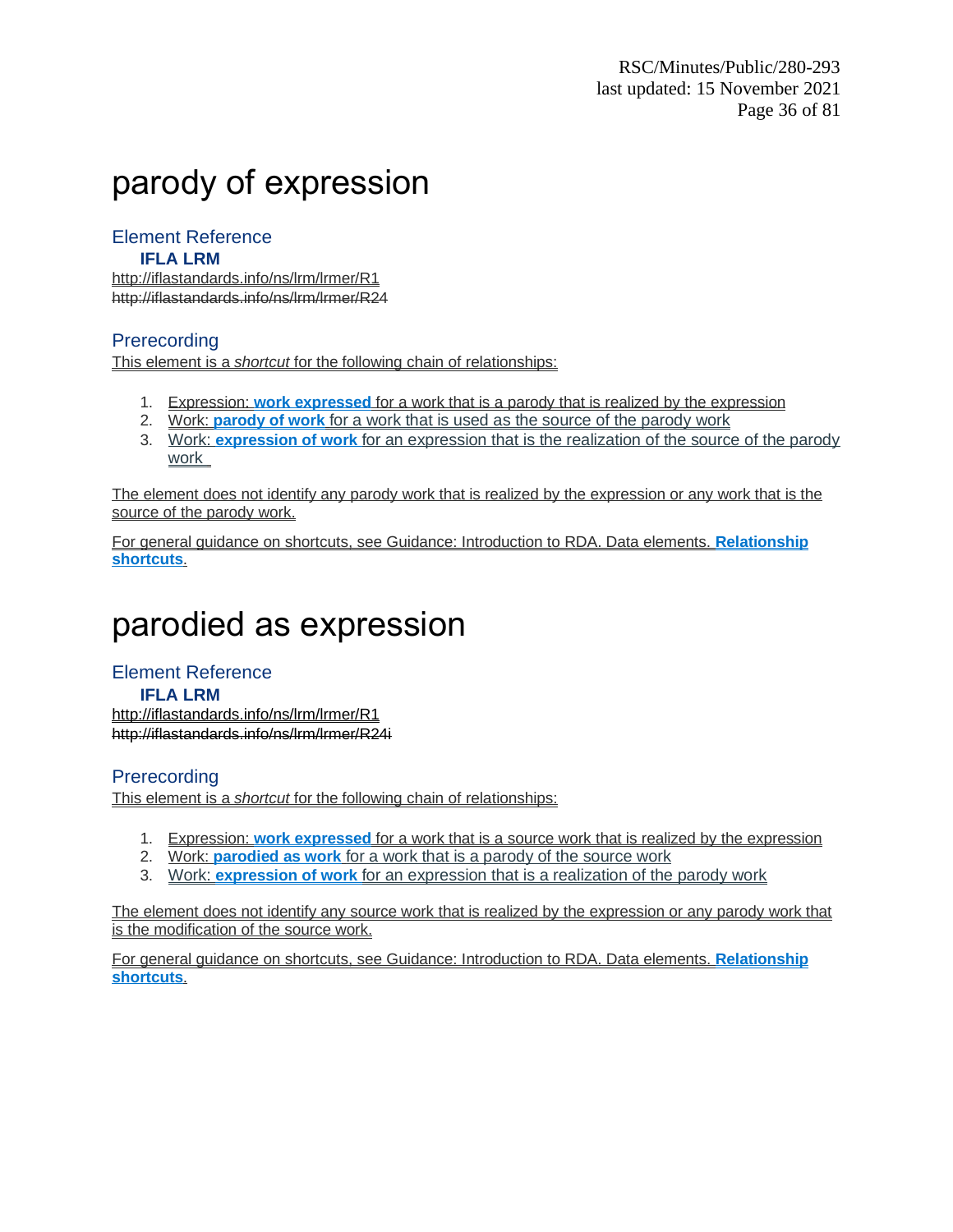# parody of expression

## Element Reference

**IFLA LRM**

http://iflastandards.info/ns/lrm/lrmer/R1

~~http://iflastandards.info/ns/lrm/lrmer/R24~~

## Prerecording

This element is a *shortcut* for the following chain of relationships:

1. Expression: **work expressed** for a work that is a parody that is realized by the expression
2. Work: **parody of work** for a work that is used as the source of the parody work
3. Work: **expression of work** for an expression that is the realization of the source of the parody work

The element does not identify any parody work that is realized by the expression or any work that is the source of the parody work.

For general guidance on shortcuts, see Guidance: Introduction to RDA. Data elements. **Relationship shortcuts**.

# parodied as expression

## Element Reference

**IFLA LRM**

http://iflastandards.info/ns/lrm/lrmer/R1

~~http://iflastandards.info/ns/lrm/lrmer/R24i~~

## Prerecording

This element is a *shortcut* for the following chain of relationships:

1. Expression: **work expressed** for a work that is a source work that is realized by the expression
2. Work: **parodied as work** for a work that is a parody of the source work
3. Work: **expression of work** for an expression that is a realization of the parody work

The element does not identify any source work that is realized by the expression or any parody work that is the modification of the source work.

For general guidance on shortcuts, see Guidance: Introduction to RDA. Data elements. **Relationship shortcuts**.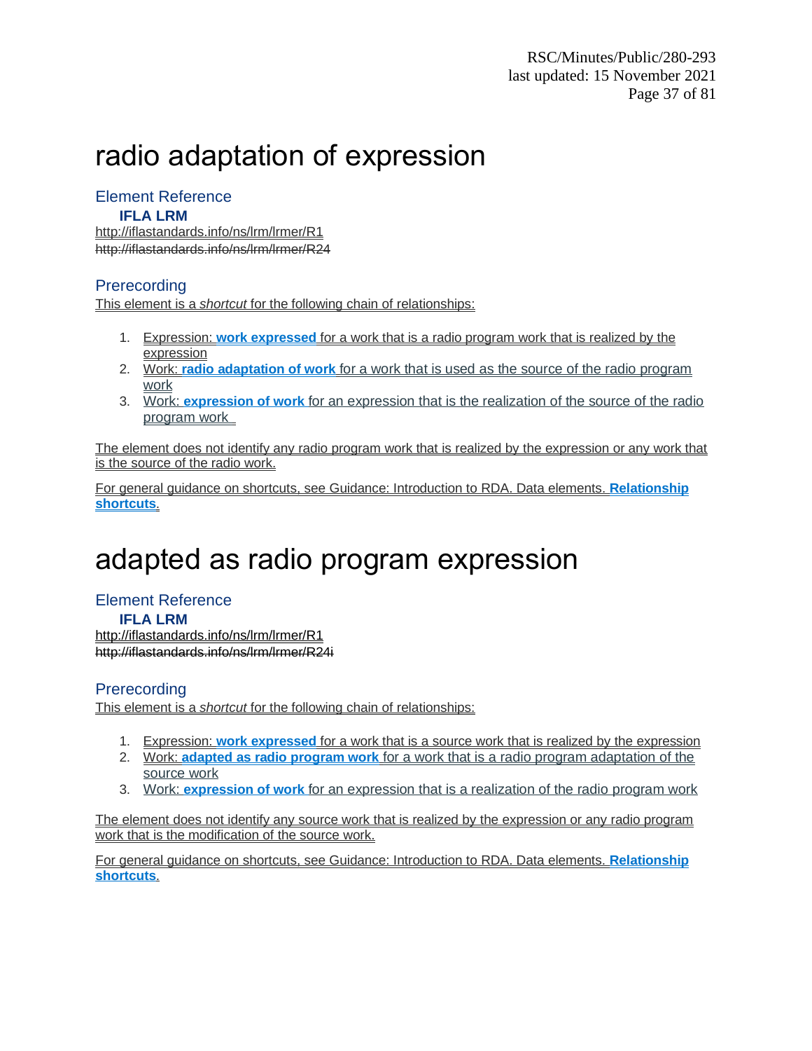# radio adaptation of expression

## Element Reference

### IFLA LRM

http://iflastandards.info/ns/lrm/lrmer/R1

~~http://iflastandards.info/ns/lrm/lrmer/R24~~

## Prerecording

This element is a *shortcut* for the following chain of relationships:

1. Expression: **work expressed** for a work that is a radio program work that is realized by the expression
2. Work: **radio adaptation of work** for a work that is used as the source of the radio program work
3. Work: **expression of work** for an expression that is the realization of the source of the radio program work

The element does not identify any radio program work that is realized by the expression or any work that is the source of the radio work.

For general guidance on shortcuts, see Guidance: Introduction to RDA. Data elements. **Relationship shortcuts**.

# adapted as radio program expression

## Element Reference

### IFLA LRM

http://iflastandards.info/ns/lrm/lrmer/R1

~~http://iflastandards.info/ns/lrm/lrmer/R24i~~

## Prerecording

This element is a *shortcut* for the following chain of relationships:

1. Expression: **work expressed** for a work that is a source work that is realized by the expression
2. Work: **adapted as radio program work** for a work that is a radio program adaptation of the source work
3. Work: **expression of work** for an expression that is a realization of the radio program work

The element does not identify any source work that is realized by the expression or any radio program work that is the modification of the source work.

For general guidance on shortcuts, see Guidance: Introduction to RDA. Data elements. **Relationship shortcuts**.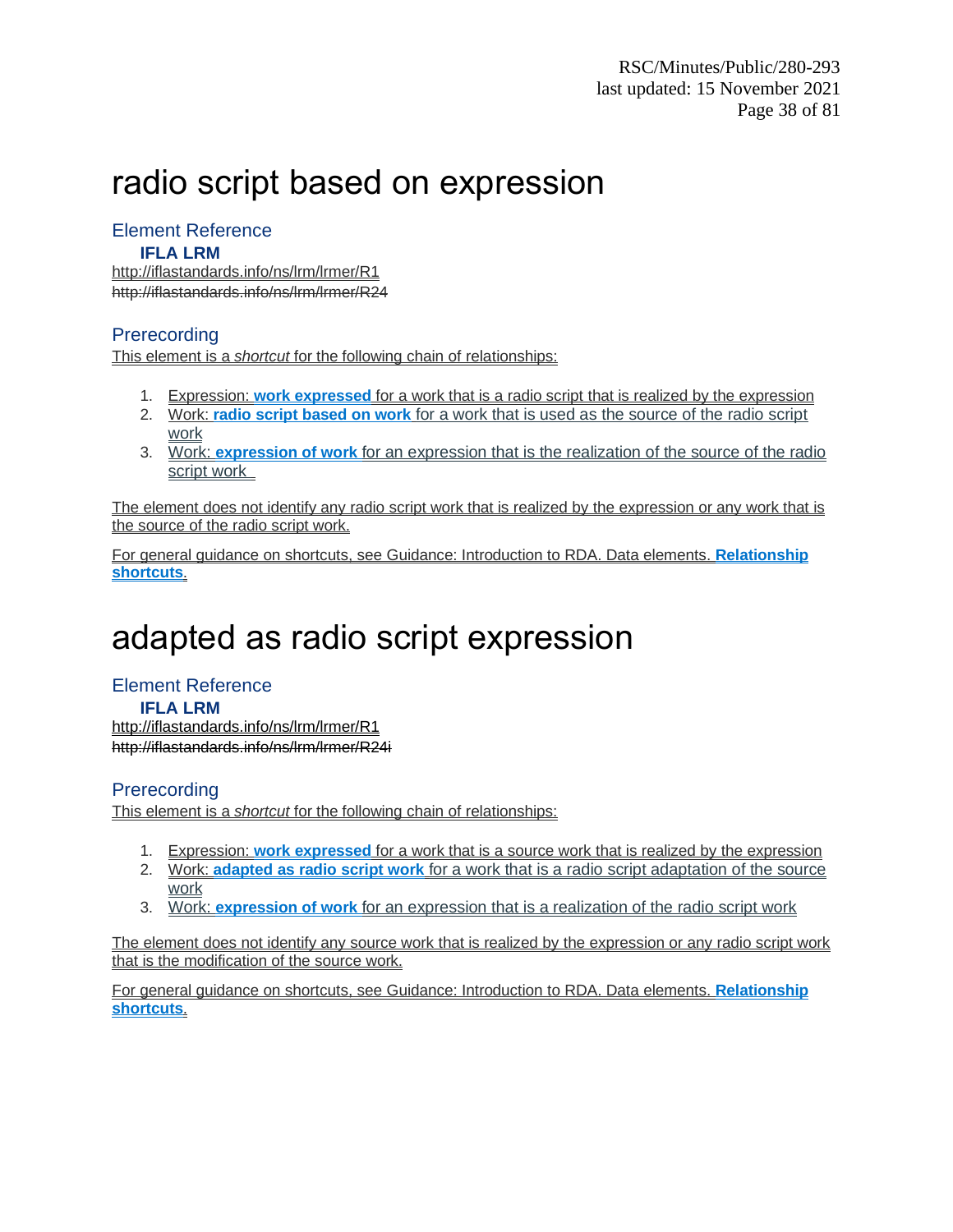# radio script based on expression

## Element Reference

### IFLA LRM

http://iflastandards.info/ns/lrm/lrmer/R1
~~http://iflastandards.info/ns/lrm/lrmer/R24~~

## Prerecording

This element is a *shortcut* for the following chain of relationships:

1. Expression: **work expressed** for a work that is a radio script that is realized by the expression
2. Work: **radio script based on work** for a work that is used as the source of the radio script work
3. Work: **expression of work** for an expression that is the realization of the source of the radio script work

The element does not identify any radio script work that is realized by the expression or any work that is the source of the radio script work.

For general guidance on shortcuts, see Guidance: Introduction to RDA. Data elements. **Relationship shortcuts**.

# adapted as radio script expression

## Element Reference

### IFLA LRM

http://iflastandards.info/ns/lrm/lrmer/R1
~~http://iflastandards.info/ns/lrm/lrmer/R24i~~

## Prerecording

This element is a *shortcut* for the following chain of relationships:

1. Expression: **work expressed** for a work that is a source work that is realized by the expression
2. Work: **adapted as radio script work** for a work that is a radio script adaptation of the source work
3. Work: **expression of work** for an expression that is a realization of the radio script work

The element does not identify any source work that is realized by the expression or any radio script work that is the modification of the source work.

For general guidance on shortcuts, see Guidance: Introduction to RDA. Data elements. **Relationship shortcuts**.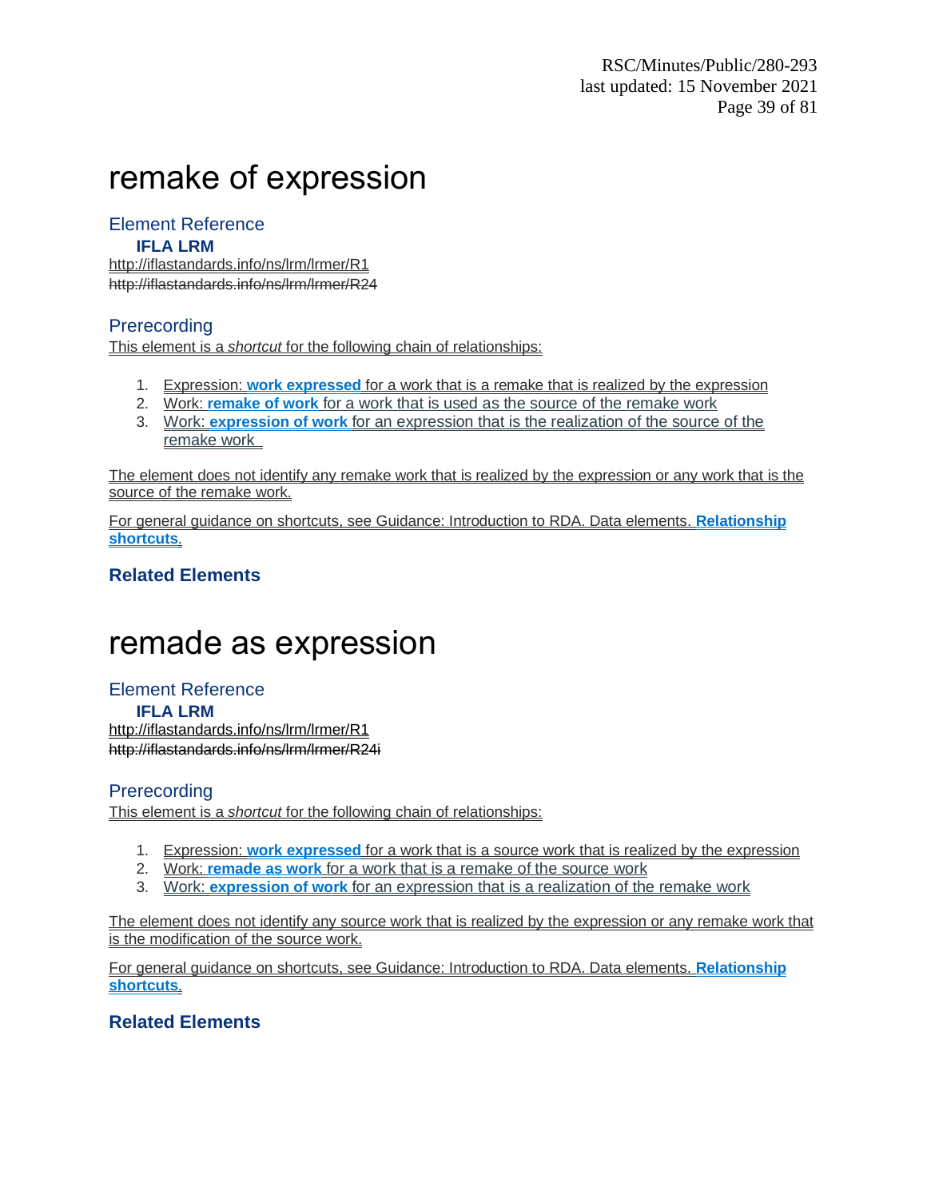# remake of expression

## Element Reference

**IFLA LRM**

http://iflastandards.info/ns/lrm/lrmer/R1

~~http://iflastandards.info/ns/lrm/lrmer/R24~~

## Prerecording

This element is a *shortcut* for the following chain of relationships:

1. Expression: **work expressed** for a work that is a remake that is realized by the expression
2. Work: **remake of work** for a work that is used as the source of the remake work
3. Work: **expression of work** for an expression that is the realization of the source of the remake work

The element does not identify any remake work that is realized by the expression or any work that is the source of the remake work.

For general guidance on shortcuts, see Guidance: Introduction to RDA. Data elements. **Relationship shortcuts**.

### Related Elements

# remade as expression

## Element Reference

**IFLA LRM**

http://iflastandards.info/ns/lrm/lrmer/R1

~~http://iflastandards.info/ns/lrm/lrmer/R24i~~

## Prerecording

This element is a *shortcut* for the following chain of relationships:

1. Expression: **work expressed** for a work that is a source work that is realized by the expression
2. Work: **remade as work** for a work that is a remake of the source work
3. Work: **expression of work** for an expression that is a realization of the remake work

The element does not identify any source work that is realized by the expression or any remake work that is the modification of the source work.

For general guidance on shortcuts, see Guidance: Introduction to RDA. Data elements. **Relationship shortcuts**.

### Related Elements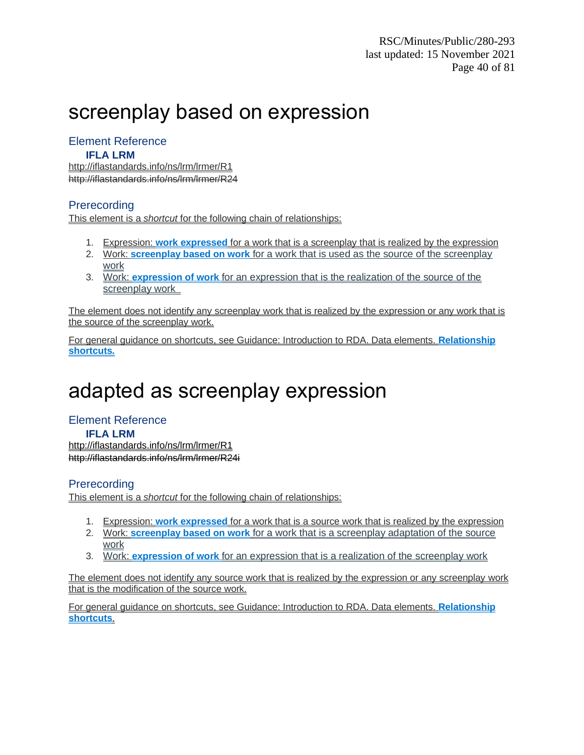# screenplay based on expression

## Element Reference

### IFLA LRM

http://iflastandards.info/ns/lrm/lrmer/R1

~~http://iflastandards.info/ns/lrm/lrmer/R24~~

## Prerecording

This element is a *shortcut* for the following chain of relationships:

1. Expression: **work expressed** for a work that is a screenplay that is realized by the expression
2. Work: **screenplay based on work** for a work that is used as the source of the screenplay work
3. Work: **expression of work** for an expression that is the realization of the source of the screenplay work

The element does not identify any screenplay work that is realized by the expression or any work that is the source of the screenplay work.

For general guidance on shortcuts, see Guidance: Introduction to RDA. Data elements. **Relationship shortcuts.**

# adapted as screenplay expression

## Element Reference

### IFLA LRM

http://iflastandards.info/ns/lrm/lrmer/R1

~~http://iflastandards.info/ns/lrm/lrmer/R24i~~

## Prerecording

This element is a *shortcut* for the following chain of relationships:

1. Expression: **work expressed** for a work that is a source work that is realized by the expression
2. Work: **screenplay based on work** for a work that is a screenplay adaptation of the source work
3. Work: **expression of work** for an expression that is a realization of the screenplay work

The element does not identify any source work that is realized by the expression or any screenplay work that is the modification of the source work.

For general guidance on shortcuts, see Guidance: Introduction to RDA. Data elements. **Relationship shortcuts.**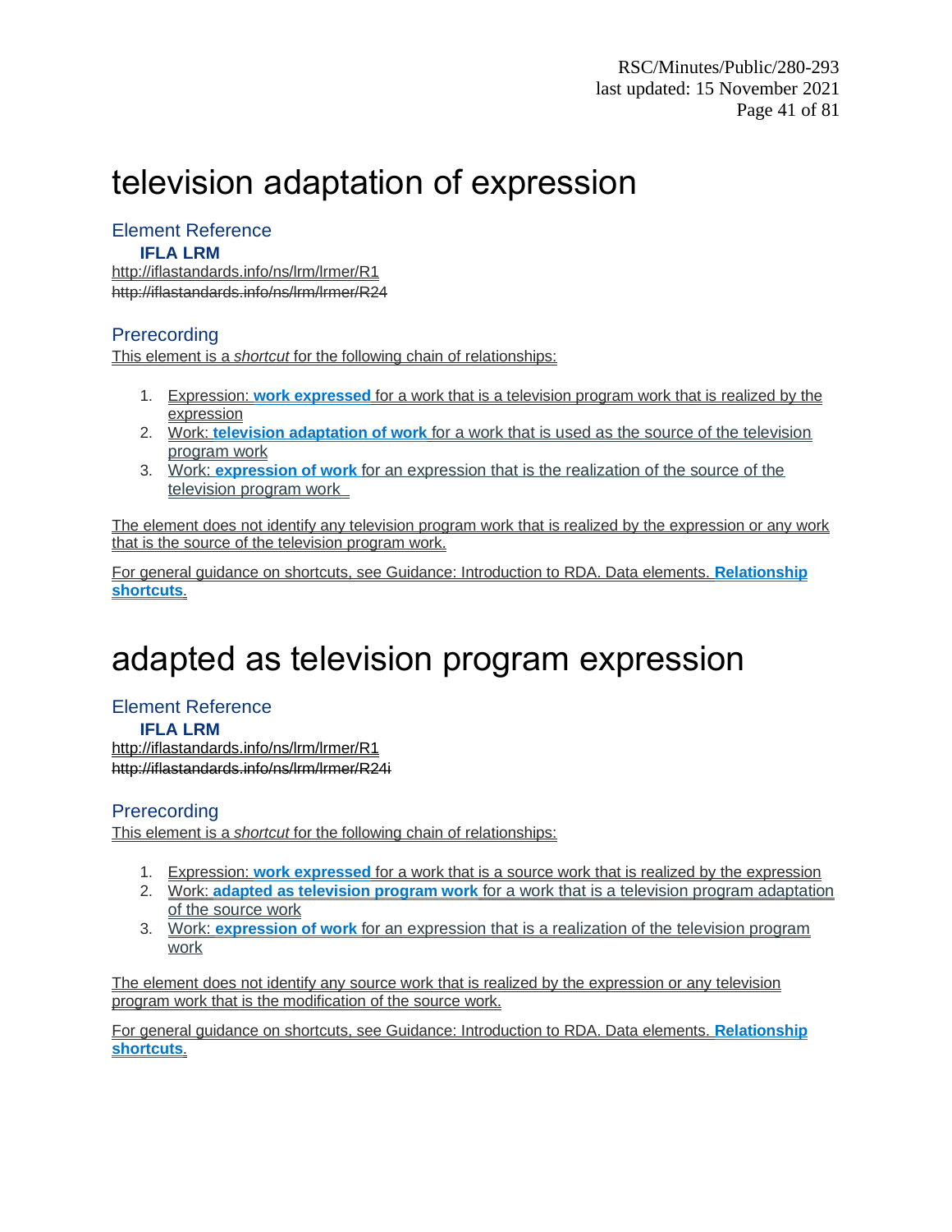# television adaptation of expression

## Element Reference

### IFLA LRM

http://iflastandards.info/ns/lrm/lrmer/R1

~~http://iflastandards.info/ns/lrm/lrmer/R24~~

## Prerecording

This element is a *shortcut* for the following chain of relationships:

1. Expression: **work expressed** for a work that is a television program work that is realized by the expression
2. Work: **television adaptation of work** for a work that is used as the source of the television program work
3. Work: **expression of work** for an expression that is the realization of the source of the television program work

The element does not identify any television program work that is realized by the expression or any work that is the source of the television program work.

For general guidance on shortcuts, see Guidance: Introduction to RDA. Data elements. **Relationship shortcuts**.

# adapted as television program expression

## Element Reference

### IFLA LRM

http://iflastandards.info/ns/lrm/lrmer/R1

~~http://iflastandards.info/ns/lrm/lrmer/R24i~~

## Prerecording

This element is a *shortcut* for the following chain of relationships:

1. Expression: **work expressed** for a work that is a source work that is realized by the expression
2. Work: **adapted as television program work** for a work that is a television program adaptation of the source work
3. Work: **expression of work** for an expression that is a realization of the television program work

The element does not identify any source work that is realized by the expression or any television program work that is the modification of the source work.

For general guidance on shortcuts, see Guidance: Introduction to RDA. Data elements. **Relationship shortcuts**.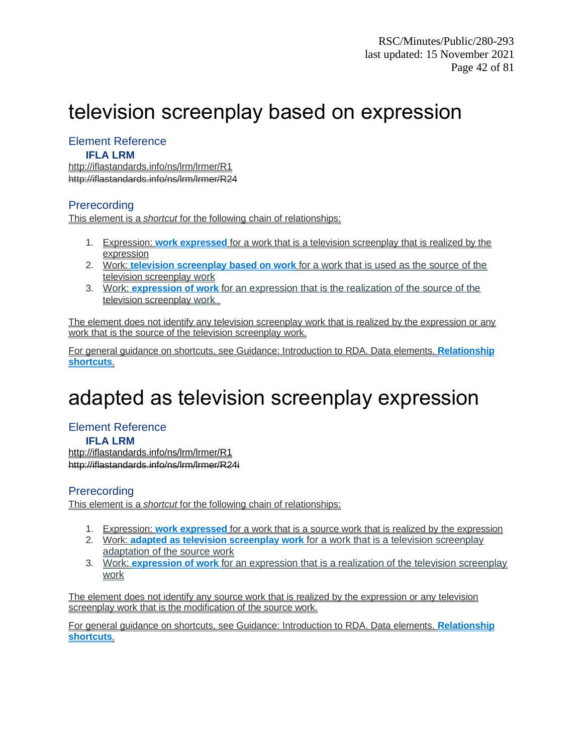# television screenplay based on expression

## Element Reference

### IFLA LRM

http://iflastandards.info/ns/lrm/lrmer/R1
~~http://iflastandards.info/ns/lrm/lrmer/R24~~

## Prerecording

This element is a *shortcut* for the following chain of relationships:

1. Expression: **work expressed** for a work that is a television screenplay that is realized by the expression
2. Work: **television screenplay based on work** for a work that is used as the source of the television screenplay work
3. Work: **expression of work** for an expression that is the realization of the source of the television screenplay work

The element does not identify any television screenplay work that is realized by the expression or any work that is the source of the television screenplay work.

For general guidance on shortcuts, see Guidance: Introduction to RDA. Data elements. **Relationship shortcuts**.

# adapted as television screenplay expression

## Element Reference

### IFLA LRM

http://iflastandards.info/ns/lrm/lrmer/R1
~~http://iflastandards.info/ns/lrm/lrmer/R24i~~

## Prerecording

This element is a *shortcut* for the following chain of relationships:

1. Expression: **work expressed** for a work that is a source work that is realized by the expression
2. Work: **adapted as television screenplay work** for a work that is a television screenplay adaptation of the source work
3. Work: **expression of work** for an expression that is a realization of the television screenplay work

The element does not identify any source work that is realized by the expression or any television screenplay work that is the modification of the source work.

For general guidance on shortcuts, see Guidance: Introduction to RDA. Data elements. **Relationship shortcuts**.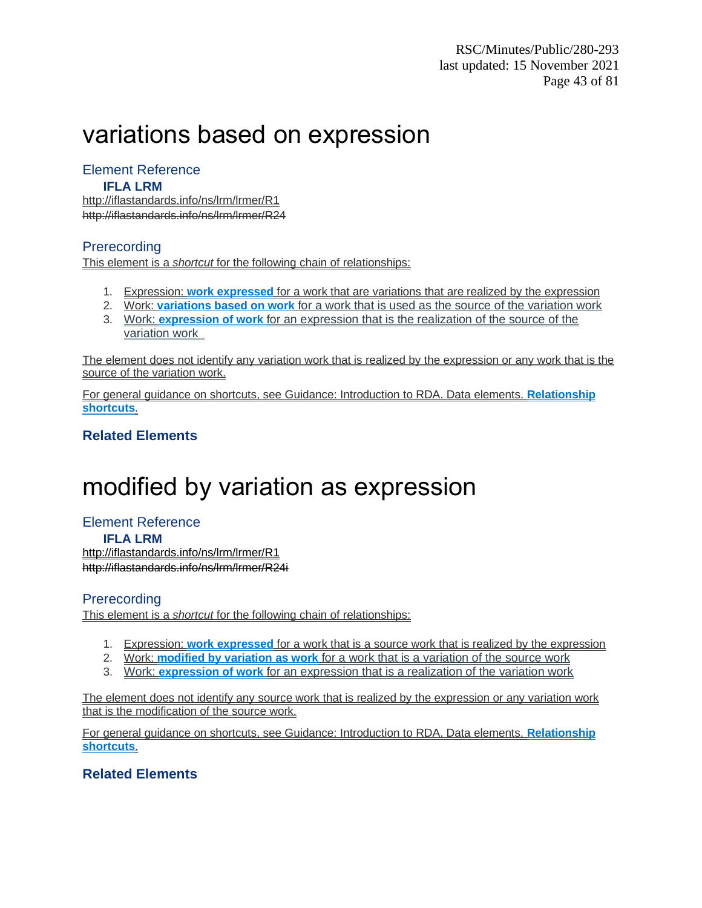# variations based on expression

## Element Reference

**IFLA LRM**

http://iflastandards.info/ns/lrm/lrmer/R1

~~http://iflastandards.info/ns/lrm/lrmer/R24~~

## Prerecording

This element is a *shortcut* for the following chain of relationships:

1. Expression: **work expressed** for a work that are variations that are realized by the expression
2. Work: **variations based on work** for a work that is used as the source of the variation work
3. Work: **expression of work** for an expression that is the realization of the source of the variation work

The element does not identify any variation work that is realized by the expression or any work that is the source of the variation work.

For general guidance on shortcuts, see Guidance: Introduction to RDA. Data elements. **Relationship shortcuts**.

### Related Elements

# modified by variation as expression

## Element Reference

**IFLA LRM**

http://iflastandards.info/ns/lrm/lrmer/R1

~~http://iflastandards.info/ns/lrm/lrmer/R24i~~

## Prerecording

This element is a *shortcut* for the following chain of relationships:

1. Expression: **work expressed** for a work that is a source work that is realized by the expression
2. Work: **modified by variation as work** for a work that is a variation of the source work
3. Work: **expression of work** for an expression that is a realization of the variation work

The element does not identify any source work that is realized by the expression or any variation work that is the modification of the source work.

For general guidance on shortcuts, see Guidance: Introduction to RDA. Data elements. **Relationship shortcuts**.

### Related Elements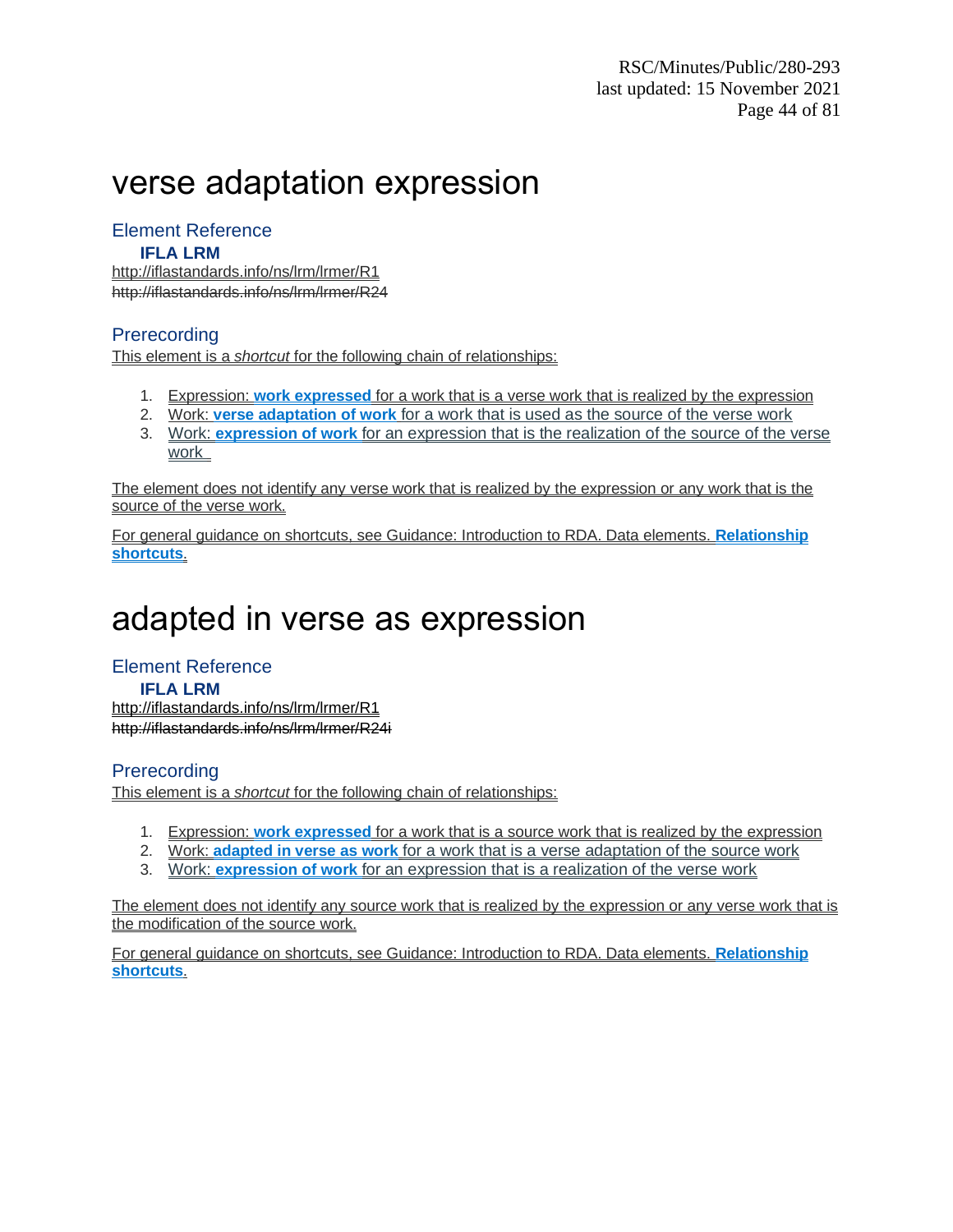# verse adaptation expression

## Element Reference

### IFLA LRM

http://iflastandards.info/ns/lrm/lrmer/R1
~~http://iflastandards.info/ns/lrm/lrmer/R24~~

## Prerecording

This element is a *shortcut* for the following chain of relationships:

1. Expression: **work expressed** for a work that is a verse work that is realized by the expression
2. Work: **verse adaptation of work** for a work that is used as the source of the verse work
3. Work: **expression of work** for an expression that is the realization of the source of the verse work

The element does not identify any verse work that is realized by the expression or any work that is the source of the verse work.

For general guidance on shortcuts, see Guidance: Introduction to RDA. Data elements. **Relationship shortcuts**.

# adapted in verse as expression

## Element Reference

### IFLA LRM

http://iflastandards.info/ns/lrm/lrmer/R1
~~http://iflastandards.info/ns/lrm/lrmer/R24i~~

## Prerecording

This element is a *shortcut* for the following chain of relationships:

1. Expression: **work expressed** for a work that is a source work that is realized by the expression
2. Work: **adapted in verse as work** for a work that is a verse adaptation of the source work
3. Work: **expression of work** for an expression that is a realization of the verse work

The element does not identify any source work that is realized by the expression or any verse work that is the modification of the source work.

For general guidance on shortcuts, see Guidance: Introduction to RDA. Data elements. **Relationship shortcuts**.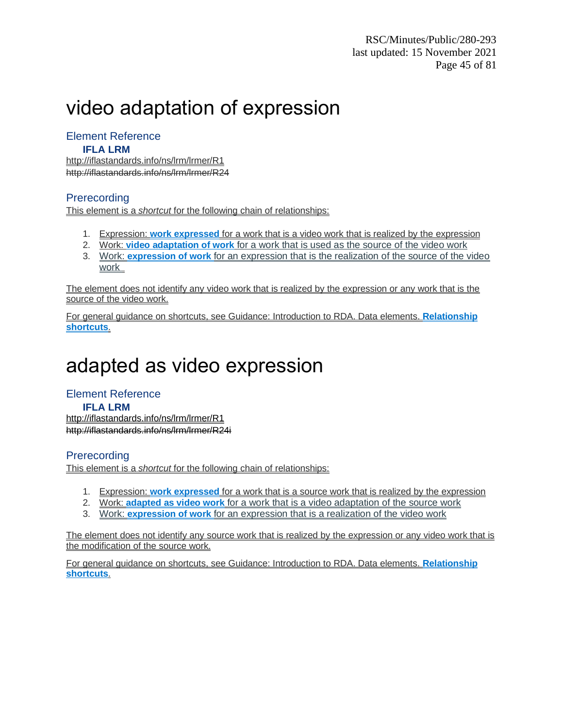# video adaptation of expression

## Element Reference

### IFLA LRM

http://iflastandards.info/ns/lrm/lrmer/R1

~~http://iflastandards.info/ns/lrm/lrmer/R24~~

## Prerecording

This element is a *shortcut* for the following chain of relationships:

1. Expression: **work expressed** for a work that is a video work that is realized by the expression
2. Work: **video adaptation of work** for a work that is used as the source of the video work
3. Work: **expression of work** for an expression that is the realization of the source of the video work

The element does not identify any video work that is realized by the expression or any work that is the source of the video work.

For general guidance on shortcuts, see Guidance: Introduction to RDA. Data elements. **Relationship shortcuts**.

# adapted as video expression

## Element Reference

### IFLA LRM

http://iflastandards.info/ns/lrm/lrmer/R1

~~http://iflastandards.info/ns/lrm/lrmer/R24i~~

## Prerecording

This element is a *shortcut* for the following chain of relationships:

1. Expression: **work expressed** for a work that is a source work that is realized by the expression
2. Work: **adapted as video work** for a work that is a video adaptation of the source work
3. Work: **expression of work** for an expression that is a realization of the video work

The element does not identify any source work that is realized by the expression or any video work that is the modification of the source work.

For general guidance on shortcuts, see Guidance: Introduction to RDA. Data elements. **Relationship shortcuts**.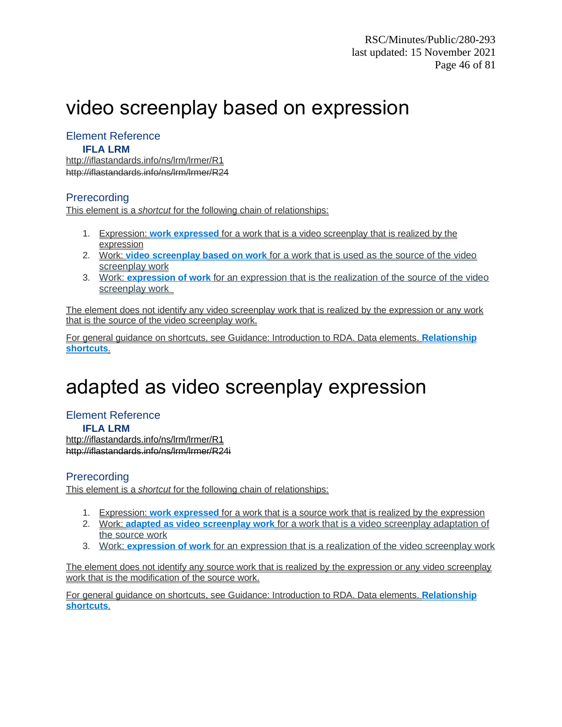# video screenplay based on expression

## Element Reference

**IFLA LRM**

http://iflastandards.info/ns/lrm/lrmer/R1

~~http://iflastandards.info/ns/lrm/lrmer/R24~~

## Prerecording

This element is a *shortcut* for the following chain of relationships:

1. Expression: **work expressed** for a work that is a video screenplay that is realized by the expression
2. Work: **video screenplay based on work** for a work that is used as the source of the video screenplay work
3. Work: **expression of work** for an expression that is the realization of the source of the video screenplay work

The element does not identify any video screenplay work that is realized by the expression or any work that is the source of the video screenplay work.

For general guidance on shortcuts, see Guidance: Introduction to RDA. Data elements. **Relationship shortcuts**.

# adapted as video screenplay expression

## Element Reference

**IFLA LRM**

http://iflastandards.info/ns/lrm/lrmer/R1

~~http://iflastandards.info/ns/lrm/lrmer/R24i~~

## Prerecording

This element is a *shortcut* for the following chain of relationships:

1. Expression: **work expressed** for a work that is a source work that is realized by the expression
2. Work: **adapted as video screenplay work** for a work that is a video screenplay adaptation of the source work
3. Work: **expression of work** for an expression that is a realization of the video screenplay work

The element does not identify any source work that is realized by the expression or any video screenplay work that is the modification of the source work.

For general guidance on shortcuts, see Guidance: Introduction to RDA. Data elements. **Relationship shortcuts**.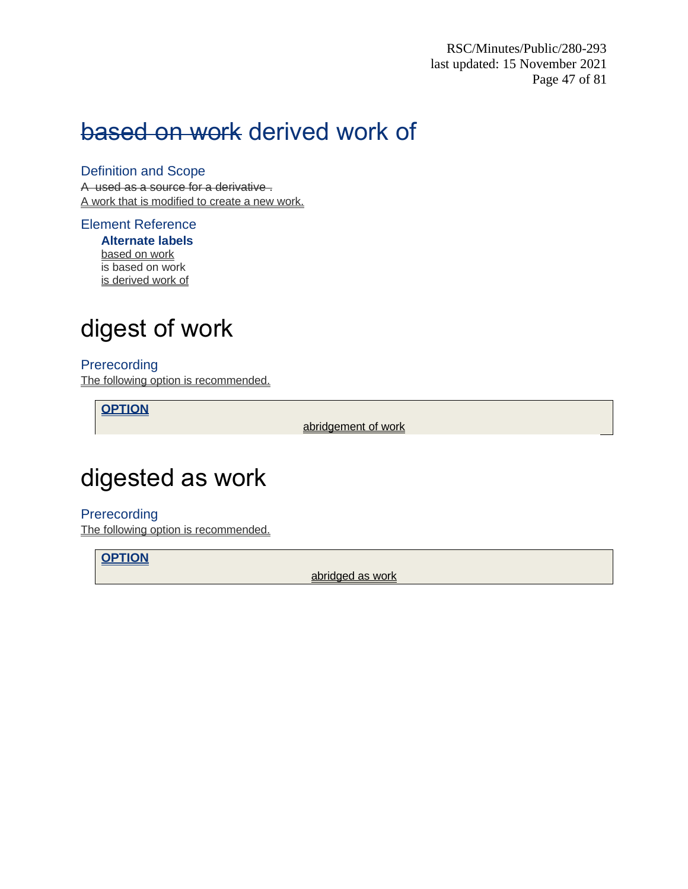# ~~based on work~~ derived work of

### Definition and Scope

~~A  used as a source for a derivative .~~
A work that is modified to create a new work.

### Element Reference

**Alternate labels**

based on work
is based on work
is derived work of

# digest of work

### Prerecording

The following option is recommended.

> **OPTION**
>
> abridgement of work

# digested as work

### Prerecording

The following option is recommended.

> **OPTION**
>
> abridged as work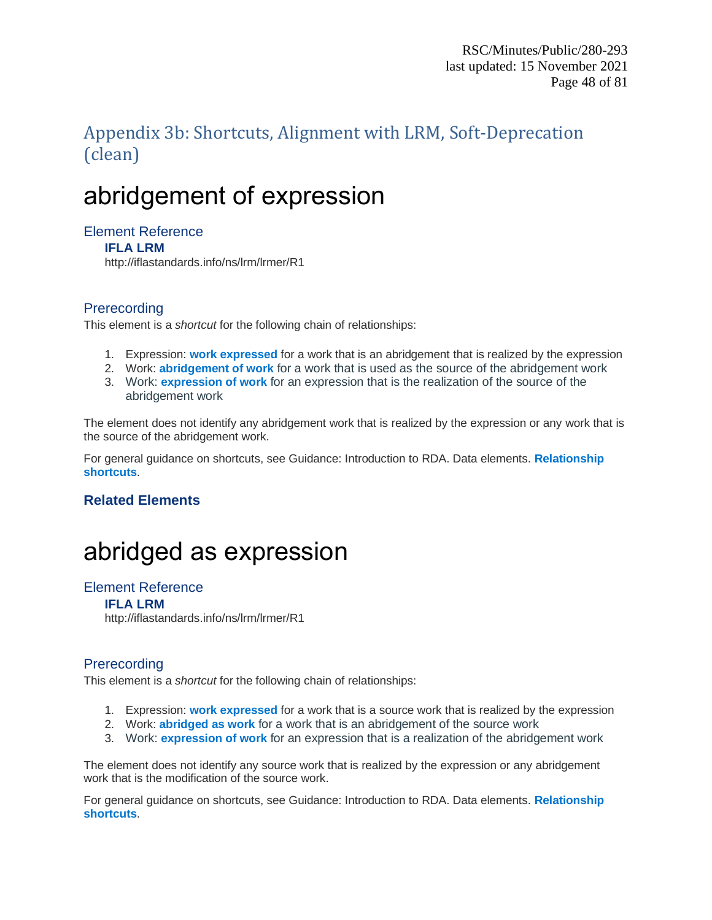## Appendix 3b: Shortcuts, Alignment with LRM, Soft-Deprecation (clean)

# abridgement of expression

### Element Reference

**IFLA LRM**

http://iflastandards.info/ns/lrm/lrmer/R1

### Prerecording

This element is a *shortcut* for the following chain of relationships:

1. Expression: **work expressed** for a work that is an abridgement that is realized by the expression
2. Work: **abridgement of work** for a work that is used as the source of the abridgement work
3. Work: **expression of work** for an expression that is the realization of the source of the abridgement work

The element does not identify any abridgement work that is realized by the expression or any work that is the source of the abridgement work.

For general guidance on shortcuts, see Guidance: Introduction to RDA. Data elements. **Relationship shortcuts**.

### Related Elements

# abridged as expression

### Element Reference

**IFLA LRM**

http://iflastandards.info/ns/lrm/lrmer/R1

### Prerecording

This element is a *shortcut* for the following chain of relationships:

1. Expression: **work expressed** for a work that is a source work that is realized by the expression
2. Work: **abridged as work** for a work that is an abridgement of the source work
3. Work: **expression of work** for an expression that is a realization of the abridgement work

The element does not identify any source work that is realized by the expression or any abridgement work that is the modification of the source work.

For general guidance on shortcuts, see Guidance: Introduction to RDA. Data elements. **Relationship shortcuts**.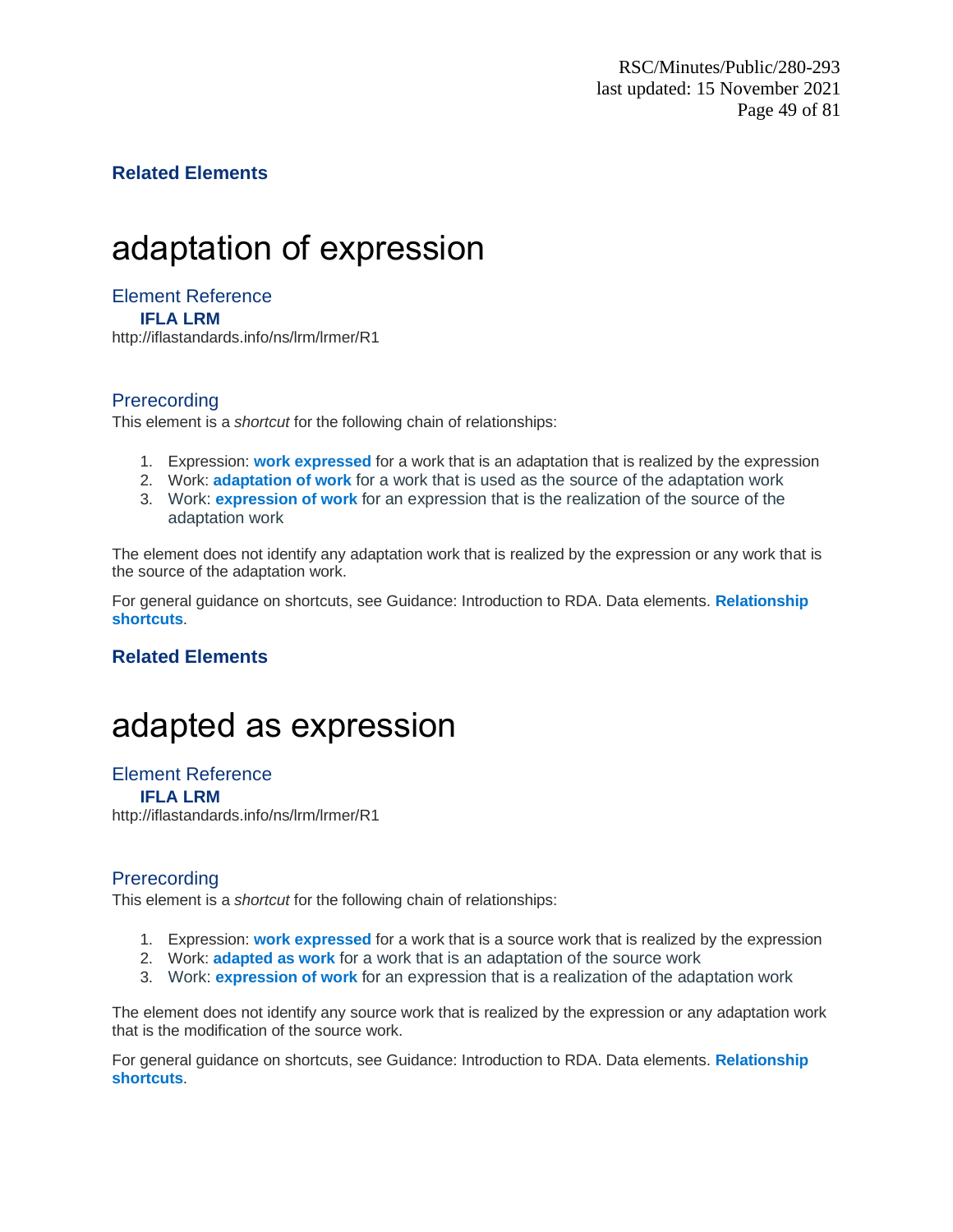### Related Elements

# adaptation of expression

## Element Reference

### IFLA LRM

http://iflastandards.info/ns/lrm/lrmer/R1

## Prerecording

This element is a *shortcut* for the following chain of relationships:

1. Expression: **work expressed** for a work that is an adaptation that is realized by the expression
2. Work: **adaptation of work** for a work that is used as the source of the adaptation work
3. Work: **expression of work** for an expression that is the realization of the source of the adaptation work

The element does not identify any adaptation work that is realized by the expression or any work that is the source of the adaptation work.

For general guidance on shortcuts, see Guidance: Introduction to RDA. Data elements. **Relationship shortcuts**.

### Related Elements

# adapted as expression

## Element Reference

### IFLA LRM

http://iflastandards.info/ns/lrm/lrmer/R1

## Prerecording

This element is a *shortcut* for the following chain of relationships:

1. Expression: **work expressed** for a work that is a source work that is realized by the expression
2. Work: **adapted as work** for a work that is an adaptation of the source work
3. Work: **expression of work** for an expression that is a realization of the adaptation work

The element does not identify any source work that is realized by the expression or any adaptation work that is the modification of the source work.

For general guidance on shortcuts, see Guidance: Introduction to RDA. Data elements. **Relationship shortcuts**.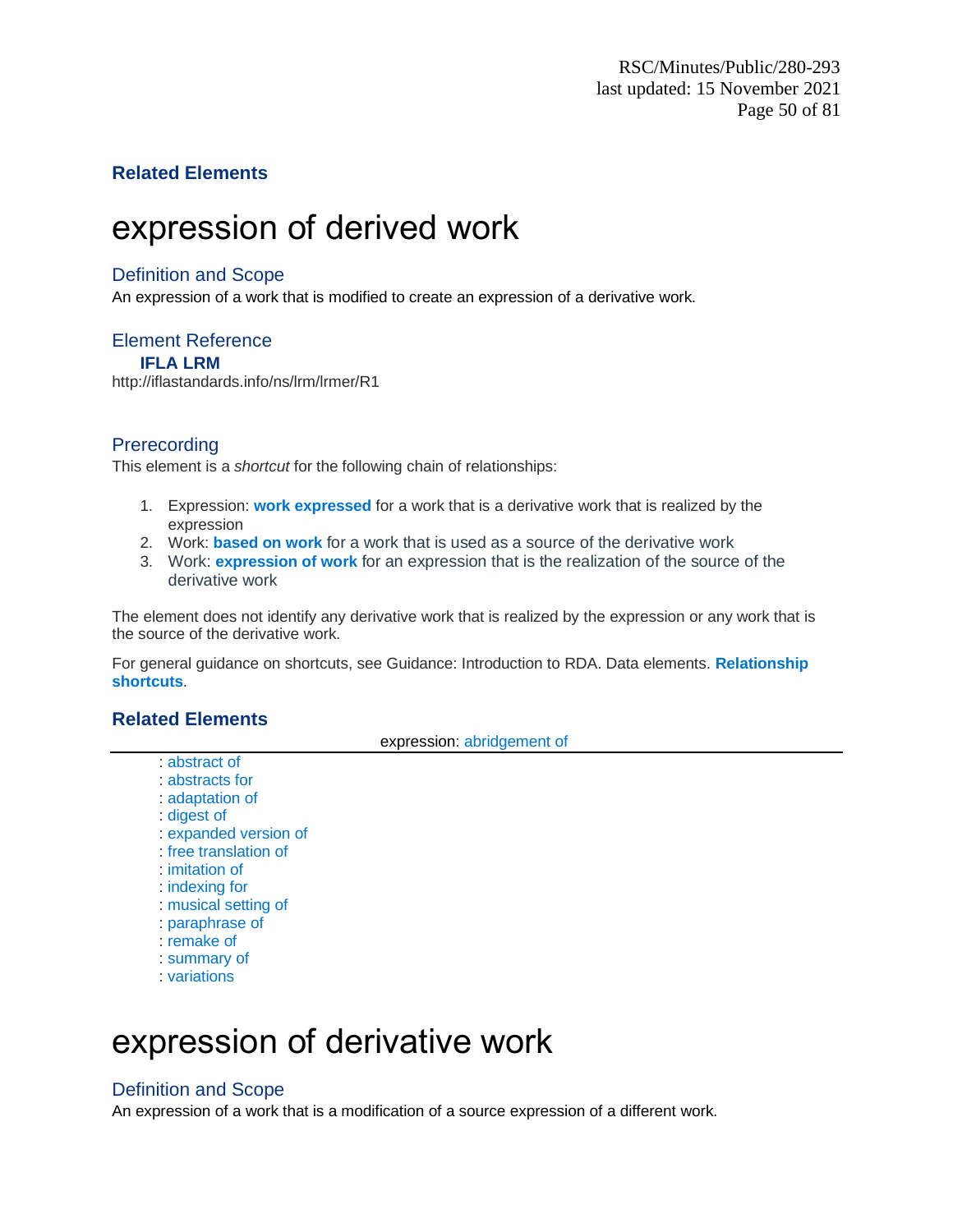### Related Elements

# expression of derived work

## Definition and Scope

An expression of a work that is modified to create an expression of a derivative work.

## Element Reference

**IFLA LRM**

http://iflastandards.info/ns/lrm/lrmer/R1

## Prerecording

This element is a *shortcut* for the following chain of relationships:

1. Expression: **work expressed** for a work that is a derivative work that is realized by the expression
2. Work: **based on work** for a work that is used as a source of the derivative work
3. Work: **expression of work** for an expression that is the realization of the source of the derivative work

The element does not identify any derivative work that is realized by the expression or any work that is the source of the derivative work.

For general guidance on shortcuts, see Guidance: Introduction to RDA. Data elements. **Relationship shortcuts**.

### Related Elements

expression: abridgement of

: abstract of
: abstracts for
: adaptation of
: digest of
: expanded version of
: free translation of
: imitation of
: indexing for
: musical setting of
: paraphrase of
: remake of
: summary of
: variations

# expression of derivative work

## Definition and Scope

An expression of a work that is a modification of a source expression of a different work.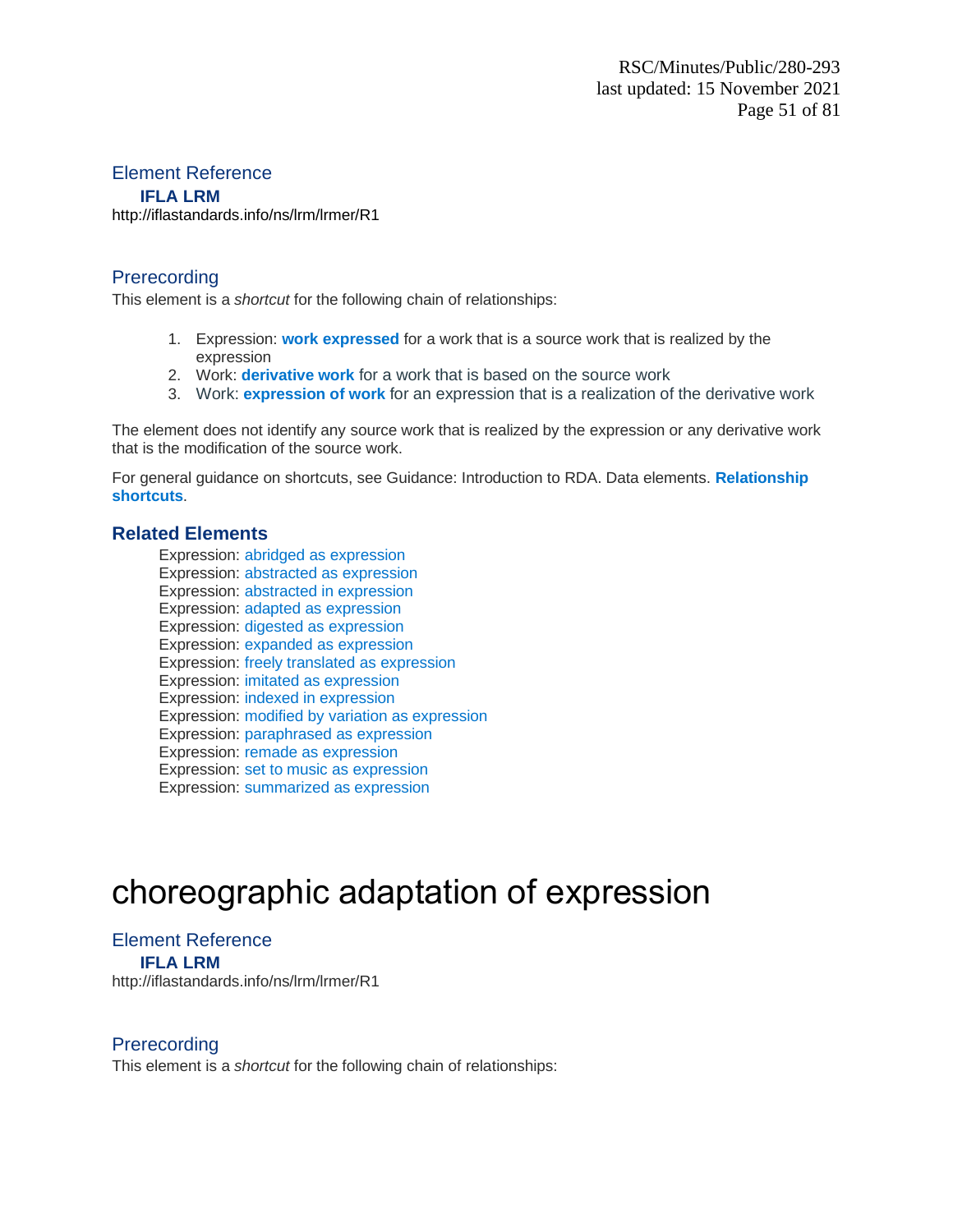### Element Reference

**IFLA LRM**

http://iflastandards.info/ns/lrm/lrmer/R1

### Prerecording

This element is a *shortcut* for the following chain of relationships:

1. Expression: **work expressed** for a work that is a source work that is realized by the expression
2. Work: **derivative work** for a work that is based on the source work
3. Work: **expression of work** for an expression that is a realization of the derivative work

The element does not identify any source work that is realized by the expression or any derivative work that is the modification of the source work.

For general guidance on shortcuts, see Guidance: Introduction to RDA. Data elements. **Relationship shortcuts**.

### Related Elements

Expression: abridged as expression
Expression: abstracted as expression
Expression: abstracted in expression
Expression: adapted as expression
Expression: digested as expression
Expression: expanded as expression
Expression: freely translated as expression
Expression: imitated as expression
Expression: indexed in expression
Expression: modified by variation as expression
Expression: paraphrased as expression
Expression: remade as expression
Expression: set to music as expression
Expression: summarized as expression

# choreographic adaptation of expression

### Element Reference

**IFLA LRM**

http://iflastandards.info/ns/lrm/lrmer/R1

### Prerecording

This element is a *shortcut* for the following chain of relationships: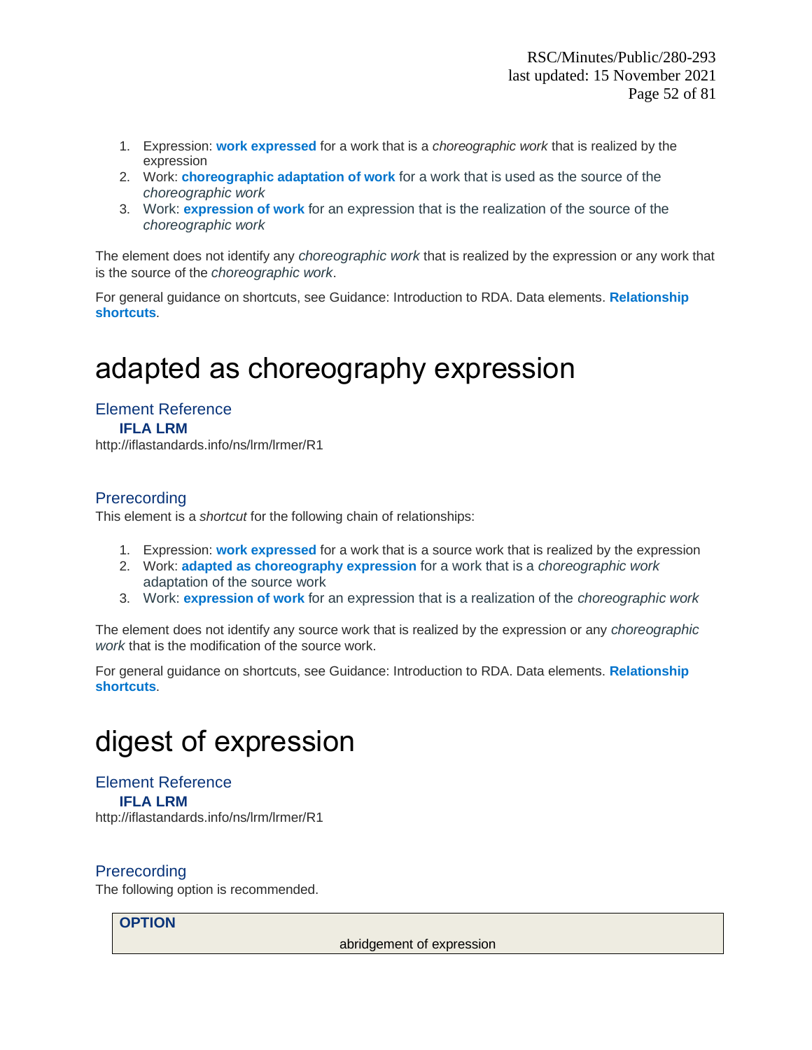1. Expression: **work expressed** for a work that is a *choreographic work* that is realized by the expression
2. Work: **choreographic adaptation of work** for a work that is used as the source of the *choreographic work*
3. Work: **expression of work** for an expression that is the realization of the source of the *choreographic work*

The element does not identify any *choreographic work* that is realized by the expression or any work that is the source of the *choreographic work*.

For general guidance on shortcuts, see Guidance: Introduction to RDA. Data elements. **Relationship shortcuts**.

# adapted as choreography expression

## Element Reference

**IFLA LRM**

http://iflastandards.info/ns/lrm/lrmer/R1

## Prerecording

This element is a *shortcut* for the following chain of relationships:

1. Expression: **work expressed** for a work that is a source work that is realized by the expression
2. Work: **adapted as choreography expression** for a work that is a *choreographic work* adaptation of the source work
3. Work: **expression of work** for an expression that is a realization of the *choreographic work*

The element does not identify any source work that is realized by the expression or any *choreographic work* that is the modification of the source work.

For general guidance on shortcuts, see Guidance: Introduction to RDA. Data elements. **Relationship shortcuts**.

# digest of expression

## Element Reference

**IFLA LRM**

http://iflastandards.info/ns/lrm/lrmer/R1

## Prerecording

The following option is recommended.

| **OPTION** |
| --- |
| abridgement of expression |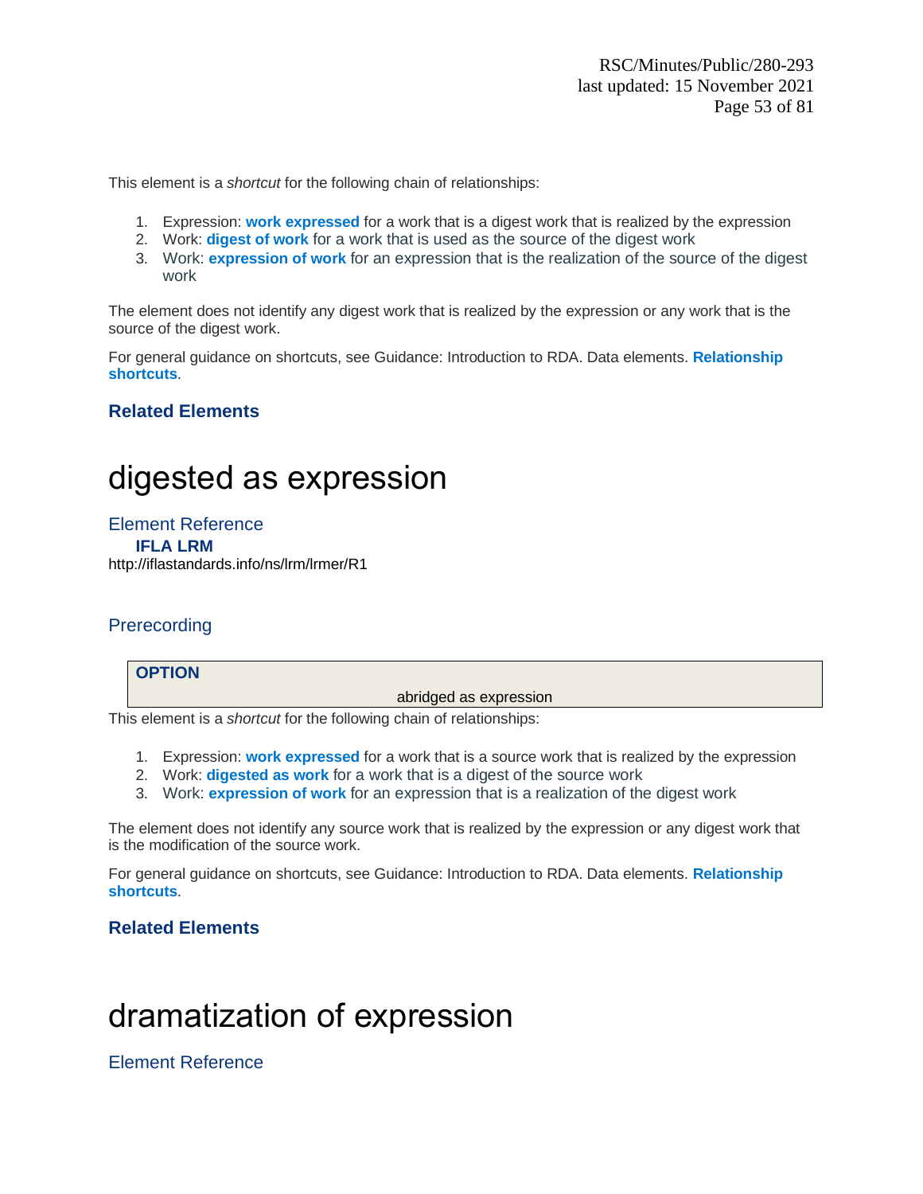This element is a *shortcut* for the following chain of relationships:

1. Expression: **work expressed** for a work that is a digest work that is realized by the expression
2. Work: **digest of work** for a work that is used as the source of the digest work
3. Work: **expression of work** for an expression that is the realization of the source of the digest work

The element does not identify any digest work that is realized by the expression or any work that is the source of the digest work.

For general guidance on shortcuts, see Guidance: Introduction to RDA. Data elements. **Relationship shortcuts**.

### Related Elements

# digested as expression

## Element Reference

**IFLA LRM**

http://iflastandards.info/ns/lrm/lrmer/R1

## Prerecording

> **OPTION**
>
> abridged as expression

This element is a *shortcut* for the following chain of relationships:

1. Expression: **work expressed** for a work that is a source work that is realized by the expression
2. Work: **digested as work** for a work that is a digest of the source work
3. Work: **expression of work** for an expression that is a realization of the digest work

The element does not identify any source work that is realized by the expression or any digest work that is the modification of the source work.

For general guidance on shortcuts, see Guidance: Introduction to RDA. Data elements. **Relationship shortcuts**.

### Related Elements

# dramatization of expression

## Element Reference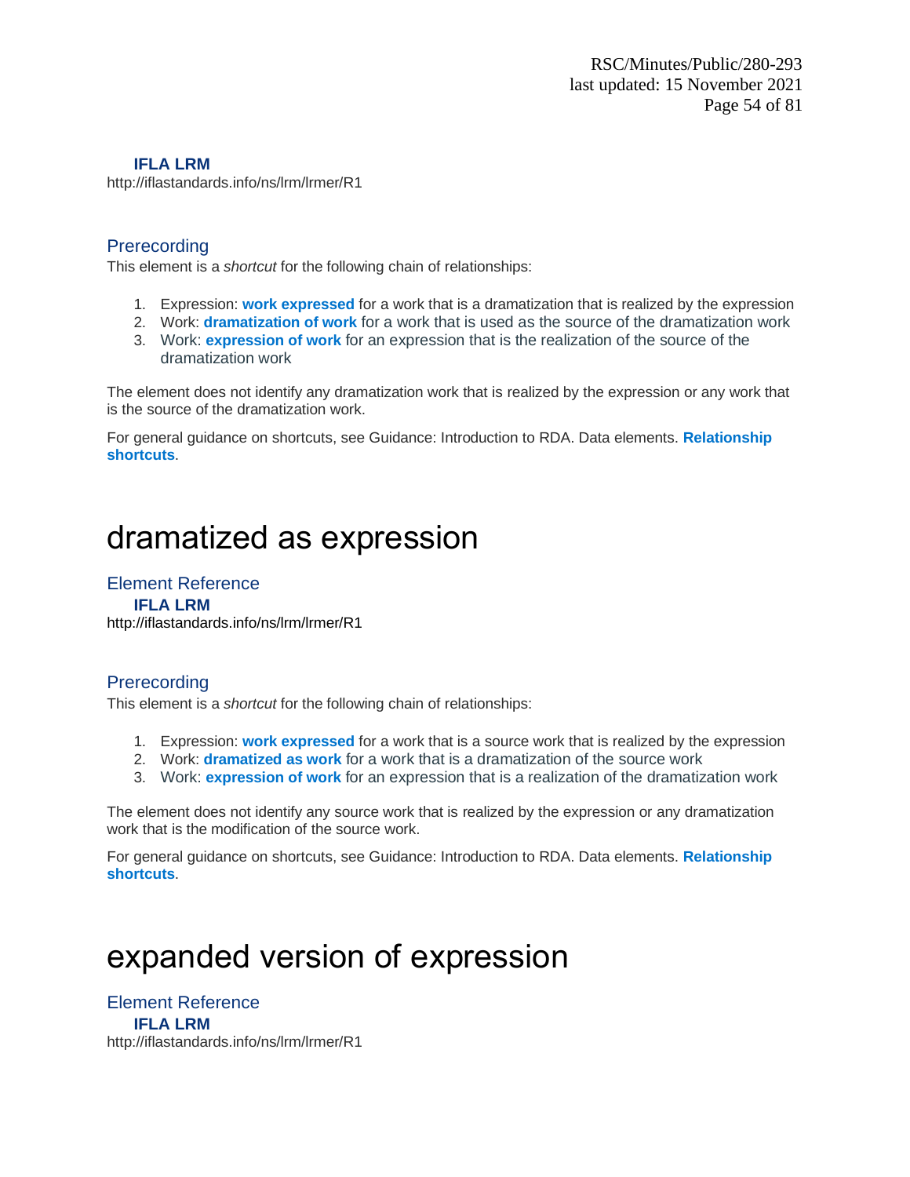**IFLA LRM**

http://iflastandards.info/ns/lrm/lrmer/R1

### Prerecording

This element is a *shortcut* for the following chain of relationships:

1. Expression: **work expressed** for a work that is a dramatization that is realized by the expression
2. Work: **dramatization of work** for a work that is used as the source of the dramatization work
3. Work: **expression of work** for an expression that is the realization of the source of the dramatization work

The element does not identify any dramatization work that is realized by the expression or any work that is the source of the dramatization work.

For general guidance on shortcuts, see Guidance: Introduction to RDA. Data elements. **Relationship shortcuts**.

# dramatized as expression

### Element Reference

**IFLA LRM**

http://iflastandards.info/ns/lrm/lrmer/R1

### Prerecording

This element is a *shortcut* for the following chain of relationships:

1. Expression: **work expressed** for a work that is a source work that is realized by the expression
2. Work: **dramatized as work** for a work that is a dramatization of the source work
3. Work: **expression of work** for an expression that is a realization of the dramatization work

The element does not identify any source work that is realized by the expression or any dramatization work that is the modification of the source work.

For general guidance on shortcuts, see Guidance: Introduction to RDA. Data elements. **Relationship shortcuts**.

# expanded version of expression

### Element Reference

**IFLA LRM**

http://iflastandards.info/ns/lrm/lrmer/R1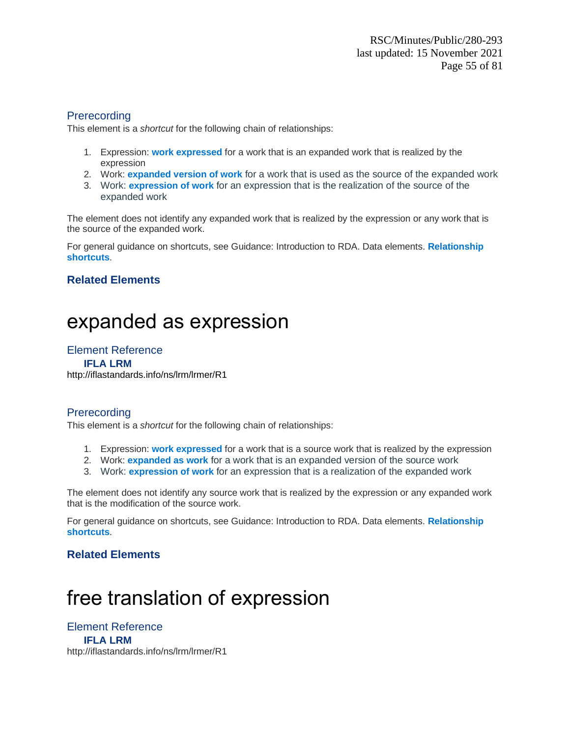### Prerecording

This element is a *shortcut* for the following chain of relationships:

1. Expression: **work expressed** for a work that is an expanded work that is realized by the expression
2. Work: **expanded version of work** for a work that is used as the source of the expanded work
3. Work: **expression of work** for an expression that is the realization of the source of the expanded work

The element does not identify any expanded work that is realized by the expression or any work that is the source of the expanded work.

For general guidance on shortcuts, see Guidance: Introduction to RDA. Data elements. **Relationship shortcuts**.

#### Related Elements

# expanded as expression

### Element Reference

**IFLA LRM**

http://iflastandards.info/ns/lrm/lrmer/R1

### Prerecording

This element is a *shortcut* for the following chain of relationships:

1. Expression: **work expressed** for a work that is a source work that is realized by the expression
2. Work: **expanded as work** for a work that is an expanded version of the source work
3. Work: **expression of work** for an expression that is a realization of the expanded work

The element does not identify any source work that is realized by the expression or any expanded work that is the modification of the source work.

For general guidance on shortcuts, see Guidance: Introduction to RDA. Data elements. **Relationship shortcuts**.

#### Related Elements

# free translation of expression

### Element Reference

**IFLA LRM**

http://iflastandards.info/ns/lrm/lrmer/R1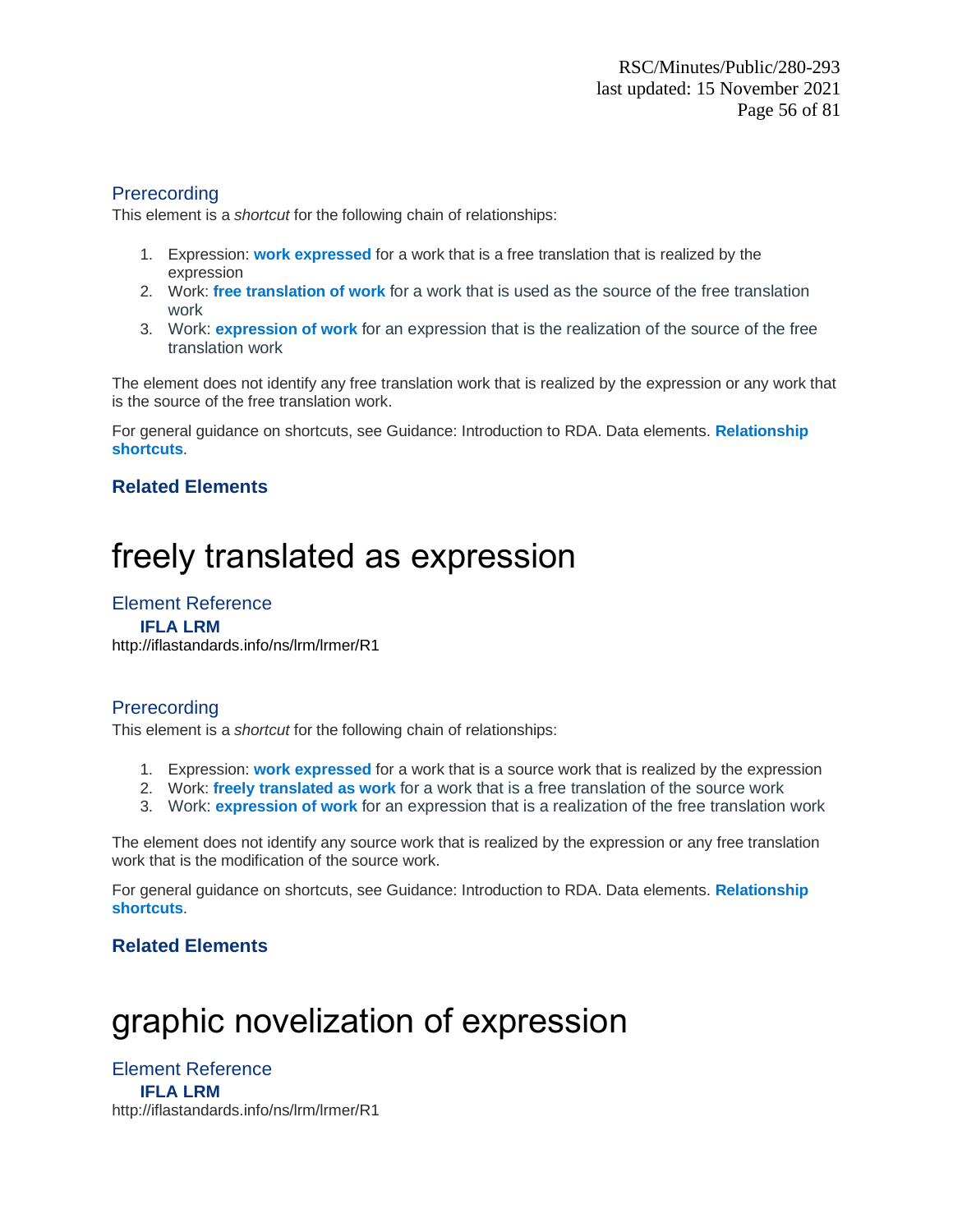### Prerecording

This element is a *shortcut* for the following chain of relationships:

1. Expression: **work expressed** for a work that is a free translation that is realized by the expression
2. Work: **free translation of work** for a work that is used as the source of the free translation work
3. Work: **expression of work** for an expression that is the realization of the source of the free translation work

The element does not identify any free translation work that is realized by the expression or any work that is the source of the free translation work.

For general guidance on shortcuts, see Guidance: Introduction to RDA. Data elements. **Relationship shortcuts**.

#### Related Elements

# freely translated as expression

### Element Reference

**IFLA LRM**

http://iflastandards.info/ns/lrm/lrmer/R1

### Prerecording

This element is a *shortcut* for the following chain of relationships:

1. Expression: **work expressed** for a work that is a source work that is realized by the expression
2. Work: **freely translated as work** for a work that is a free translation of the source work
3. Work: **expression of work** for an expression that is a realization of the free translation work

The element does not identify any source work that is realized by the expression or any free translation work that is the modification of the source work.

For general guidance on shortcuts, see Guidance: Introduction to RDA. Data elements. **Relationship shortcuts**.

#### Related Elements

# graphic novelization of expression

### Element Reference

**IFLA LRM**

http://iflastandards.info/ns/lrm/lrmer/R1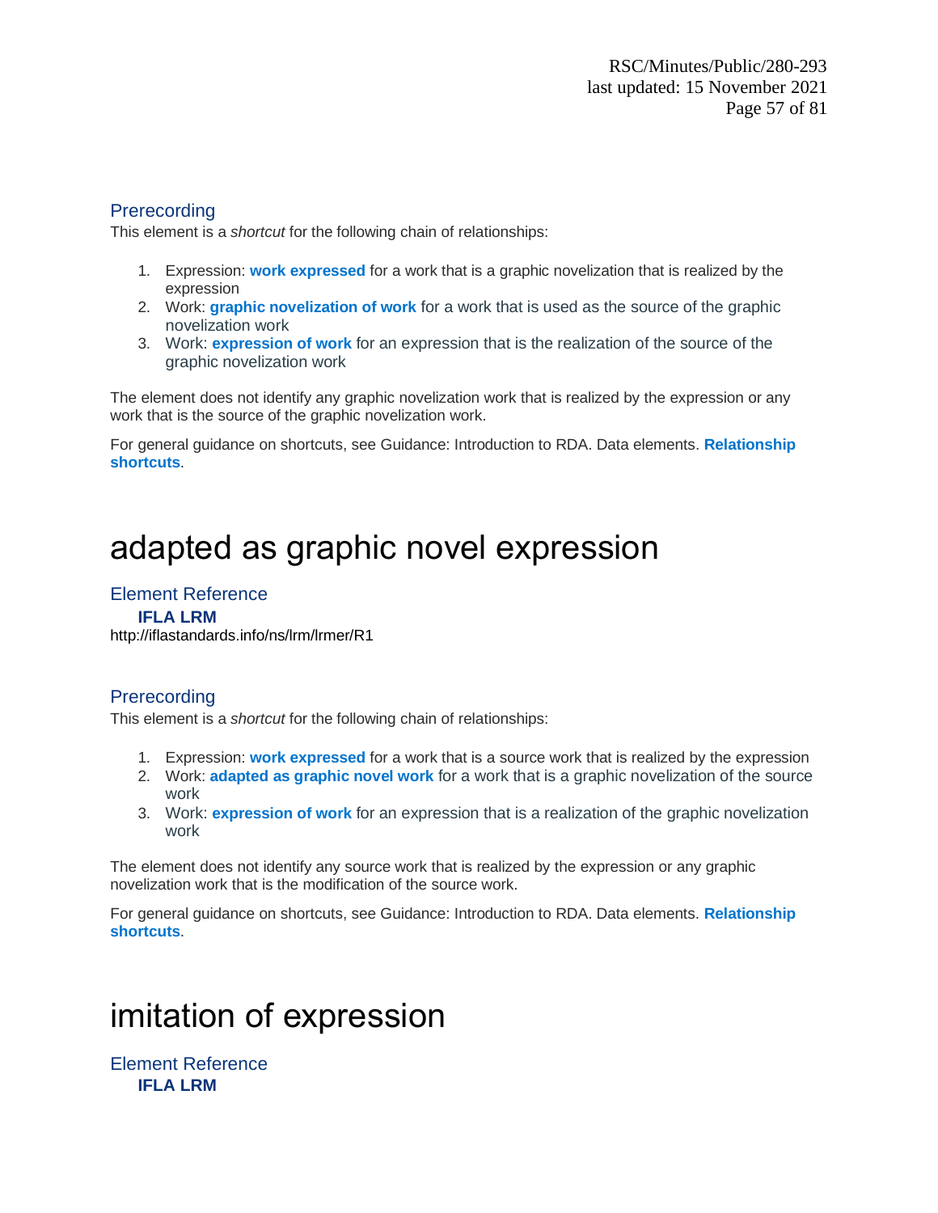### Prerecording

This element is a *shortcut* for the following chain of relationships:

1. Expression: **work expressed** for a work that is a graphic novelization that is realized by the expression
2. Work: **graphic novelization of work** for a work that is used as the source of the graphic novelization work
3. Work: **expression of work** for an expression that is the realization of the source of the graphic novelization work

The element does not identify any graphic novelization work that is realized by the expression or any work that is the source of the graphic novelization work.

For general guidance on shortcuts, see Guidance: Introduction to RDA. Data elements. **Relationship shortcuts**.

# adapted as graphic novel expression

### Element Reference

**IFLA LRM**

http://iflastandards.info/ns/lrm/lrmer/R1

### Prerecording

This element is a *shortcut* for the following chain of relationships:

1. Expression: **work expressed** for a work that is a source work that is realized by the expression
2. Work: **adapted as graphic novel work** for a work that is a graphic novelization of the source work
3. Work: **expression of work** for an expression that is a realization of the graphic novelization work

The element does not identify any source work that is realized by the expression or any graphic novelization work that is the modification of the source work.

For general guidance on shortcuts, see Guidance: Introduction to RDA. Data elements. **Relationship shortcuts**.

# imitation of expression

### Element Reference

**IFLA LRM**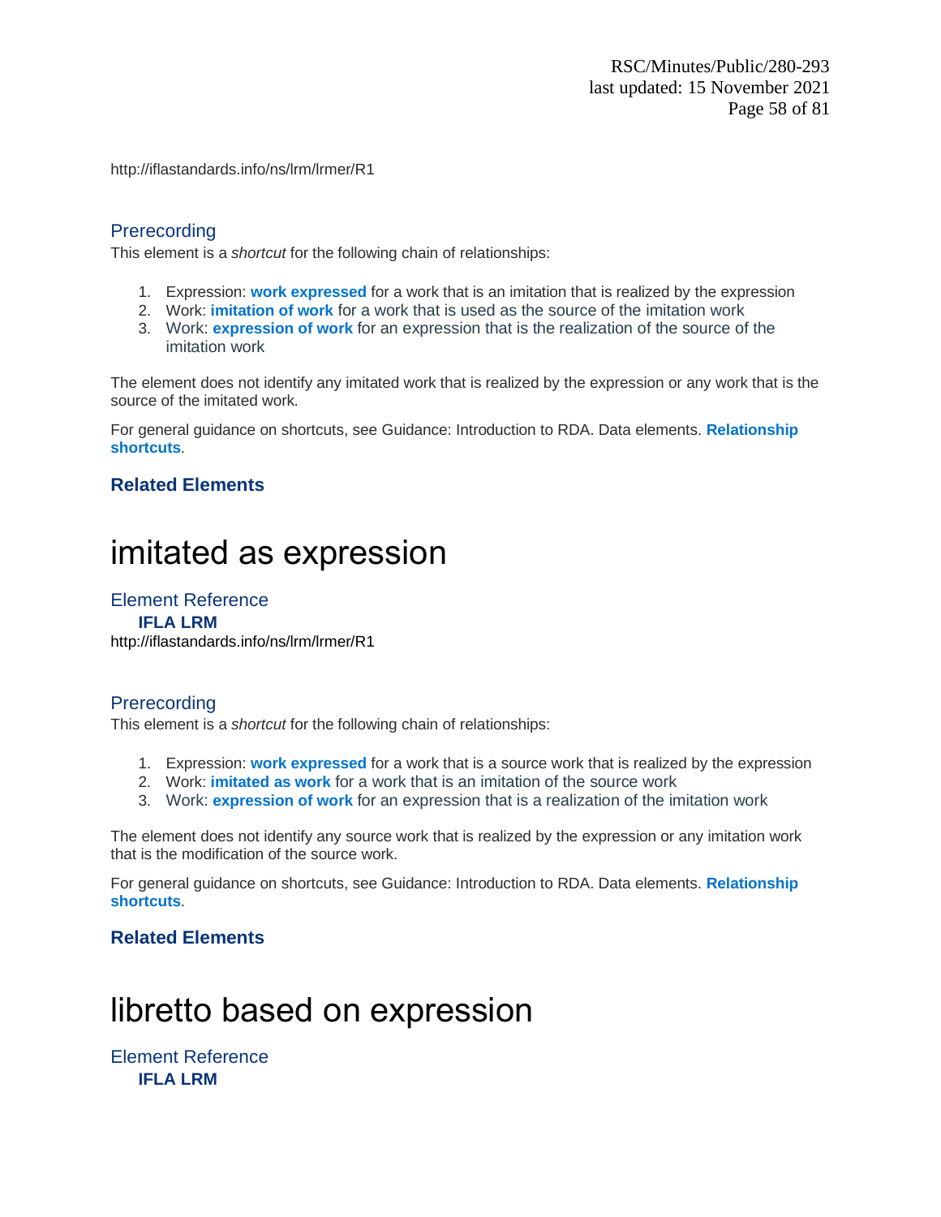http://iflastandards.info/ns/lrm/lrmer/R1

### Prerecording

This element is a *shortcut* for the following chain of relationships:

1. Expression: **work expressed** for a work that is an imitation that is realized by the expression
2. Work: **imitation of work** for a work that is used as the source of the imitation work
3. Work: **expression of work** for an expression that is the realization of the source of the imitation work

The element does not identify any imitated work that is realized by the expression or any work that is the source of the imitated work.

For general guidance on shortcuts, see Guidance: Introduction to RDA. Data elements. **Relationship shortcuts**.

#### Related Elements

# imitated as expression

### Element Reference

**IFLA LRM**

http://iflastandards.info/ns/lrm/lrmer/R1

### Prerecording

This element is a *shortcut* for the following chain of relationships:

1. Expression: **work expressed** for a work that is a source work that is realized by the expression
2. Work: **imitated as work** for a work that is an imitation of the source work
3. Work: **expression of work** for an expression that is a realization of the imitation work

The element does not identify any source work that is realized by the expression or any imitation work that is the modification of the source work.

For general guidance on shortcuts, see Guidance: Introduction to RDA. Data elements. **Relationship shortcuts**.

#### Related Elements

# libretto based on expression

### Element Reference

**IFLA LRM**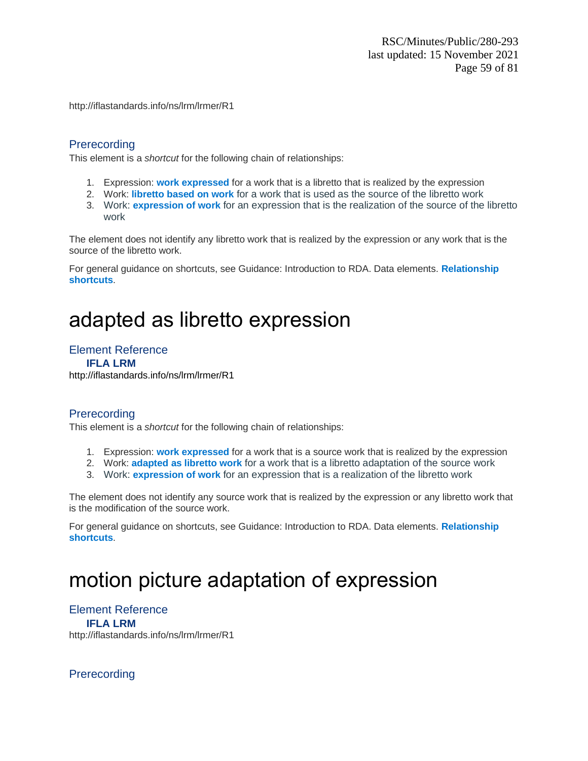http://iflastandards.info/ns/lrm/lrmer/R1

### Prerecording

This element is a *shortcut* for the following chain of relationships:

1. Expression: **work expressed** for a work that is a libretto that is realized by the expression
2. Work: **libretto based on work** for a work that is used as the source of the libretto work
3. Work: **expression of work** for an expression that is the realization of the source of the libretto work

The element does not identify any libretto work that is realized by the expression or any work that is the source of the libretto work.

For general guidance on shortcuts, see Guidance: Introduction to RDA. Data elements. **Relationship shortcuts**.

# adapted as libretto expression

### Element Reference

**IFLA LRM**

http://iflastandards.info/ns/lrm/lrmer/R1

### Prerecording

This element is a *shortcut* for the following chain of relationships:

1. Expression: **work expressed** for a work that is a source work that is realized by the expression
2. Work: **adapted as libretto work** for a work that is a libretto adaptation of the source work
3. Work: **expression of work** for an expression that is a realization of the libretto work

The element does not identify any source work that is realized by the expression or any libretto work that is the modification of the source work.

For general guidance on shortcuts, see Guidance: Introduction to RDA. Data elements. **Relationship shortcuts**.

# motion picture adaptation of expression

### Element Reference

**IFLA LRM**

http://iflastandards.info/ns/lrm/lrmer/R1

### Prerecording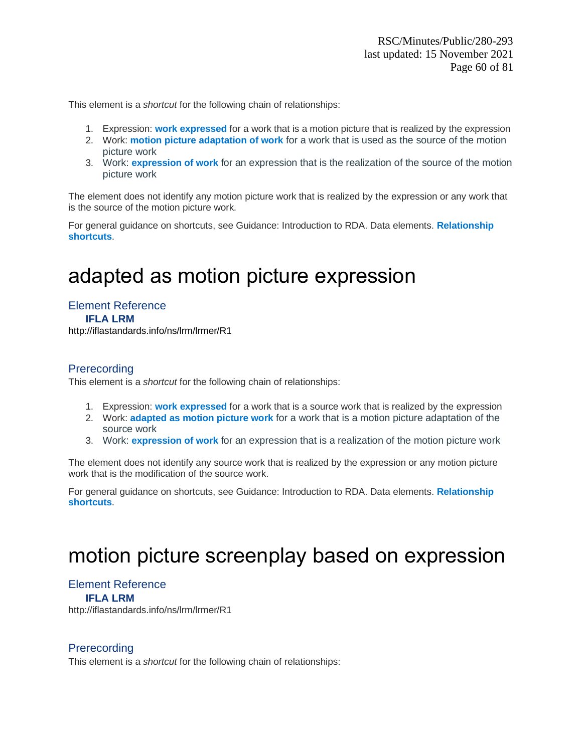This element is a *shortcut* for the following chain of relationships:

1. Expression: **work expressed** for a work that is a motion picture that is realized by the expression
2. Work: **motion picture adaptation of work** for a work that is used as the source of the motion picture work
3. Work: **expression of work** for an expression that is the realization of the source of the motion picture work

The element does not identify any motion picture work that is realized by the expression or any work that is the source of the motion picture work.

For general guidance on shortcuts, see Guidance: Introduction to RDA. Data elements. **Relationship shortcuts**.

# adapted as motion picture expression

## Element Reference

**IFLA LRM**

http://iflastandards.info/ns/lrm/lrmer/R1

## Prerecording

This element is a *shortcut* for the following chain of relationships:

1. Expression: **work expressed** for a work that is a source work that is realized by the expression
2. Work: **adapted as motion picture work** for a work that is a motion picture adaptation of the source work
3. Work: **expression of work** for an expression that is a realization of the motion picture work

The element does not identify any source work that is realized by the expression or any motion picture work that is the modification of the source work.

For general guidance on shortcuts, see Guidance: Introduction to RDA. Data elements. **Relationship shortcuts**.

# motion picture screenplay based on expression

## Element Reference

**IFLA LRM**

http://iflastandards.info/ns/lrm/lrmer/R1

## Prerecording

This element is a *shortcut* for the following chain of relationships: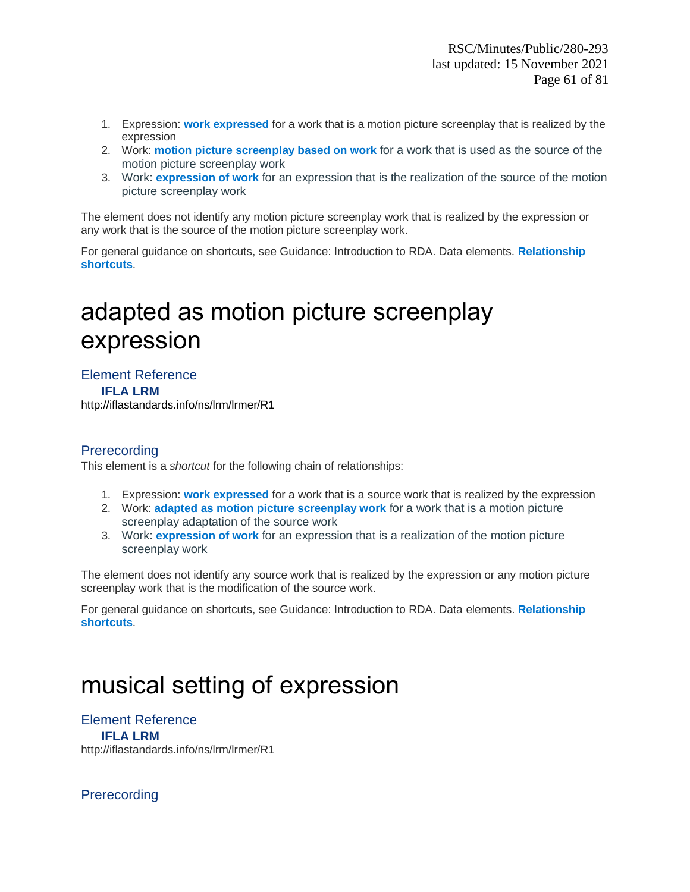1. Expression: **work expressed** for a work that is a motion picture screenplay that is realized by the expression
2. Work: **motion picture screenplay based on work** for a work that is used as the source of the motion picture screenplay work
3. Work: **expression of work** for an expression that is the realization of the source of the motion picture screenplay work

The element does not identify any motion picture screenplay work that is realized by the expression or any work that is the source of the motion picture screenplay work.

For general guidance on shortcuts, see Guidance: Introduction to RDA. Data elements. **Relationship shortcuts**.

# adapted as motion picture screenplay expression

## Element Reference

**IFLA LRM**

http://iflastandards.info/ns/lrm/lrmer/R1

## Prerecording

This element is a *shortcut* for the following chain of relationships:

1. Expression: **work expressed** for a work that is a source work that is realized by the expression
2. Work: **adapted as motion picture screenplay work** for a work that is a motion picture screenplay adaptation of the source work
3. Work: **expression of work** for an expression that is a realization of the motion picture screenplay work

The element does not identify any source work that is realized by the expression or any motion picture screenplay work that is the modification of the source work.

For general guidance on shortcuts, see Guidance: Introduction to RDA. Data elements. **Relationship shortcuts**.

# musical setting of expression

## Element Reference

**IFLA LRM**

http://iflastandards.info/ns/lrm/lrmer/R1

## Prerecording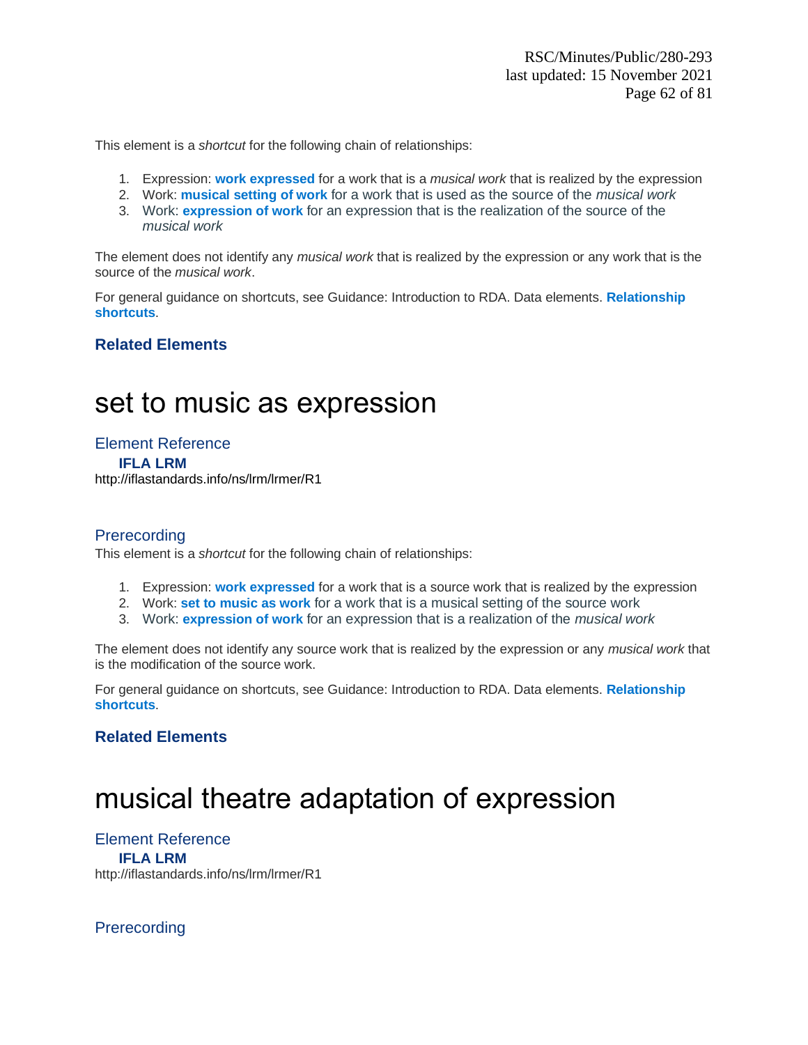This element is a *shortcut* for the following chain of relationships:

1. Expression: **work expressed** for a work that is a *musical work* that is realized by the expression
2. Work: **musical setting of work** for a work that is used as the source of the *musical work*
3. Work: **expression of work** for an expression that is the realization of the source of the *musical work*

The element does not identify any *musical work* that is realized by the expression or any work that is the source of the *musical work*.

For general guidance on shortcuts, see Guidance: Introduction to RDA. Data elements. **Relationship shortcuts**.

### Related Elements

# set to music as expression

## Element Reference

**IFLA LRM**
http://iflastandards.info/ns/lrm/lrmer/R1

## Prerecording

This element is a *shortcut* for the following chain of relationships:

1. Expression: **work expressed** for a work that is a source work that is realized by the expression
2. Work: **set to music as work** for a work that is a musical setting of the source work
3. Work: **expression of work** for an expression that is a realization of the *musical work*

The element does not identify any source work that is realized by the expression or any *musical work* that is the modification of the source work.

For general guidance on shortcuts, see Guidance: Introduction to RDA. Data elements. **Relationship shortcuts**.

### Related Elements

# musical theatre adaptation of expression

## Element Reference

**IFLA LRM**
http://iflastandards.info/ns/lrm/lrmer/R1

## Prerecording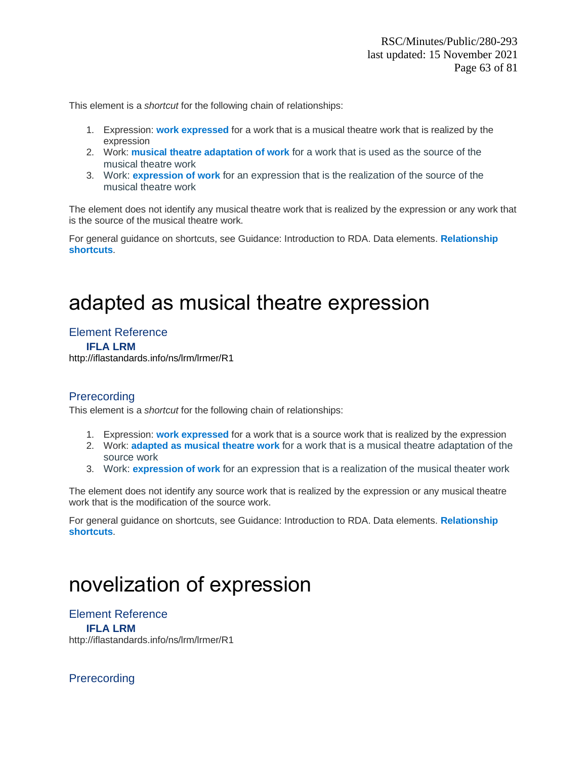This element is a *shortcut* for the following chain of relationships:

1. Expression: **work expressed** for a work that is a musical theatre work that is realized by the expression
2. Work: **musical theatre adaptation of work** for a work that is used as the source of the musical theatre work
3. Work: **expression of work** for an expression that is the realization of the source of the musical theatre work

The element does not identify any musical theatre work that is realized by the expression or any work that is the source of the musical theatre work.

For general guidance on shortcuts, see Guidance: Introduction to RDA. Data elements. **Relationship shortcuts**.

# adapted as musical theatre expression

## Element Reference

**IFLA LRM**

http://iflastandards.info/ns/lrm/lrmer/R1

## Prerecording

This element is a *shortcut* for the following chain of relationships:

1. Expression: **work expressed** for a work that is a source work that is realized by the expression
2. Work: **adapted as musical theatre work** for a work that is a musical theatre adaptation of the source work
3. Work: **expression of work** for an expression that is a realization of the musical theater work

The element does not identify any source work that is realized by the expression or any musical theatre work that is the modification of the source work.

For general guidance on shortcuts, see Guidance: Introduction to RDA. Data elements. **Relationship shortcuts**.

# novelization of expression

## Element Reference

**IFLA LRM**

http://iflastandards.info/ns/lrm/lrmer/R1

## Prerecording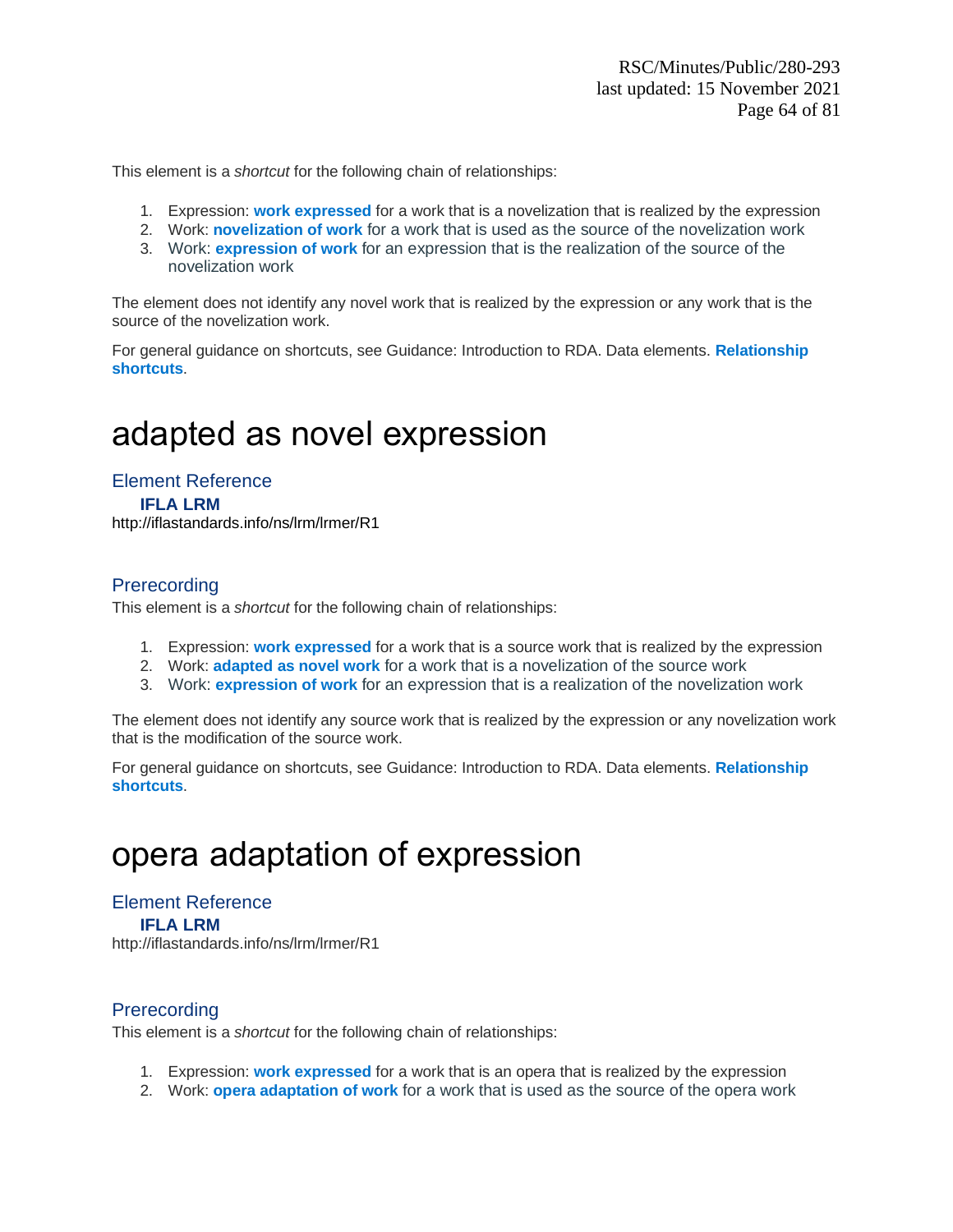This element is a *shortcut* for the following chain of relationships:

1. Expression: **work expressed** for a work that is a novelization that is realized by the expression
2. Work: **novelization of work** for a work that is used as the source of the novelization work
3. Work: **expression of work** for an expression that is the realization of the source of the novelization work

The element does not identify any novel work that is realized by the expression or any work that is the source of the novelization work.

For general guidance on shortcuts, see Guidance: Introduction to RDA. Data elements. **Relationship shortcuts**.

# adapted as novel expression

## Element Reference

**IFLA LRM**

http://iflastandards.info/ns/lrm/lrmer/R1

## Prerecording

This element is a *shortcut* for the following chain of relationships:

1. Expression: **work expressed** for a work that is a source work that is realized by the expression
2. Work: **adapted as novel work** for a work that is a novelization of the source work
3. Work: **expression of work** for an expression that is a realization of the novelization work

The element does not identify any source work that is realized by the expression or any novelization work that is the modification of the source work.

For general guidance on shortcuts, see Guidance: Introduction to RDA. Data elements. **Relationship shortcuts**.

# opera adaptation of expression

## Element Reference

**IFLA LRM**

http://iflastandards.info/ns/lrm/lrmer/R1

## Prerecording

This element is a *shortcut* for the following chain of relationships:

1. Expression: **work expressed** for a work that is an opera that is realized by the expression
2. Work: **opera adaptation of work** for a work that is used as the source of the opera work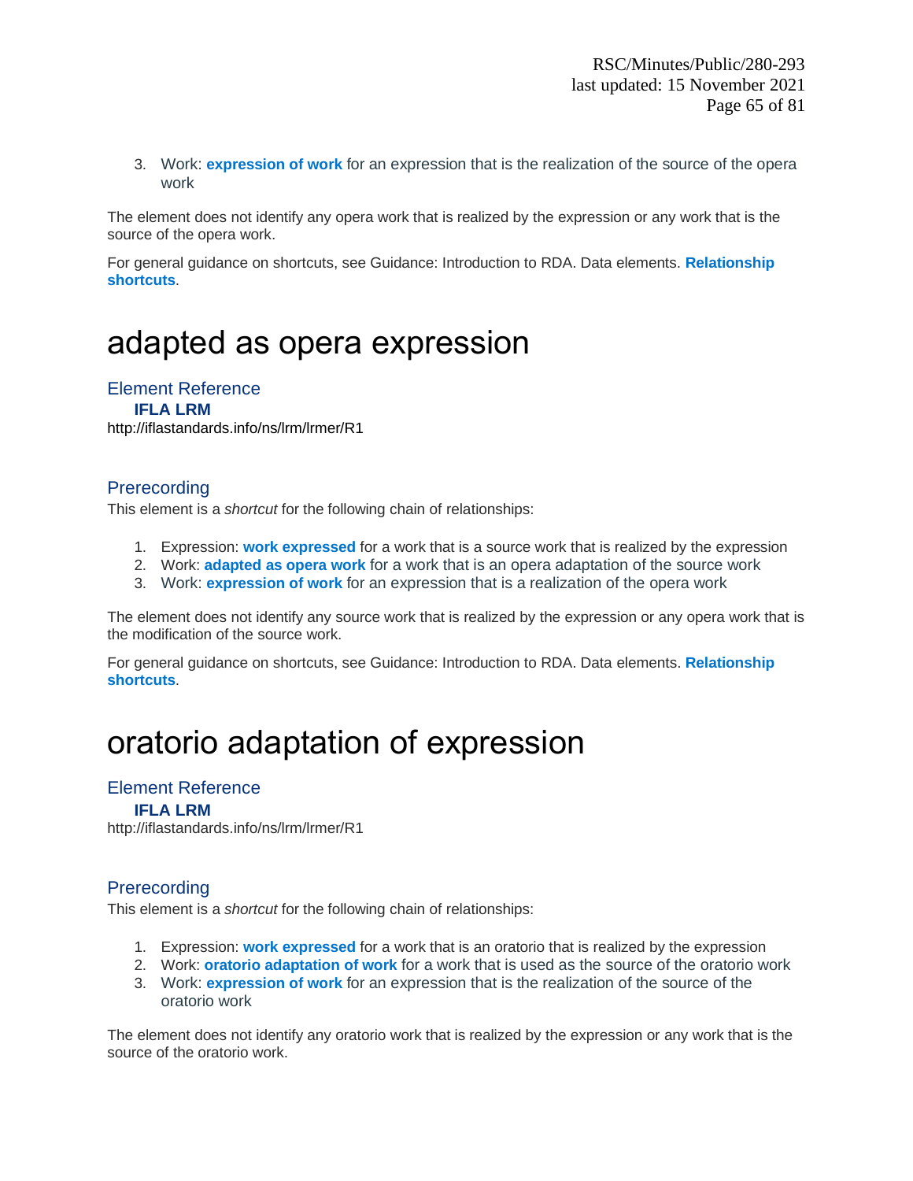3. Work: **expression of work** for an expression that is the realization of the source of the opera work

The element does not identify any opera work that is realized by the expression or any work that is the source of the opera work.

For general guidance on shortcuts, see Guidance: Introduction to RDA. Data elements. **Relationship shortcuts**.

# adapted as opera expression

## Element Reference

**IFLA LRM**

http://iflastandards.info/ns/lrm/lrmer/R1

## Prerecording

This element is a *shortcut* for the following chain of relationships:

1. Expression: **work expressed** for a work that is a source work that is realized by the expression
2. Work: **adapted as opera work** for a work that is an opera adaptation of the source work
3. Work: **expression of work** for an expression that is a realization of the opera work

The element does not identify any source work that is realized by the expression or any opera work that is the modification of the source work.

For general guidance on shortcuts, see Guidance: Introduction to RDA. Data elements. **Relationship shortcuts**.

# oratorio adaptation of expression

## Element Reference

**IFLA LRM**

http://iflastandards.info/ns/lrm/lrmer/R1

## Prerecording

This element is a *shortcut* for the following chain of relationships:

1. Expression: **work expressed** for a work that is an oratorio that is realized by the expression
2. Work: **oratorio adaptation of work** for a work that is used as the source of the oratorio work
3. Work: **expression of work** for an expression that is the realization of the source of the oratorio work

The element does not identify any oratorio work that is realized by the expression or any work that is the source of the oratorio work.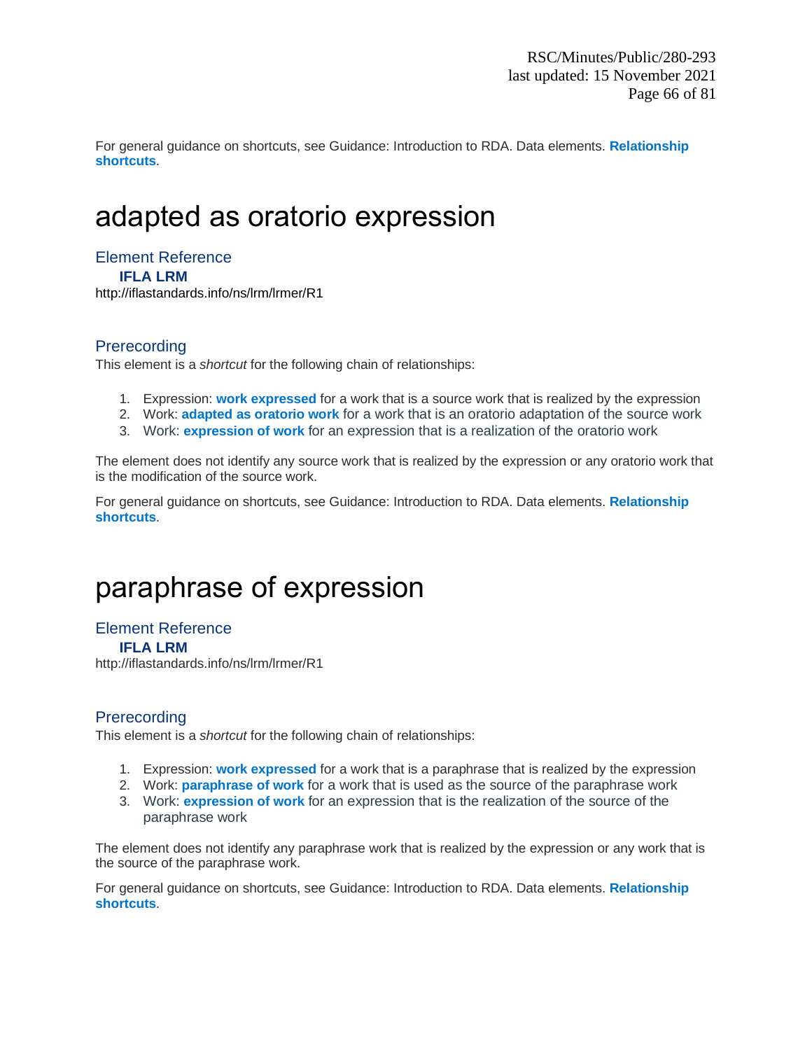For general guidance on shortcuts, see Guidance: Introduction to RDA. Data elements. **Relationship shortcuts**.

# adapted as oratorio expression

## Element Reference

**IFLA LRM**

http://iflastandards.info/ns/lrm/lrmer/R1

## Prerecording

This element is a *shortcut* for the following chain of relationships:

1. Expression: **work expressed** for a work that is a source work that is realized by the expression
2. Work: **adapted as oratorio work** for a work that is an oratorio adaptation of the source work
3. Work: **expression of work** for an expression that is a realization of the oratorio work

The element does not identify any source work that is realized by the expression or any oratorio work that is the modification of the source work.

For general guidance on shortcuts, see Guidance: Introduction to RDA. Data elements. **Relationship shortcuts**.

# paraphrase of expression

## Element Reference

**IFLA LRM**

http://iflastandards.info/ns/lrm/lrmer/R1

## Prerecording

This element is a *shortcut* for the following chain of relationships:

1. Expression: **work expressed** for a work that is a paraphrase that is realized by the expression
2. Work: **paraphrase of work** for a work that is used as the source of the paraphrase work
3. Work: **expression of work** for an expression that is the realization of the source of the paraphrase work

The element does not identify any paraphrase work that is realized by the expression or any work that is the source of the paraphrase work.

For general guidance on shortcuts, see Guidance: Introduction to RDA. Data elements. **Relationship shortcuts**.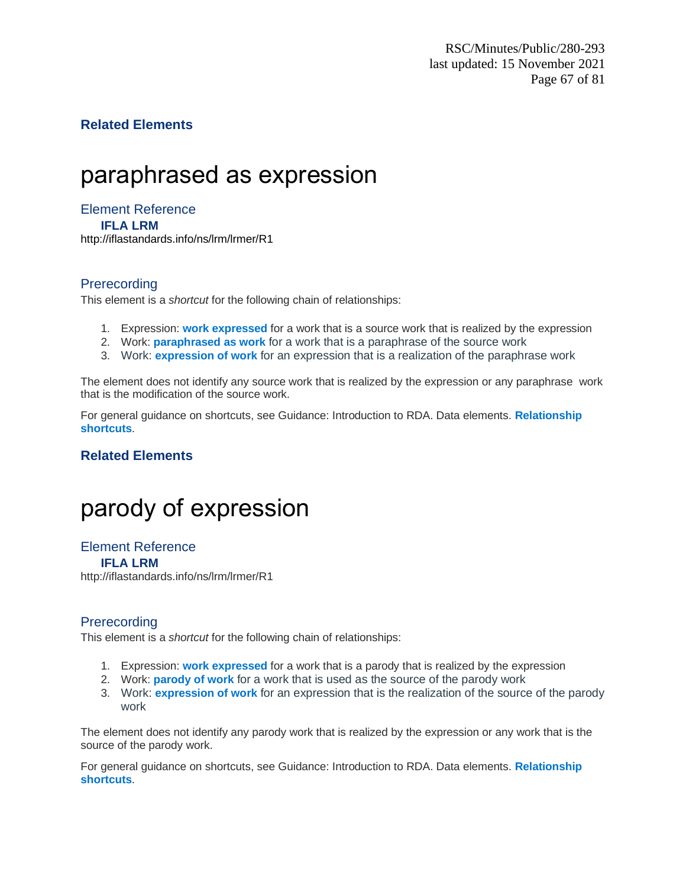### Related Elements

# paraphrased as expression

## Element Reference

**IFLA LRM**

http://iflastandards.info/ns/lrm/lrmer/R1

## Prerecording

This element is a *shortcut* for the following chain of relationships:

1. Expression: **work expressed** for a work that is a source work that is realized by the expression
2. Work: **paraphrased as work** for a work that is a paraphrase of the source work
3. Work: **expression of work** for an expression that is a realization of the paraphrase work

The element does not identify any source work that is realized by the expression or any paraphrase work that is the modification of the source work.

For general guidance on shortcuts, see Guidance: Introduction to RDA. Data elements. **Relationship shortcuts**.

### Related Elements

# parody of expression

## Element Reference

**IFLA LRM**

http://iflastandards.info/ns/lrm/lrmer/R1

## Prerecording

This element is a *shortcut* for the following chain of relationships:

1. Expression: **work expressed** for a work that is a parody that is realized by the expression
2. Work: **parody of work** for a work that is used as the source of the parody work
3. Work: **expression of work** for an expression that is the realization of the source of the parody work

The element does not identify any parody work that is realized by the expression or any work that is the source of the parody work.

For general guidance on shortcuts, see Guidance: Introduction to RDA. Data elements. **Relationship shortcuts**.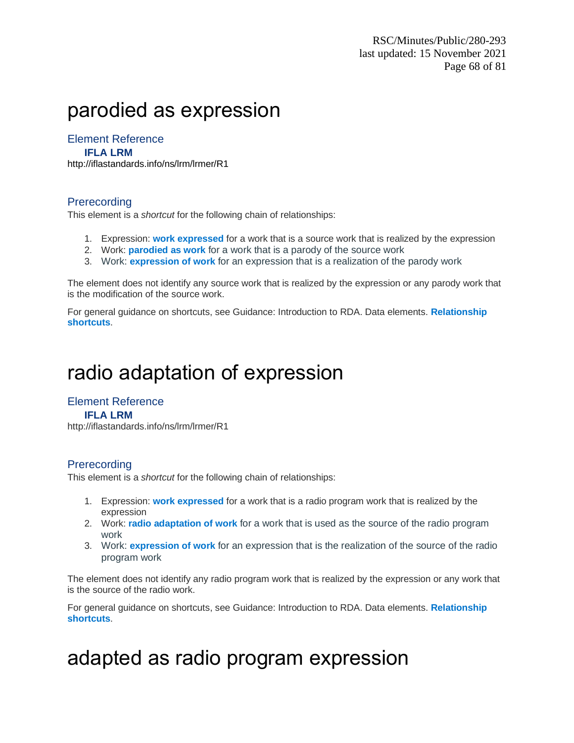# parodied as expression

## Element Reference

**IFLA LRM**

http://iflastandards.info/ns/lrm/lrmer/R1

## Prerecording

This element is a *shortcut* for the following chain of relationships:

1. Expression: **work expressed** for a work that is a source work that is realized by the expression
2. Work: **parodied as work** for a work that is a parody of the source work
3. Work: **expression of work** for an expression that is a realization of the parody work

The element does not identify any source work that is realized by the expression or any parody work that is the modification of the source work.

For general guidance on shortcuts, see Guidance: Introduction to RDA. Data elements. **Relationship shortcuts**.

# radio adaptation of expression

## Element Reference

**IFLA LRM**

http://iflastandards.info/ns/lrm/lrmer/R1

## Prerecording

This element is a *shortcut* for the following chain of relationships:

1. Expression: **work expressed** for a work that is a radio program work that is realized by the expression
2. Work: **radio adaptation of work** for a work that is used as the source of the radio program work
3. Work: **expression of work** for an expression that is the realization of the source of the radio program work

The element does not identify any radio program work that is realized by the expression or any work that is the source of the radio work.

For general guidance on shortcuts, see Guidance: Introduction to RDA. Data elements. **Relationship shortcuts**.

# adapted as radio program expression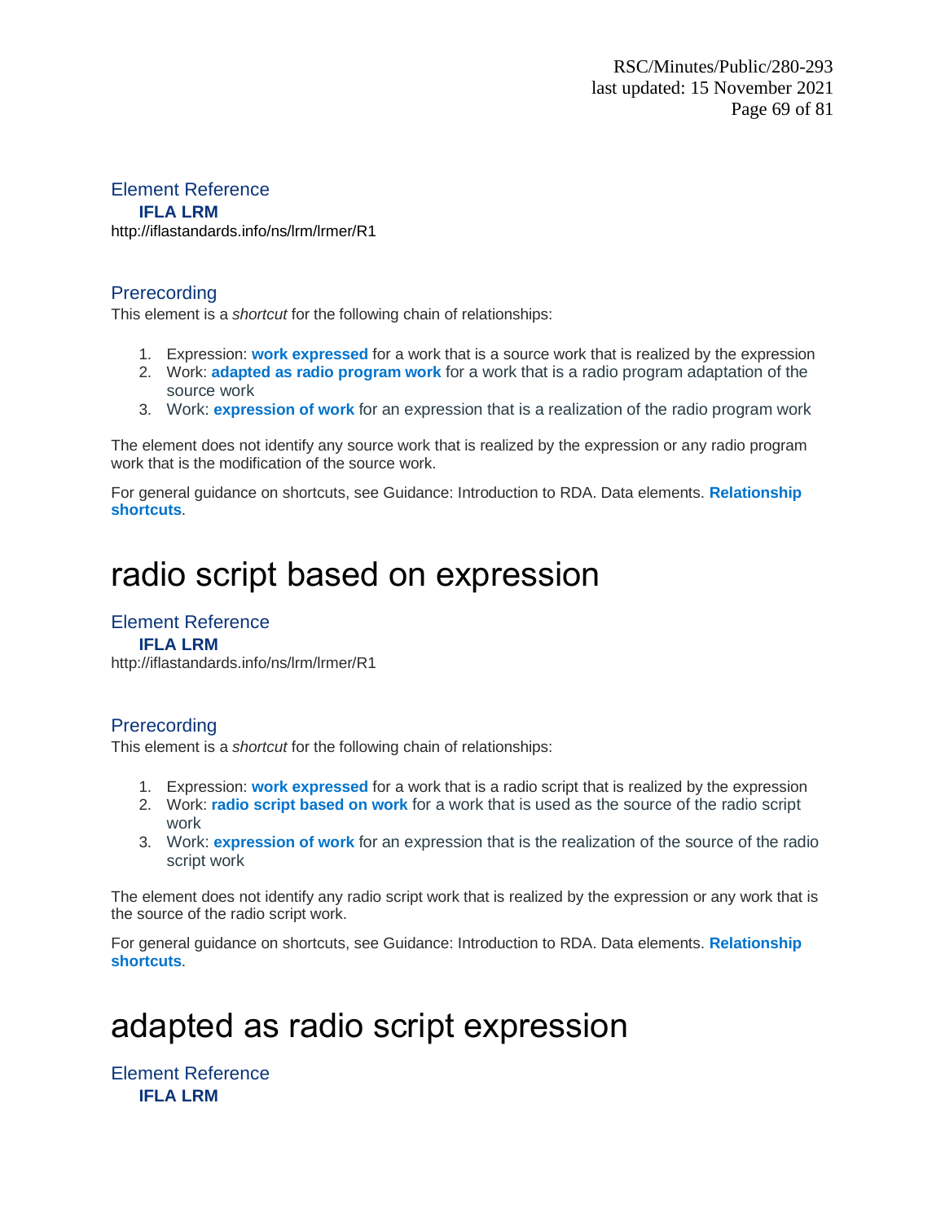## Element Reference

**IFLA LRM**

http://iflastandards.info/ns/lrm/lrmer/R1

## Prerecording

This element is a *shortcut* for the following chain of relationships:

1. Expression: **work expressed** for a work that is a source work that is realized by the expression
2. Work: **adapted as radio program work** for a work that is a radio program adaptation of the source work
3. Work: **expression of work** for an expression that is a realization of the radio program work

The element does not identify any source work that is realized by the expression or any radio program work that is the modification of the source work.

For general guidance on shortcuts, see Guidance: Introduction to RDA. Data elements. **Relationship shortcuts**.

# radio script based on expression

## Element Reference

**IFLA LRM**

http://iflastandards.info/ns/lrm/lrmer/R1

## Prerecording

This element is a *shortcut* for the following chain of relationships:

1. Expression: **work expressed** for a work that is a radio script that is realized by the expression
2. Work: **radio script based on work** for a work that is used as the source of the radio script work
3. Work: **expression of work** for an expression that is the realization of the source of the radio script work

The element does not identify any radio script work that is realized by the expression or any work that is the source of the radio script work.

For general guidance on shortcuts, see Guidance: Introduction to RDA. Data elements. **Relationship shortcuts**.

# adapted as radio script expression

## Element Reference

**IFLA LRM**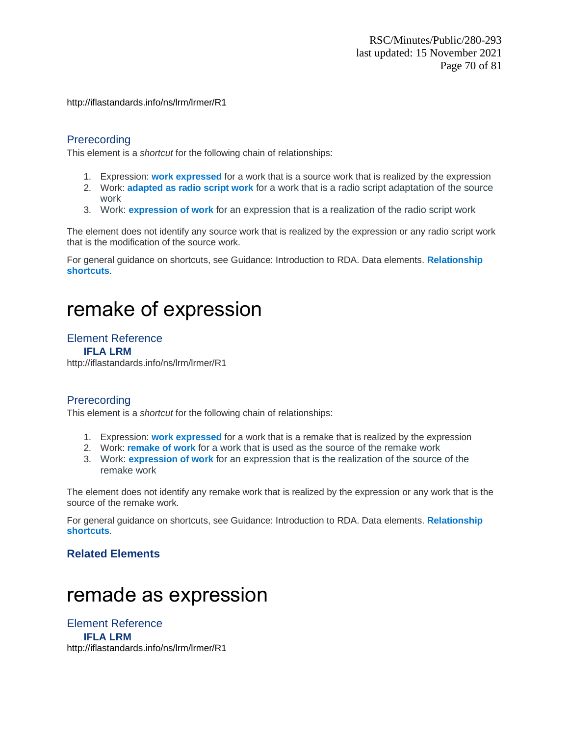http://iflastandards.info/ns/lrm/lrmer/R1

### Prerecording

This element is a *shortcut* for the following chain of relationships:

1. Expression: **work expressed** for a work that is a source work that is realized by the expression
2. Work: **adapted as radio script work** for a work that is a radio script adaptation of the source work
3. Work: **expression of work** for an expression that is a realization of the radio script work

The element does not identify any source work that is realized by the expression or any radio script work that is the modification of the source work.

For general guidance on shortcuts, see Guidance: Introduction to RDA. Data elements. **Relationship shortcuts**.

# remake of expression

### Element Reference

**IFLA LRM**

http://iflastandards.info/ns/lrm/lrmer/R1

### Prerecording

This element is a *shortcut* for the following chain of relationships:

1. Expression: **work expressed** for a work that is a remake that is realized by the expression
2. Work: **remake of work** for a work that is used as the source of the remake work
3. Work: **expression of work** for an expression that is the realization of the source of the remake work

The element does not identify any remake work that is realized by the expression or any work that is the source of the remake work.

For general guidance on shortcuts, see Guidance: Introduction to RDA. Data elements. **Relationship shortcuts**.

#### Related Elements

# remade as expression

### Element Reference

**IFLA LRM**

http://iflastandards.info/ns/lrm/lrmer/R1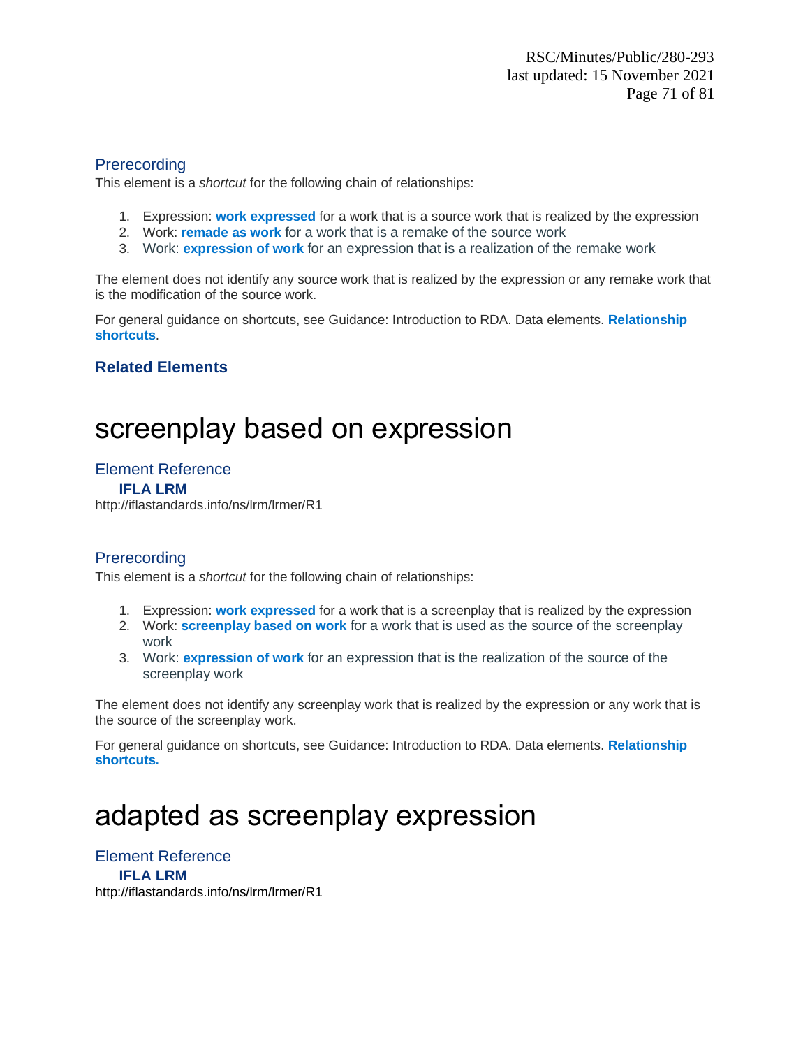### Prerecording

This element is a *shortcut* for the following chain of relationships:

1. Expression: **work expressed** for a work that is a source work that is realized by the expression
2. Work: **remade as work** for a work that is a remake of the source work
3. Work: **expression of work** for an expression that is a realization of the remake work

The element does not identify any source work that is realized by the expression or any remake work that is the modification of the source work.

For general guidance on shortcuts, see Guidance: Introduction to RDA. Data elements. **Relationship shortcuts**.

#### Related Elements

# screenplay based on expression

### Element Reference

**IFLA LRM**

http://iflastandards.info/ns/lrm/lrmer/R1

### Prerecording

This element is a *shortcut* for the following chain of relationships:

1. Expression: **work expressed** for a work that is a screenplay that is realized by the expression
2. Work: **screenplay based on work** for a work that is used as the source of the screenplay work
3. Work: **expression of work** for an expression that is the realization of the source of the screenplay work

The element does not identify any screenplay work that is realized by the expression or any work that is the source of the screenplay work.

For general guidance on shortcuts, see Guidance: Introduction to RDA. Data elements. **Relationship shortcuts.**

# adapted as screenplay expression

### Element Reference

**IFLA LRM**

http://iflastandards.info/ns/lrm/lrmer/R1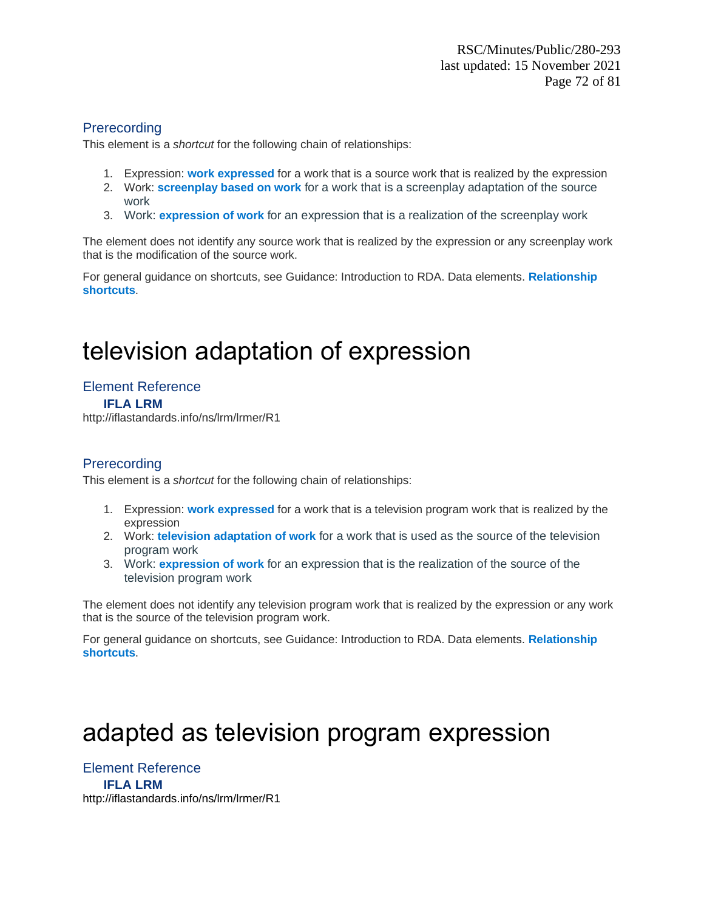## Prerecording

This element is a *shortcut* for the following chain of relationships:

1. Expression: **work expressed** for a work that is a source work that is realized by the expression
2. Work: **screenplay based on work** for a work that is a screenplay adaptation of the source work
3. Work: **expression of work** for an expression that is a realization of the screenplay work

The element does not identify any source work that is realized by the expression or any screenplay work that is the modification of the source work.

For general guidance on shortcuts, see Guidance: Introduction to RDA. Data elements. **Relationship shortcuts**.

# television adaptation of expression

## Element Reference

**IFLA LRM**

http://iflastandards.info/ns/lrm/lrmer/R1

## Prerecording

This element is a *shortcut* for the following chain of relationships:

1. Expression: **work expressed** for a work that is a television program work that is realized by the expression
2. Work: **television adaptation of work** for a work that is used as the source of the television program work
3. Work: **expression of work** for an expression that is the realization of the source of the television program work

The element does not identify any television program work that is realized by the expression or any work that is the source of the television program work.

For general guidance on shortcuts, see Guidance: Introduction to RDA. Data elements. **Relationship shortcuts**.

# adapted as television program expression

## Element Reference

**IFLA LRM**

http://iflastandards.info/ns/lrm/lrmer/R1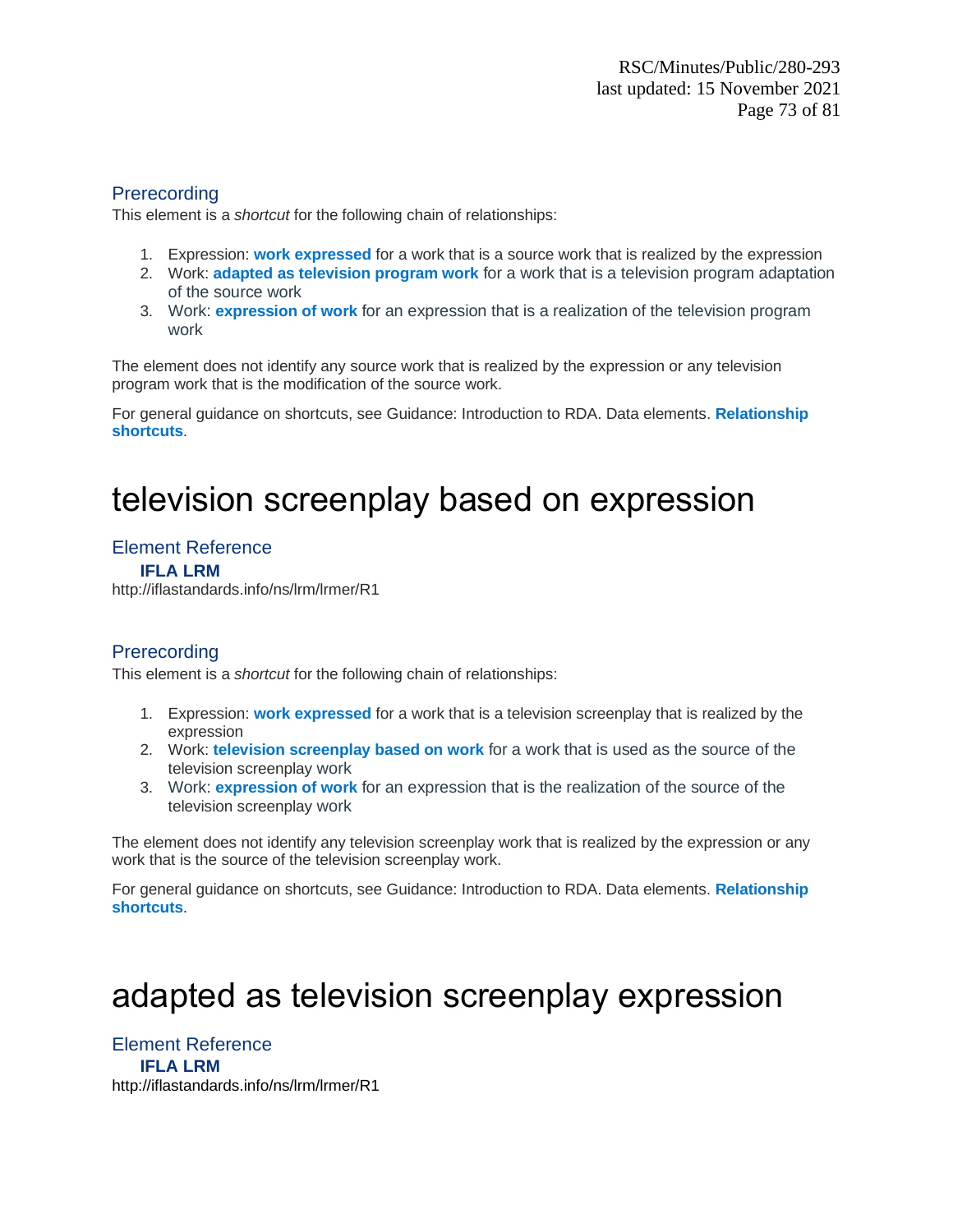### Prerecording

This element is a *shortcut* for the following chain of relationships:

1. Expression: **work expressed** for a work that is a source work that is realized by the expression
2. Work: **adapted as television program work** for a work that is a television program adaptation of the source work
3. Work: **expression of work** for an expression that is a realization of the television program work

The element does not identify any source work that is realized by the expression or any television program work that is the modification of the source work.

For general guidance on shortcuts, see Guidance: Introduction to RDA. Data elements. **Relationship shortcuts**.

# television screenplay based on expression

### Element Reference

**IFLA LRM**

http://iflastandards.info/ns/lrm/lrmer/R1

### Prerecording

This element is a *shortcut* for the following chain of relationships:

1. Expression: **work expressed** for a work that is a television screenplay that is realized by the expression
2. Work: **television screenplay based on work** for a work that is used as the source of the television screenplay work
3. Work: **expression of work** for an expression that is the realization of the source of the television screenplay work

The element does not identify any television screenplay work that is realized by the expression or any work that is the source of the television screenplay work.

For general guidance on shortcuts, see Guidance: Introduction to RDA. Data elements. **Relationship shortcuts**.

# adapted as television screenplay expression

### Element Reference

**IFLA LRM**

http://iflastandards.info/ns/lrm/lrmer/R1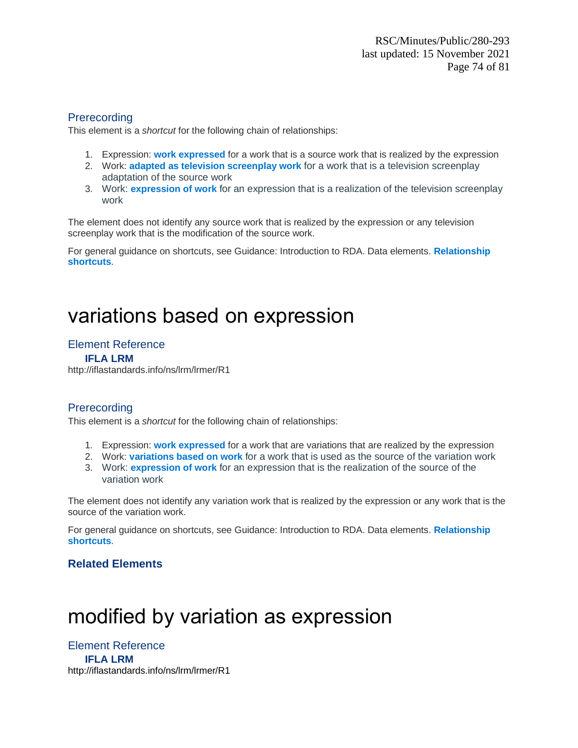### Prerecording

This element is a *shortcut* for the following chain of relationships:

1. Expression: **work expressed** for a work that is a source work that is realized by the expression
2. Work: **adapted as television screenplay work** for a work that is a television screenplay adaptation of the source work
3. Work: **expression of work** for an expression that is a realization of the television screenplay work

The element does not identify any source work that is realized by the expression or any television screenplay work that is the modification of the source work.

For general guidance on shortcuts, see Guidance: Introduction to RDA. Data elements. **Relationship shortcuts**.

# variations based on expression

### Element Reference

**IFLA LRM**

http://iflastandards.info/ns/lrm/lrmer/R1

### Prerecording

This element is a *shortcut* for the following chain of relationships:

1. Expression: **work expressed** for a work that are variations that are realized by the expression
2. Work: **variations based on work** for a work that is used as the source of the variation work
3. Work: **expression of work** for an expression that is the realization of the source of the variation work

The element does not identify any variation work that is realized by the expression or any work that is the source of the variation work.

For general guidance on shortcuts, see Guidance: Introduction to RDA. Data elements. **Relationship shortcuts**.

#### Related Elements

# modified by variation as expression

### Element Reference

**IFLA LRM**

http://iflastandards.info/ns/lrm/lrmer/R1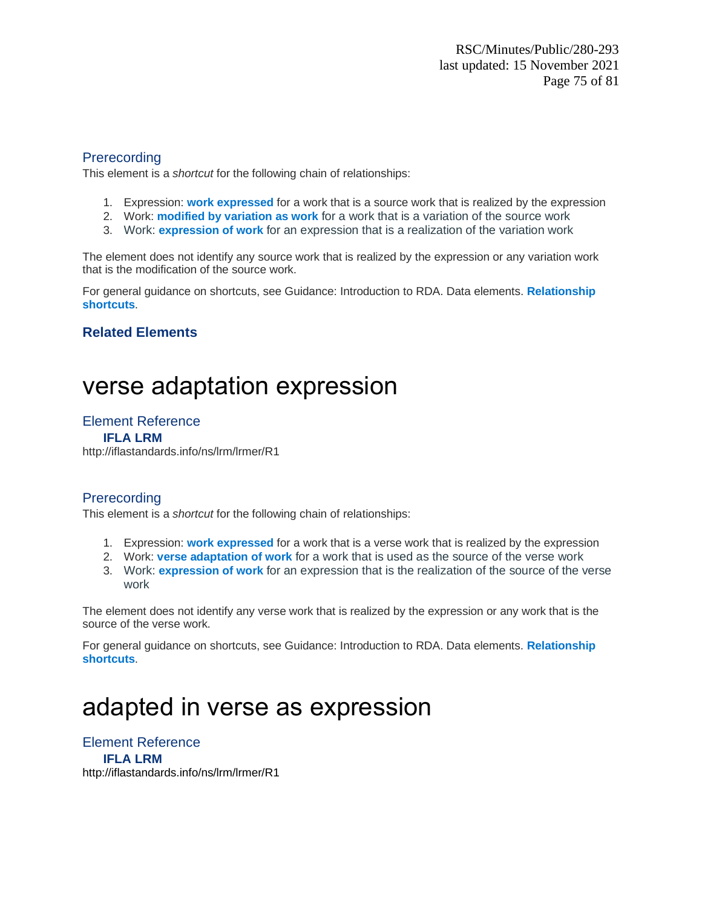### Prerecording

This element is a *shortcut* for the following chain of relationships:

1. Expression: **work expressed** for a work that is a source work that is realized by the expression
2. Work: **modified by variation as work** for a work that is a variation of the source work
3. Work: **expression of work** for an expression that is a realization of the variation work

The element does not identify any source work that is realized by the expression or any variation work that is the modification of the source work.

For general guidance on shortcuts, see Guidance: Introduction to RDA. Data elements. **Relationship shortcuts**.

#### Related Elements

# verse adaptation expression

### Element Reference

**IFLA LRM**

http://iflastandards.info/ns/lrm/lrmer/R1

### Prerecording

This element is a *shortcut* for the following chain of relationships:

1. Expression: **work expressed** for a work that is a verse work that is realized by the expression
2. Work: **verse adaptation of work** for a work that is used as the source of the verse work
3. Work: **expression of work** for an expression that is the realization of the source of the verse work

The element does not identify any verse work that is realized by the expression or any work that is the source of the verse work.

For general guidance on shortcuts, see Guidance: Introduction to RDA. Data elements. **Relationship shortcuts**.

# adapted in verse as expression

### Element Reference

**IFLA LRM**

http://iflastandards.info/ns/lrm/lrmer/R1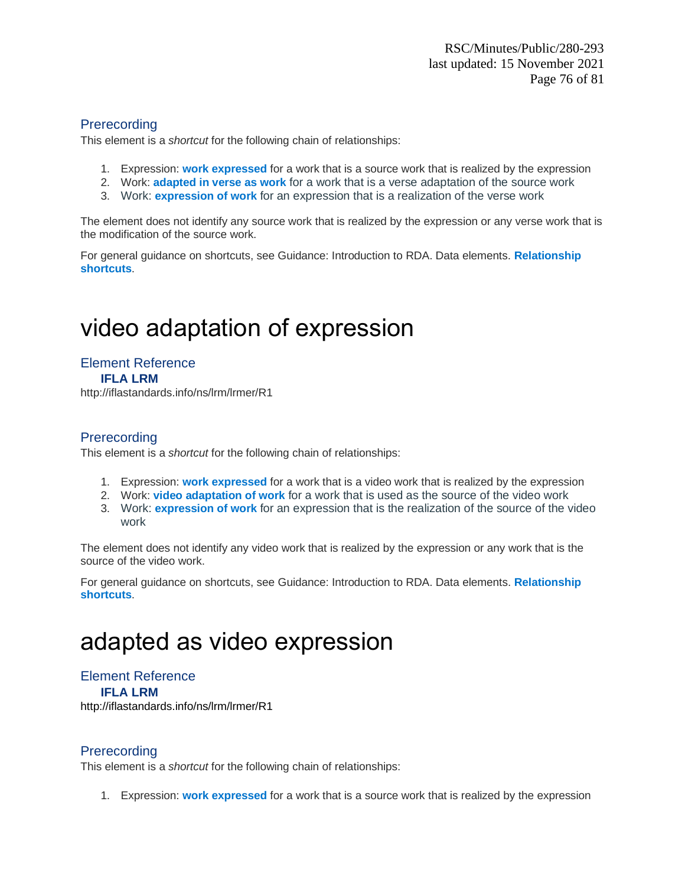## Prerecording

This element is a *shortcut* for the following chain of relationships:

1. Expression: **work expressed** for a work that is a source work that is realized by the expression
2. Work: **adapted in verse as work** for a work that is a verse adaptation of the source work
3. Work: **expression of work** for an expression that is a realization of the verse work

The element does not identify any source work that is realized by the expression or any verse work that is the modification of the source work.

For general guidance on shortcuts, see Guidance: Introduction to RDA. Data elements. **Relationship shortcuts**.

# video adaptation of expression

## Element Reference

**IFLA LRM**

http://iflastandards.info/ns/lrm/lrmer/R1

## Prerecording

This element is a *shortcut* for the following chain of relationships:

1. Expression: **work expressed** for a work that is a video work that is realized by the expression
2. Work: **video adaptation of work** for a work that is used as the source of the video work
3. Work: **expression of work** for an expression that is the realization of the source of the video work

The element does not identify any video work that is realized by the expression or any work that is the source of the video work.

For general guidance on shortcuts, see Guidance: Introduction to RDA. Data elements. **Relationship shortcuts**.

# adapted as video expression

## Element Reference

**IFLA LRM**

http://iflastandards.info/ns/lrm/lrmer/R1

## Prerecording

This element is a *shortcut* for the following chain of relationships:

1. Expression: **work expressed** for a work that is a source work that is realized by the expression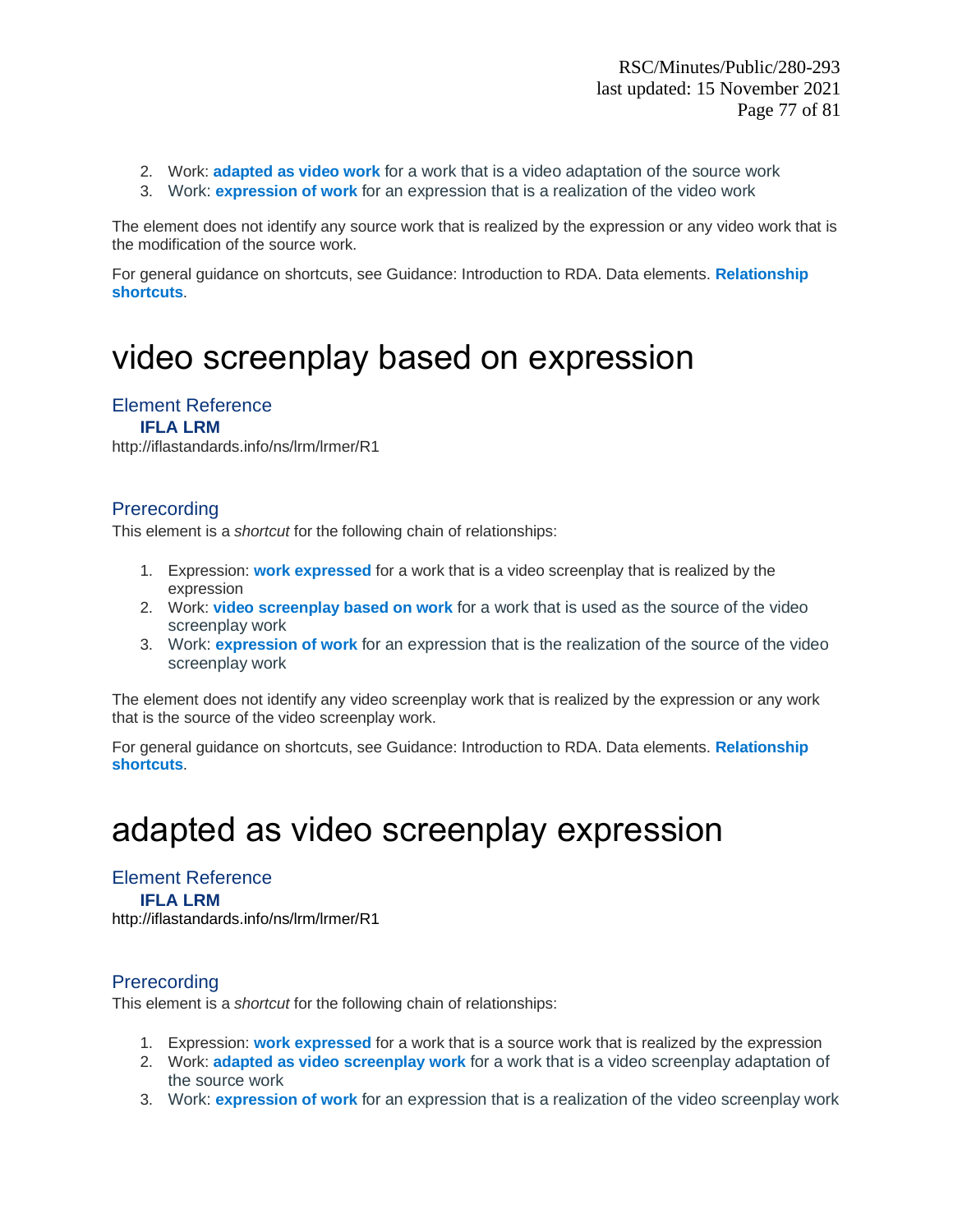2. Work: **adapted as video work** for a work that is a video adaptation of the source work
3. Work: **expression of work** for an expression that is a realization of the video work

The element does not identify any source work that is realized by the expression or any video work that is the modification of the source work.

For general guidance on shortcuts, see Guidance: Introduction to RDA. Data elements. **Relationship shortcuts**.

# video screenplay based on expression

## Element Reference

**IFLA LRM**

http://iflastandards.info/ns/lrm/lrmer/R1

## Prerecording

This element is a *shortcut* for the following chain of relationships:

1. Expression: **work expressed** for a work that is a video screenplay that is realized by the expression
2. Work: **video screenplay based on work** for a work that is used as the source of the video screenplay work
3. Work: **expression of work** for an expression that is the realization of the source of the video screenplay work

The element does not identify any video screenplay work that is realized by the expression or any work that is the source of the video screenplay work.

For general guidance on shortcuts, see Guidance: Introduction to RDA. Data elements. **Relationship shortcuts**.

# adapted as video screenplay expression

## Element Reference

**IFLA LRM**

http://iflastandards.info/ns/lrm/lrmer/R1

## Prerecording

This element is a *shortcut* for the following chain of relationships:

1. Expression: **work expressed** for a work that is a source work that is realized by the expression
2. Work: **adapted as video screenplay work** for a work that is a video screenplay adaptation of the source work
3. Work: **expression of work** for an expression that is a realization of the video screenplay work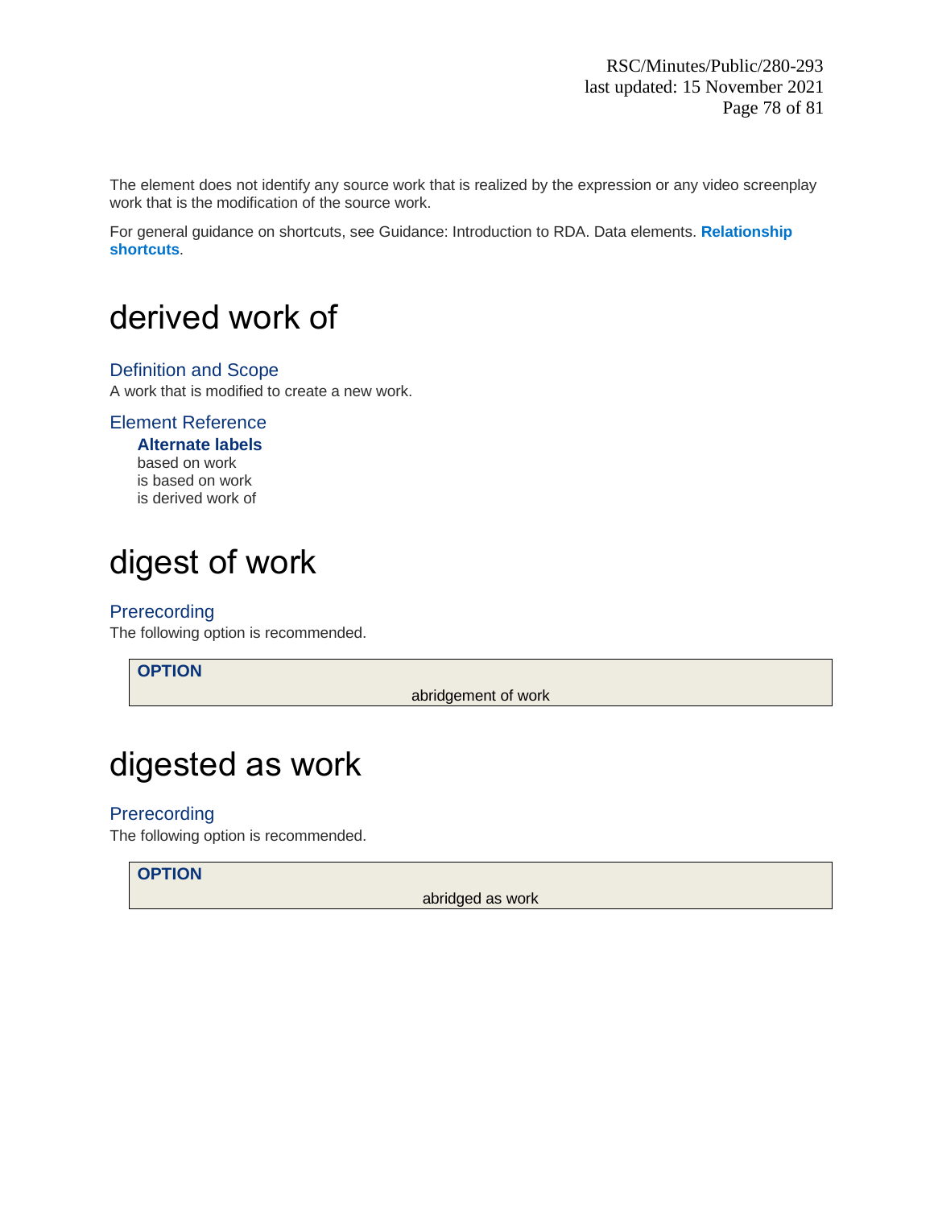The element does not identify any source work that is realized by the expression or any video screenplay work that is the modification of the source work.

For general guidance on shortcuts, see Guidance: Introduction to RDA. Data elements. **Relationship shortcuts**.

# derived work of

## Definition and Scope

A work that is modified to create a new work.

## Element Reference

**Alternate labels**

based on work
is based on work
is derived work of

# digest of work

## Prerecording

The following option is recommended.

| **OPTION** |
| --- |
| abridgement of work |

# digested as work

## Prerecording

The following option is recommended.

| **OPTION** |
| --- |
| abridged as work |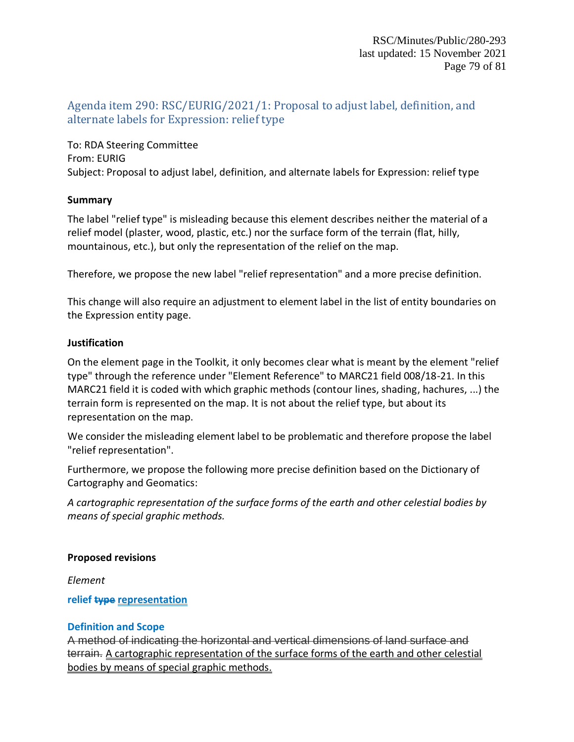## Agenda item 290: RSC/EURIG/2021/1: Proposal to adjust label, definition, and alternate labels for Expression: relief type

To: RDA Steering Committee
From: EURIG
Subject: Proposal to adjust label, definition, and alternate labels for Expression: relief type

**Summary**

The label "relief type" is misleading because this element describes neither the material of a relief model (plaster, wood, plastic, etc.) nor the surface form of the terrain (flat, hilly, mountainous, etc.), but only the representation of the relief on the map.

Therefore, we propose the new label "relief representation" and a more precise definition.

This change will also require an adjustment to element label in the list of entity boundaries on the Expression entity page.

**Justification**

On the element page in the Toolkit, it only becomes clear what is meant by the element "relief type" through the reference under "Element Reference" to MARC21 field 008/18-21. In this MARC21 field it is coded with which graphic methods (contour lines, shading, hachures, ...) the terrain form is represented on the map. It is not about the relief type, but about its representation on the map.

We consider the misleading element label to be problematic and therefore propose the label "relief representation".

Furthermore, we propose the following more precise definition based on the Dictionary of Cartography and Geomatics:

*A cartographic representation of the surface forms of the earth and other celestial bodies by means of special graphic methods.*

**Proposed revisions**

*Element*

**relief ~~type~~ <u>representation</u>**

**Definition and Scope**

~~A method of indicating the horizontal and vertical dimensions of land surface and terrain.~~ <u>A cartographic representation of the surface forms of the earth and other celestial bodies by means of special graphic methods.</u>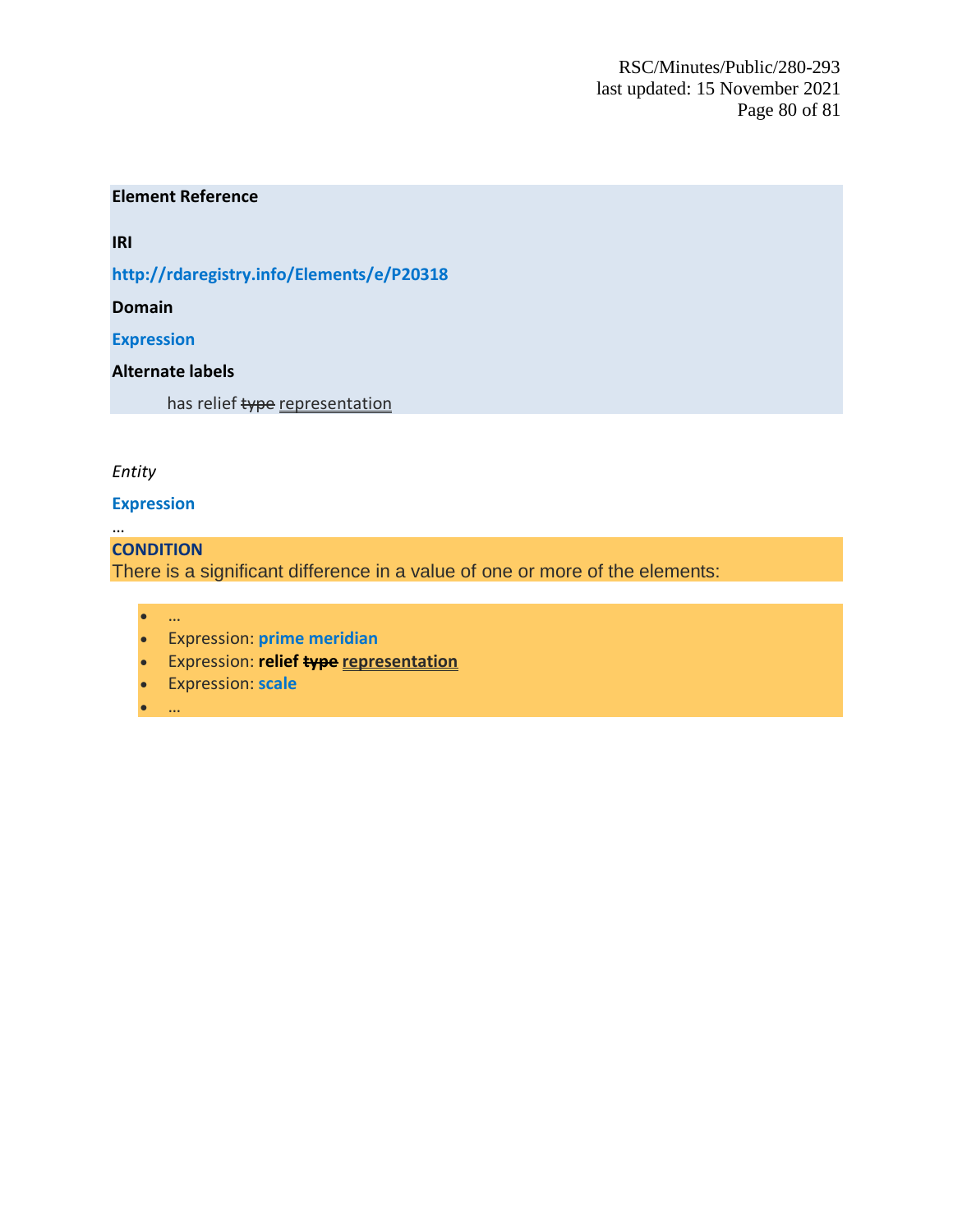**Element Reference**

**IRI**

**http://rdaregistry.info/Elements/e/P20318**

**Domain**

**Expression**

**Alternate labels**

has relief ~~type~~ representation

*Entity*

**Expression**

…

**CONDITION**

There is a significant difference in a value of one or more of the elements:

- …
- Expression: **prime meridian**
- Expression: **relief ~~type~~ representation**
- Expression: **scale**
- …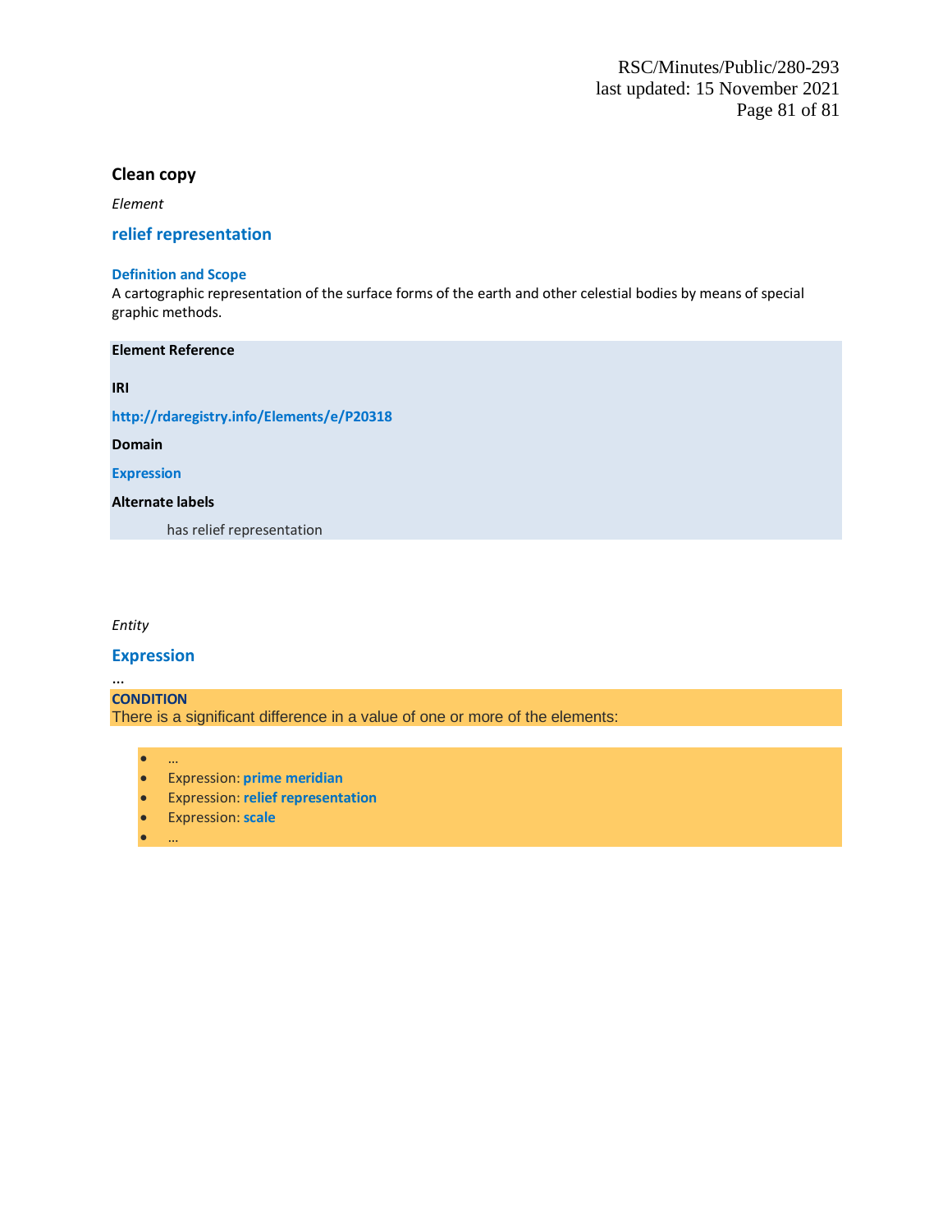**Clean copy**

*Element*

## relief representation

### Definition and Scope

A cartographic representation of the surface forms of the earth and other celestial bodies by means of special graphic methods.

**Element Reference**

**IRI**

http://rdaregistry.info/Elements/e/P20318

**Domain**

Expression

**Alternate labels**

has relief representation

*Entity*

## Expression

...

**CONDITION**

There is a significant difference in a value of one or more of the elements:

- ...
- Expression: **prime meridian**
- Expression: **relief representation**
- Expression: **scale**
- ...